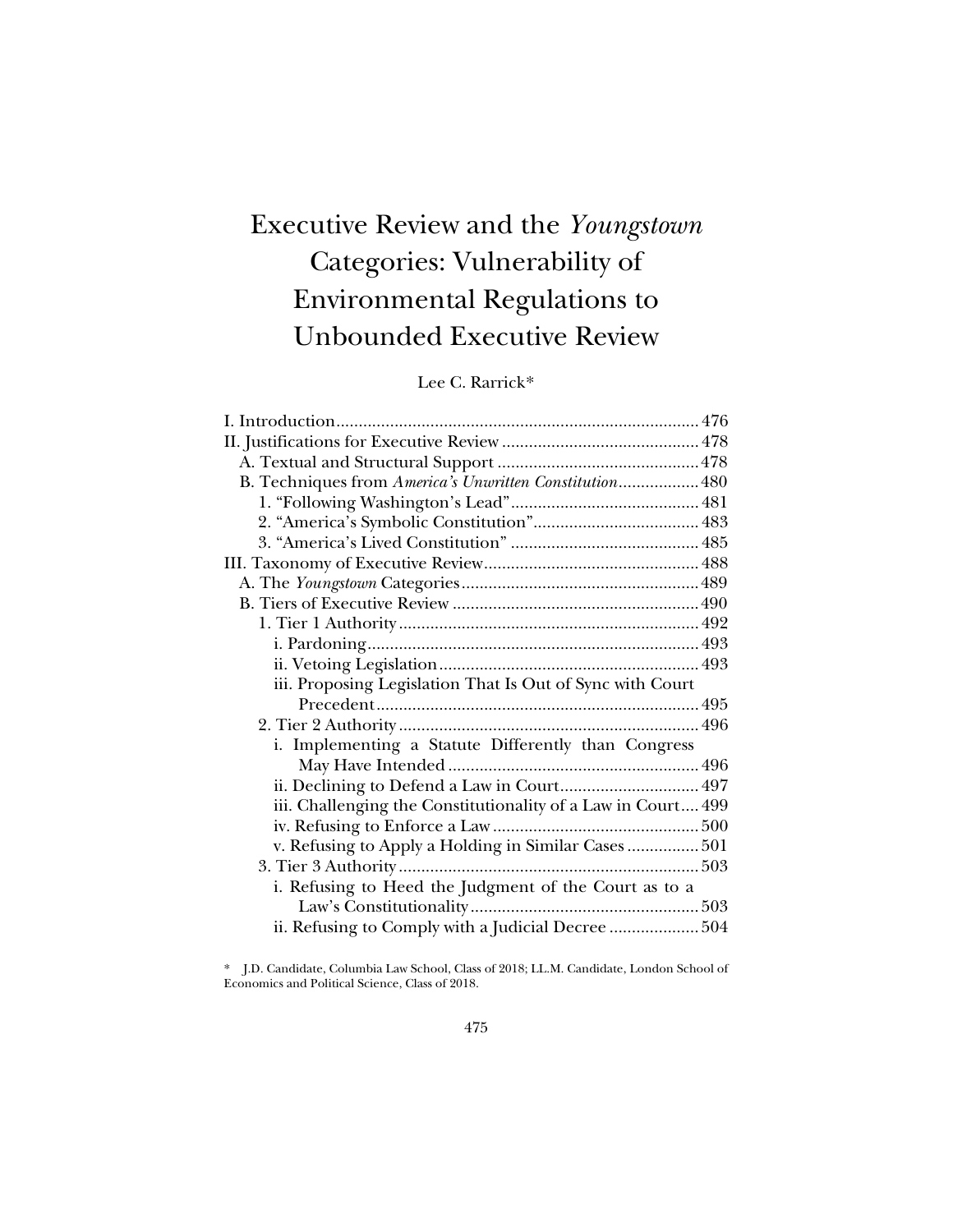# Executive Review and the *Youngstown* Categories: Vulnerability of Environmental Regulations to Unbounded Executive Review

Lee C. Rarrick*

I. Introduction ..... 476
II. Justifications for Executive Review ..... 478
  A. Textual and Structural Support ..... 478
  B. Techniques from *America's Unwritten Constitution* ..... 480
    1. "Following Washington's Lead" ..... 481
    2. "America's Symbolic Constitution" ..... 483
    3. "America's Lived Constitution" ..... 485
III. Taxonomy of Executive Review ..... 488
  A. The *Youngstown* Categories ..... 489
  B. Tiers of Executive Review ..... 490
    1. Tier 1 Authority ..... 492
      i. Pardoning ..... 493
      ii. Vetoing Legislation ..... 493
      iii. Proposing Legislation That Is Out of Sync with Court Precedent ..... 495
    2. Tier 2 Authority ..... 496
      i. Implementing a Statute Differently than Congress May Have Intended ..... 496
      ii. Declining to Defend a Law in Court ..... 497
      iii. Challenging the Constitutionality of a Law in Court ..... 499
      iv. Refusing to Enforce a Law ..... 500
      v. Refusing to Apply a Holding in Similar Cases ..... 501
    3. Tier 3 Authority ..... 503
      i. Refusing to Heed the Judgment of the Court as to a Law's Constitutionality ..... 503
      ii. Refusing to Comply with a Judicial Decree ..... 504

\* J.D. Candidate, Columbia Law School, Class of 2018; LL.M. Candidate, London School of Economics and Political Science, Class of 2018.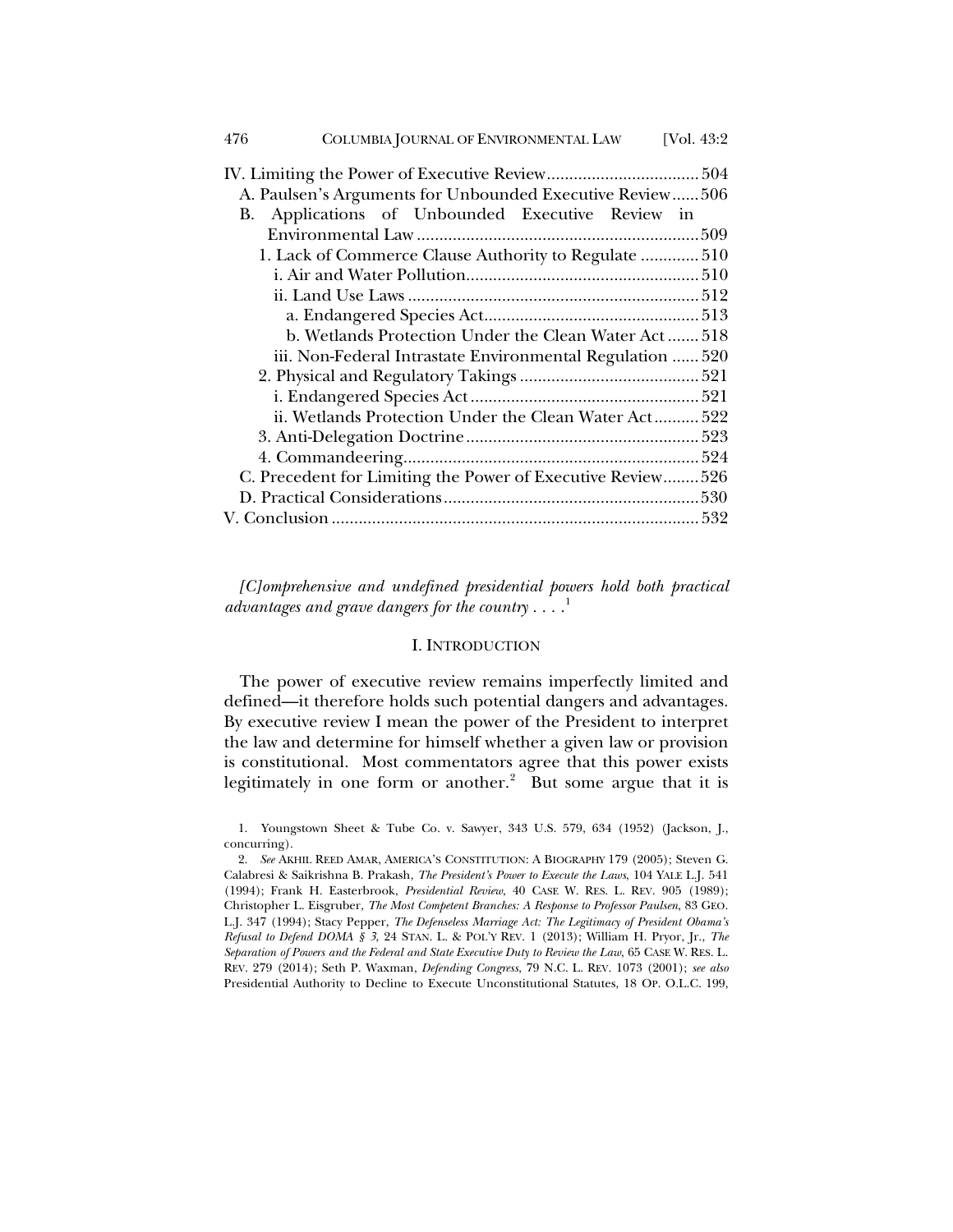IV. Limiting the Power of Executive Review .................................. 504
  A. Paulsen's Arguments for Unbounded Executive Review...... 506
  B. Applications of Unbounded Executive Review in Environmental Law ............................................................... 509
    1. Lack of Commerce Clause Authority to Regulate ............. 510
      i. Air and Water Pollution.................................................... 510
      ii. Land Use Laws ................................................................. 512
        a. Endangered Species Act................................................ 513
        b. Wetlands Protection Under the Clean Water Act ........ 518
      iii. Non-Federal Intrastate Environmental Regulation ...... 520
    2. Physical and Regulatory Takings ........................................ 521
      i. Endangered Species Act ................................................... 521
      ii. Wetlands Protection Under the Clean Water Act.......... 522
    3. Anti-Delegation Doctrine.................................................... 523
    4. Commandeering.................................................................. 524
  C. Precedent for Limiting the Power of Executive Review........ 526
  D. Practical Considerations......................................................... 530
V. Conclusion ................................................................................. 532

*[C]omprehensive and undefined presidential powers hold both practical advantages and grave dangers for the country . . . .*[1]

## I. INTRODUCTION

The power of executive review remains imperfectly limited and defined—it therefore holds such potential dangers and advantages. By executive review I mean the power of the President to interpret the law and determine for himself whether a given law or provision is constitutional. Most commentators agree that this power exists legitimately in one form or another.[2] But some argue that it is

1. Youngstown Sheet & Tube Co. v. Sawyer, 343 U.S. 579, 634 (1952) (Jackson, J., concurring).

2. *See* AKHIL REED AMAR, AMERICA'S CONSTITUTION: A BIOGRAPHY 179 (2005); Steven G. Calabresi & Saikrishna B. Prakash, *The President's Power to Execute the Laws*, 104 YALE L.J. 541 (1994); Frank H. Easterbrook, *Presidential Review*, 40 CASE W. RES. L. REV. 905 (1989); Christopher L. Eisgruber, *The Most Competent Branches: A Response to Professor Paulsen*, 83 GEO. L.J. 347 (1994); Stacy Pepper, *The Defenseless Marriage Act: The Legitimacy of President Obama's Refusal to Defend DOMA § 3*, 24 STAN. L. & POL'Y REV. 1 (2013); William H. Pryor, Jr., *The Separation of Powers and the Federal and State Executive Duty to Review the Law*, 65 CASE W. RES. L. REV. 279 (2014); Seth P. Waxman, *Defending Congress*, 79 N.C. L. REV. 1073 (2001); *see also* Presidential Authority to Decline to Execute Unconstitutional Statutes, 18 OP. O.L.C. 199,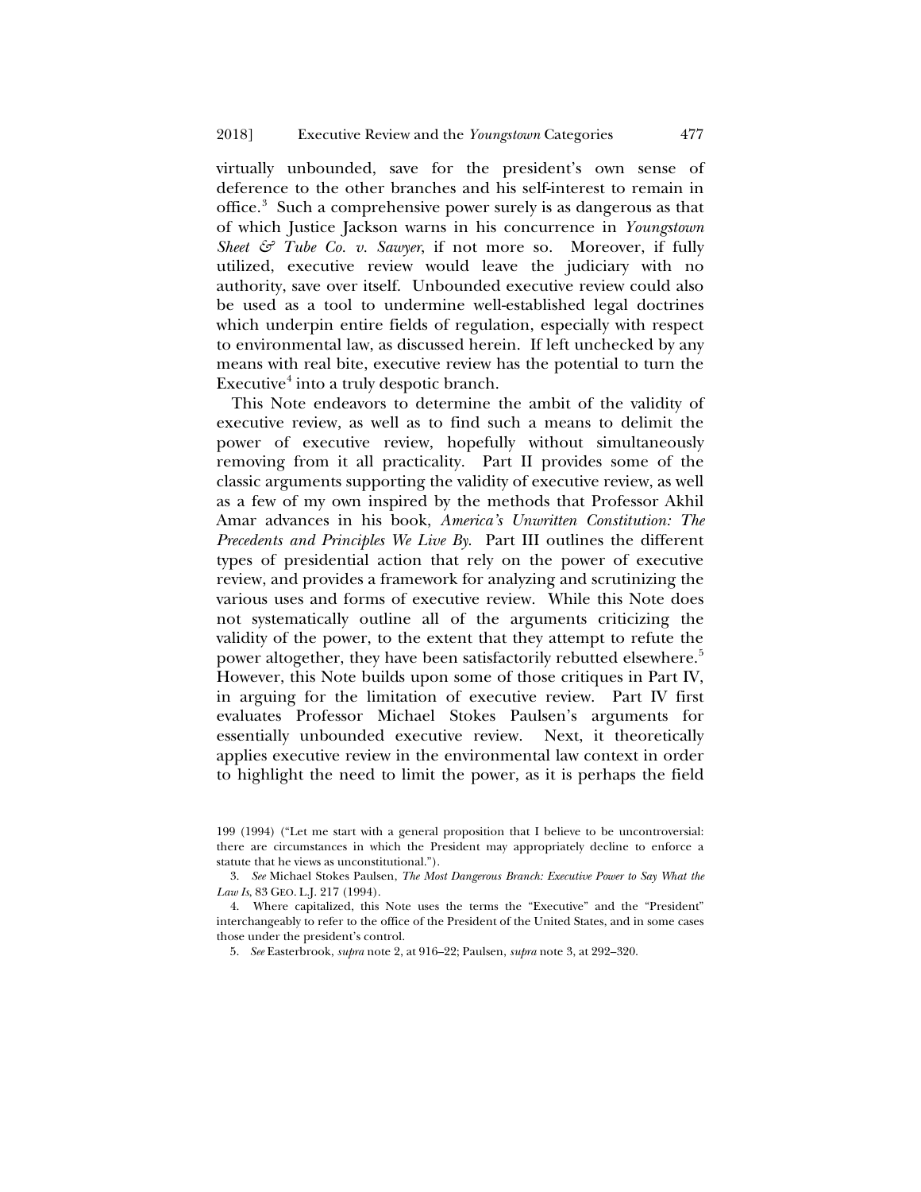virtually unbounded, save for the president's own sense of deference to the other branches and his self-interest to remain in office.[3] Such a comprehensive power surely is as dangerous as that of which Justice Jackson warns in his concurrence in *Youngstown Sheet & Tube Co. v. Sawyer*, if not more so. Moreover, if fully utilized, executive review would leave the judiciary with no authority, save over itself. Unbounded executive review could also be used as a tool to undermine well-established legal doctrines which underpin entire fields of regulation, especially with respect to environmental law, as discussed herein. If left unchecked by any means with real bite, executive review has the potential to turn the Executive[4] into a truly despotic branch.

This Note endeavors to determine the ambit of the validity of executive review, as well as to find such a means to delimit the power of executive review, hopefully without simultaneously removing from it all practicality. Part II provides some of the classic arguments supporting the validity of executive review, as well as a few of my own inspired by the methods that Professor Akhil Amar advances in his book, *America's Unwritten Constitution: The Precedents and Principles We Live By*. Part III outlines the different types of presidential action that rely on the power of executive review, and provides a framework for analyzing and scrutinizing the various uses and forms of executive review. While this Note does not systematically outline all of the arguments criticizing the validity of the power, to the extent that they attempt to refute the power altogether, they have been satisfactorily rebutted elsewhere.[5] However, this Note builds upon some of those critiques in Part IV, in arguing for the limitation of executive review. Part IV first evaluates Professor Michael Stokes Paulsen's arguments for essentially unbounded executive review. Next, it theoretically applies executive review in the environmental law context in order to highlight the need to limit the power, as it is perhaps the field

199 (1994) ("Let me start with a general proposition that I believe to be uncontroversial: there are circumstances in which the President may appropriately decline to enforce a statute that he views as unconstitutional.").

3. *See* Michael Stokes Paulsen, *The Most Dangerous Branch: Executive Power to Say What the Law Is*, 83 GEO. L.J. 217 (1994).

4. Where capitalized, this Note uses the terms the "Executive" and the "President" interchangeably to refer to the office of the President of the United States, and in some cases those under the president's control.

5. *See* Easterbrook, *supra* note 2, at 916–22; Paulsen, *supra* note 3, at 292–320.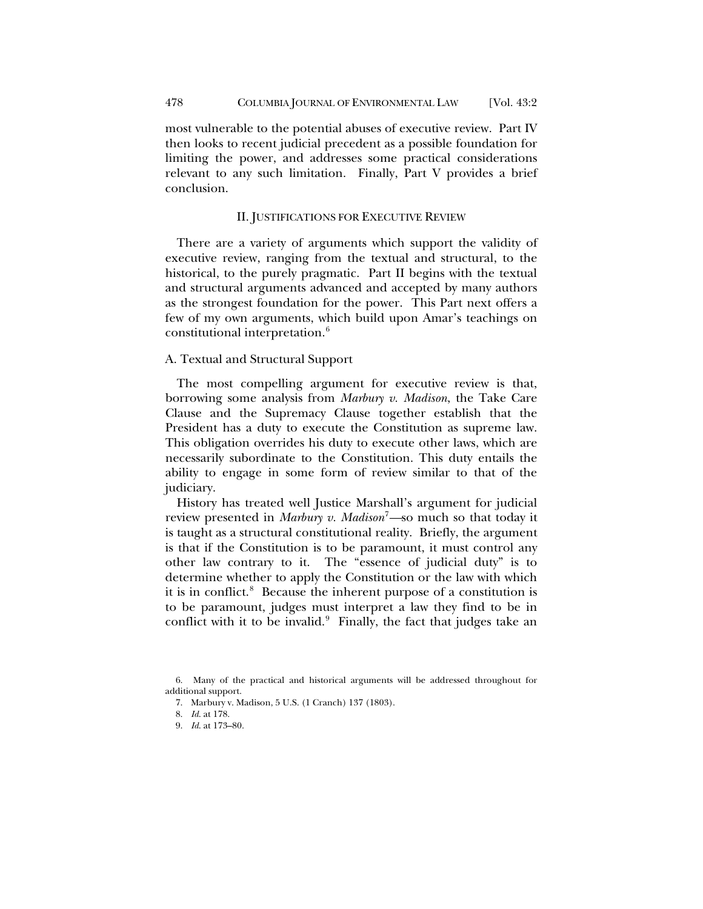most vulnerable to the potential abuses of executive review. Part IV then looks to recent judicial precedent as a possible foundation for limiting the power, and addresses some practical considerations relevant to any such limitation. Finally, Part V provides a brief conclusion.

## II. JUSTIFICATIONS FOR EXECUTIVE REVIEW

There are a variety of arguments which support the validity of executive review, ranging from the textual and structural, to the historical, to the purely pragmatic. Part II begins with the textual and structural arguments advanced and accepted by many authors as the strongest foundation for the power. This Part next offers a few of my own arguments, which build upon Amar's teachings on constitutional interpretation.[6]

### A. Textual and Structural Support

The most compelling argument for executive review is that, borrowing some analysis from *Marbury v. Madison*, the Take Care Clause and the Supremacy Clause together establish that the President has a duty to execute the Constitution as supreme law. This obligation overrides his duty to execute other laws, which are necessarily subordinate to the Constitution. This duty entails the ability to engage in some form of review similar to that of the judiciary.

History has treated well Justice Marshall's argument for judicial review presented in *Marbury v. Madison*[7]—so much so that today it is taught as a structural constitutional reality. Briefly, the argument is that if the Constitution is to be paramount, it must control any other law contrary to it. The "essence of judicial duty" is to determine whether to apply the Constitution or the law with which it is in conflict.[8] Because the inherent purpose of a constitution is to be paramount, judges must interpret a law they find to be in conflict with it to be invalid.[9] Finally, the fact that judges take an

6. Many of the practical and historical arguments will be addressed throughout for additional support.

7. Marbury v. Madison, 5 U.S. (1 Cranch) 137 (1803).

8. *Id.* at 178.

9. *Id.* at 173–80.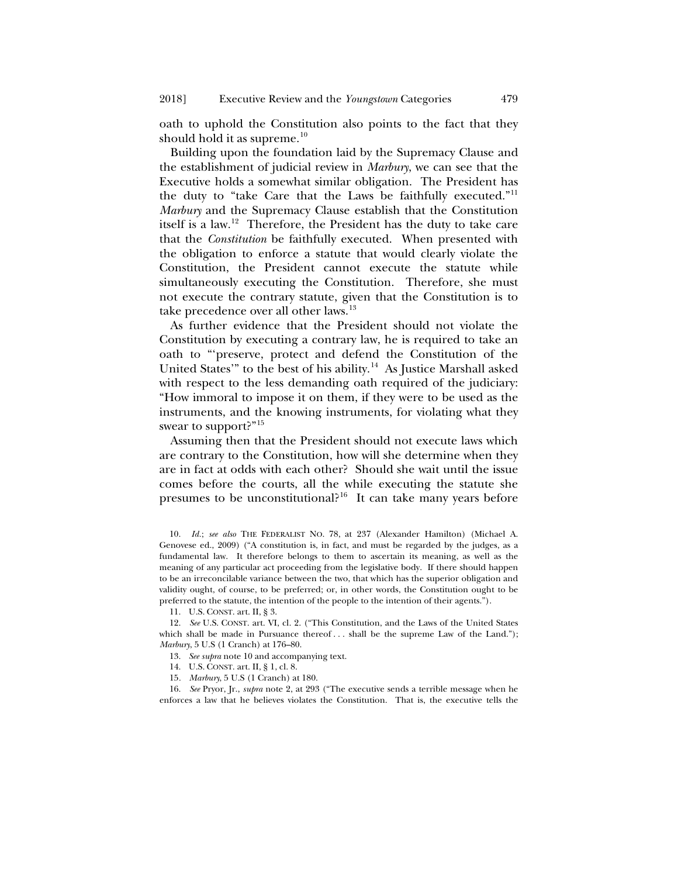oath to uphold the Constitution also points to the fact that they should hold it as supreme.[10]

Building upon the foundation laid by the Supremacy Clause and the establishment of judicial review in *Marbury*, we can see that the Executive holds a somewhat similar obligation. The President has the duty to "take Care that the Laws be faithfully executed."[11] *Marbury* and the Supremacy Clause establish that the Constitution itself is a law.[12] Therefore, the President has the duty to take care that the *Constitution* be faithfully executed. When presented with the obligation to enforce a statute that would clearly violate the Constitution, the President cannot execute the statute while simultaneously executing the Constitution. Therefore, she must not execute the contrary statute, given that the Constitution is to take precedence over all other laws.[13]

As further evidence that the President should not violate the Constitution by executing a contrary law, he is required to take an oath to "'preserve, protect and defend the Constitution of the United States'" to the best of his ability.[14] As Justice Marshall asked with respect to the less demanding oath required of the judiciary: "How immoral to impose it on them, if they were to be used as the instruments, and the knowing instruments, for violating what they swear to support?"[15]

Assuming then that the President should not execute laws which are contrary to the Constitution, how will she determine when they are in fact at odds with each other? Should she wait until the issue comes before the courts, all the while executing the statute she presumes to be unconstitutional?[16] It can take many years before

10. *Id.*; *see also* THE FEDERALIST NO. 78, at 237 (Alexander Hamilton) (Michael A. Genovese ed., 2009) ("A constitution is, in fact, and must be regarded by the judges, as a fundamental law. It therefore belongs to them to ascertain its meaning, as well as the meaning of any particular act proceeding from the legislative body. If there should happen to be an irreconcilable variance between the two, that which has the superior obligation and validity ought, of course, to be preferred; or, in other words, the Constitution ought to be preferred to the statute, the intention of the people to the intention of their agents.").

11. U.S. CONST. art. II, § 3.

12. *See* U.S. CONST. art. VI, cl. 2. ("This Constitution, and the Laws of the United States which shall be made in Pursuance thereof . . . shall be the supreme Law of the Land."); *Marbury*, 5 U.S (1 Cranch) at 176–80.

13. *See supra* note 10 and accompanying text.

14. U.S. CONST. art. II, § 1, cl. 8.

15. *Marbury*, 5 U.S (1 Cranch) at 180.

16. *See* Pryor, Jr., *supra* note 2, at 293 ("The executive sends a terrible message when he enforces a law that he believes violates the Constitution. That is, the executive tells the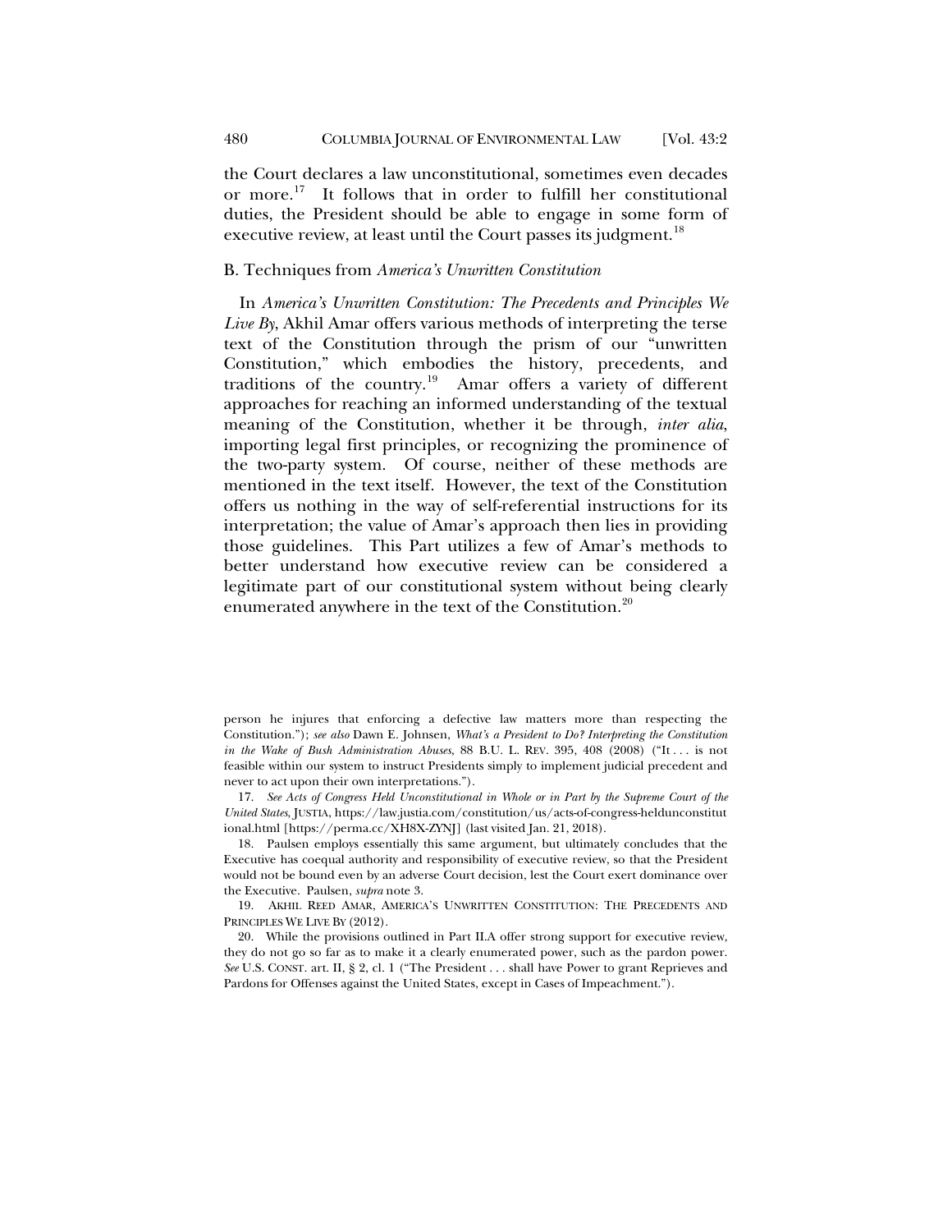the Court declares a law unconstitutional, sometimes even decades or more.[17] It follows that in order to fulfill her constitutional duties, the President should be able to engage in some form of executive review, at least until the Court passes its judgment.[18]

### B. Techniques from *America's Unwritten Constitution*

In *America's Unwritten Constitution: The Precedents and Principles We Live By*, Akhil Amar offers various methods of interpreting the terse text of the Constitution through the prism of our "unwritten Constitution," which embodies the history, precedents, and traditions of the country.[19] Amar offers a variety of different approaches for reaching an informed understanding of the textual meaning of the Constitution, whether it be through, *inter alia*, importing legal first principles, or recognizing the prominence of the two-party system. Of course, neither of these methods are mentioned in the text itself. However, the text of the Constitution offers us nothing in the way of self-referential instructions for its interpretation; the value of Amar's approach then lies in providing those guidelines. This Part utilizes a few of Amar's methods to better understand how executive review can be considered a legitimate part of our constitutional system without being clearly enumerated anywhere in the text of the Constitution.[20]

---

person he injures that enforcing a defective law matters more than respecting the Constitution."); *see also* Dawn E. Johnsen, *What's a President to Do? Interpreting the Constitution in the Wake of Bush Administration Abuses*, 88 B.U. L. REV. 395, 408 (2008) ("It . . . is not feasible within our system to instruct Presidents simply to implement judicial precedent and never to act upon their own interpretations.").

17. *See Acts of Congress Held Unconstitutional in Whole or in Part by the Supreme Court of the United States*, JUSTIA, https://law.justia.com/constitution/us/acts-of-congress-heldunconstitutional.html [https://perma.cc/XH8X-ZYNJ] (last visited Jan. 21, 2018).

18. Paulsen employs essentially this same argument, but ultimately concludes that the Executive has coequal authority and responsibility of executive review, so that the President would not be bound even by an adverse Court decision, lest the Court exert dominance over the Executive. Paulsen, *supra* note 3.

19. AKHIL REED AMAR, AMERICA'S UNWRITTEN CONSTITUTION: THE PRECEDENTS AND PRINCIPLES WE LIVE BY (2012).

20. While the provisions outlined in Part II.A offer strong support for executive review, they do not go so far as to make it a clearly enumerated power, such as the pardon power. *See* U.S. CONST. art. II, § 2, cl. 1 ("The President . . . shall have Power to grant Reprieves and Pardons for Offenses against the United States, except in Cases of Impeachment.").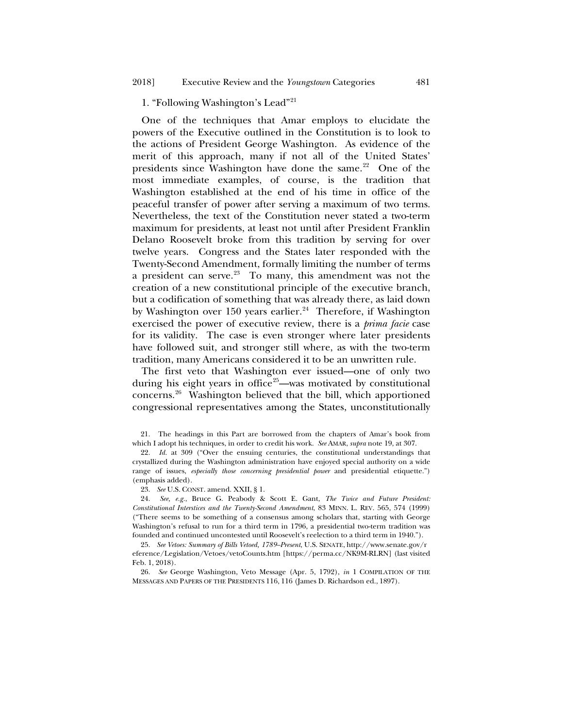### 1. "Following Washington's Lead"[21]

One of the techniques that Amar employs to elucidate the powers of the Executive outlined in the Constitution is to look to the actions of President George Washington. As evidence of the merit of this approach, many if not all of the United States' presidents since Washington have done the same.[22] One of the most immediate examples, of course, is the tradition that Washington established at the end of his time in office of the peaceful transfer of power after serving a maximum of two terms. Nevertheless, the text of the Constitution never stated a two-term maximum for presidents, at least not until after President Franklin Delano Roosevelt broke from this tradition by serving for over twelve years. Congress and the States later responded with the Twenty-Second Amendment, formally limiting the number of terms a president can serve.[23] To many, this amendment was not the creation of a new constitutional principle of the executive branch, but a codification of something that was already there, as laid down by Washington over 150 years earlier.[24] Therefore, if Washington exercised the power of executive review, there is a *prima facie* case for its validity. The case is even stronger where later presidents have followed suit, and stronger still where, as with the two-term tradition, many Americans considered it to be an unwritten rule.

The first veto that Washington ever issued—one of only two during his eight years in office[25]—was motivated by constitutional concerns.[26] Washington believed that the bill, which apportioned congressional representatives among the States, unconstitutionally

---

21. The headings in this Part are borrowed from the chapters of Amar's book from which I adopt his techniques, in order to credit his work. *See* AMAR, *supra* note 19, at 307.

22. *Id.* at 309 ("Over the ensuing centuries, the constitutional understandings that crystallized during the Washington administration have enjoyed special authority on a wide range of issues, *especially those concerning presidential power* and presidential etiquette.") (emphasis added).

23. *See* U.S. CONST. amend. XXII, § 1.

24. *See, e.g.*, Bruce G. Peabody & Scott E. Gant, *The Twice and Future President: Constitutional Interstices and the Twenty-Second Amendment*, 83 MINN. L. REV. 565, 574 (1999) ("There seems to be something of a consensus among scholars that, starting with George Washington's refusal to run for a third term in 1796, a presidential two-term tradition was founded and continued uncontested until Roosevelt's reelection to a third term in 1940.").

25. *See Vetoes: Summary of Bills Vetoed, 1789–Present*, U.S. SENATE, http://www.senate.gov/reference/Legislation/Vetoes/vetoCounts.htm [https://perma.cc/NK9M-RLRN] (last visited Feb. 1, 2018).

26. *See* George Washington, Veto Message (Apr. 5, 1792), *in* 1 COMPILATION OF THE MESSAGES AND PAPERS OF THE PRESIDENTS 116, 116 (James D. Richardson ed., 1897).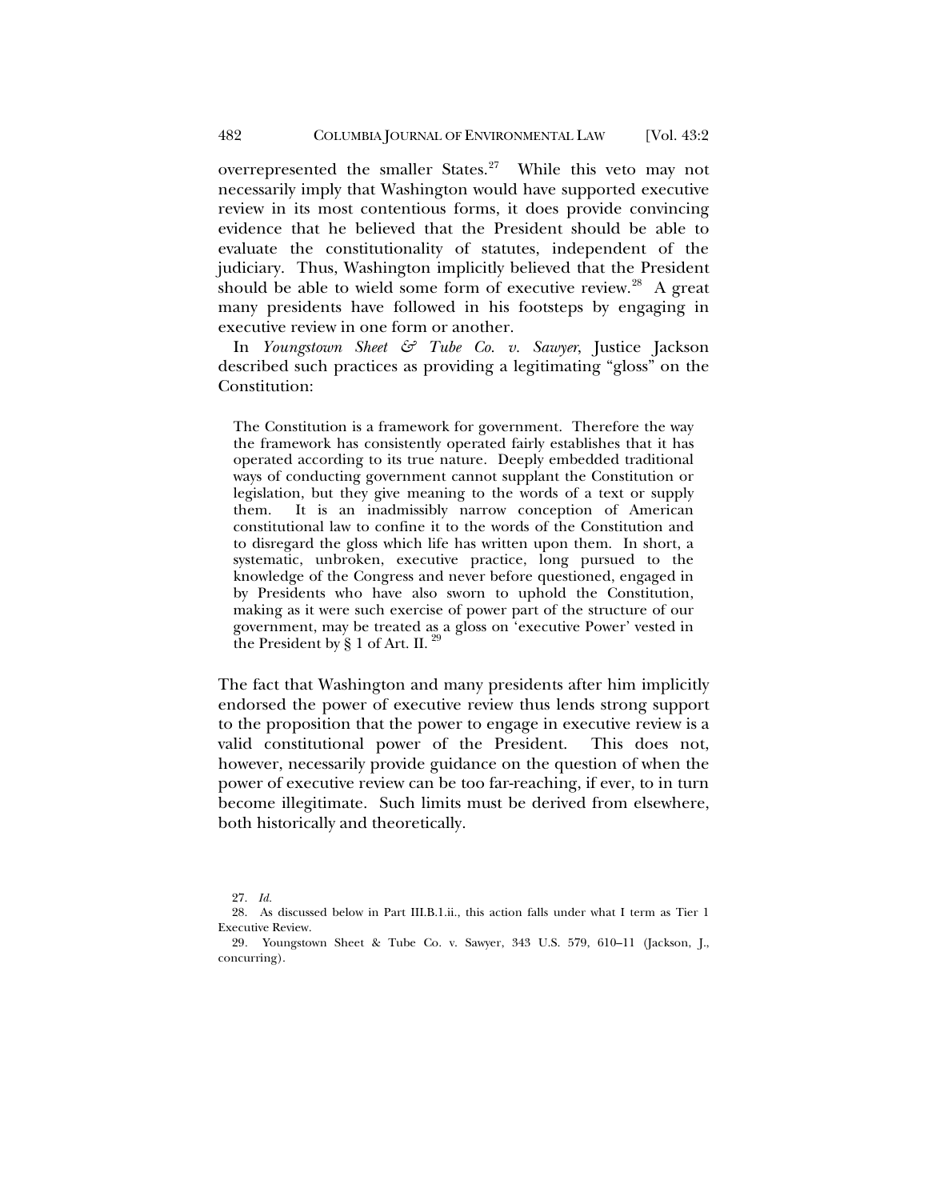overrepresented the smaller States.[27] While this veto may not necessarily imply that Washington would have supported executive review in its most contentious forms, it does provide convincing evidence that he believed that the President should be able to evaluate the constitutionality of statutes, independent of the judiciary. Thus, Washington implicitly believed that the President should be able to wield some form of executive review.[28] A great many presidents have followed in his footsteps by engaging in executive review in one form or another.

In *Youngstown Sheet & Tube Co. v. Sawyer*, Justice Jackson described such practices as providing a legitimating "gloss" on the Constitution:

> The Constitution is a framework for government. Therefore the way the framework has consistently operated fairly establishes that it has operated according to its true nature. Deeply embedded traditional ways of conducting government cannot supplant the Constitution or legislation, but they give meaning to the words of a text or supply them. It is an inadmissibly narrow conception of American constitutional law to confine it to the words of the Constitution and to disregard the gloss which life has written upon them. In short, a systematic, unbroken, executive practice, long pursued to the knowledge of the Congress and never before questioned, engaged in by Presidents who have also sworn to uphold the Constitution, making as it were such exercise of power part of the structure of our government, may be treated as a gloss on 'executive Power' vested in the President by § 1 of Art. II.[29]

The fact that Washington and many presidents after him implicitly endorsed the power of executive review thus lends strong support to the proposition that the power to engage in executive review is a valid constitutional power of the President. This does not, however, necessarily provide guidance on the question of when the power of executive review can be too far-reaching, if ever, to in turn become illegitimate. Such limits must be derived from elsewhere, both historically and theoretically.

---

27. *Id.*

28. As discussed below in Part III.B.1.ii., this action falls under what I term as Tier 1 Executive Review.

29. Youngstown Sheet & Tube Co. v. Sawyer, 343 U.S. 579, 610–11 (Jackson, J., concurring).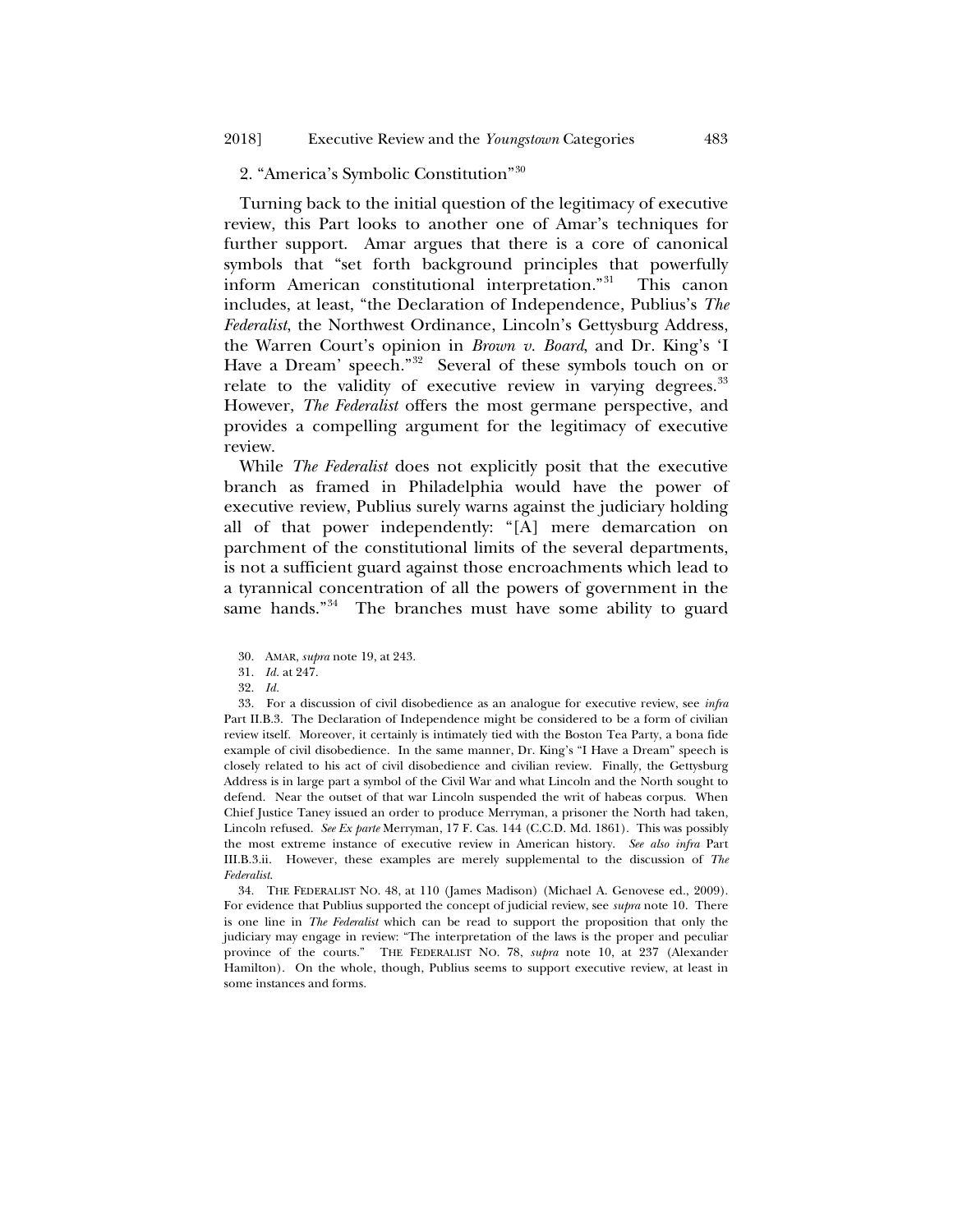### 2. "America's Symbolic Constitution"[30]

Turning back to the initial question of the legitimacy of executive review, this Part looks to another one of Amar's techniques for further support. Amar argues that there is a core of canonical symbols that "set forth background principles that powerfully inform American constitutional interpretation."[31] This canon includes, at least, "the Declaration of Independence, Publius's *The Federalist*, the Northwest Ordinance, Lincoln's Gettysburg Address, the Warren Court's opinion in *Brown v. Board*, and Dr. King's 'I Have a Dream' speech."[32] Several of these symbols touch on or relate to the validity of executive review in varying degrees.[33] However, *The Federalist* offers the most germane perspective, and provides a compelling argument for the legitimacy of executive review.

While *The Federalist* does not explicitly posit that the executive branch as framed in Philadelphia would have the power of executive review, Publius surely warns against the judiciary holding all of that power independently: "[A] mere demarcation on parchment of the constitutional limits of the several departments, is not a sufficient guard against those encroachments which lead to a tyrannical concentration of all the powers of government in the same hands."[34] The branches must have some ability to guard

---

30. AMAR, *supra* note 19, at 243.

31. *Id.* at 247.

32. *Id.*

33. For a discussion of civil disobedience as an analogue for executive review, see *infra* Part II.B.3. The Declaration of Independence might be considered to be a form of civilian review itself. Moreover, it certainly is intimately tied with the Boston Tea Party, a bona fide example of civil disobedience. In the same manner, Dr. King's "I Have a Dream" speech is closely related to his act of civil disobedience and civilian review. Finally, the Gettysburg Address is in large part a symbol of the Civil War and what Lincoln and the North sought to defend. Near the outset of that war Lincoln suspended the writ of habeas corpus. When Chief Justice Taney issued an order to produce Merryman, a prisoner the North had taken, Lincoln refused. *See Ex parte* Merryman, 17 F. Cas. 144 (C.C.D. Md. 1861). This was possibly the most extreme instance of executive review in American history. *See also infra* Part III.B.3.ii. However, these examples are merely supplemental to the discussion of *The Federalist*.

34. THE FEDERALIST NO. 48, at 110 (James Madison) (Michael A. Genovese ed., 2009). For evidence that Publius supported the concept of judicial review, see *supra* note 10. There is one line in *The Federalist* which can be read to support the proposition that only the judiciary may engage in review: "The interpretation of the laws is the proper and peculiar province of the courts." THE FEDERALIST NO. 78, *supra* note 10, at 237 (Alexander Hamilton). On the whole, though, Publius seems to support executive review, at least in some instances and forms.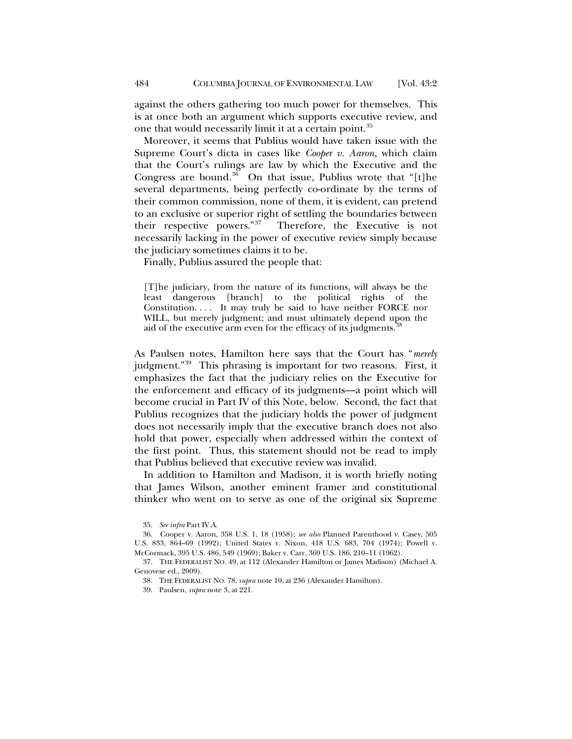against the others gathering too much power for themselves. This is at once both an argument which supports executive review, and one that would necessarily limit it at a certain point.[35]

Moreover, it seems that Publius would have taken issue with the Supreme Court's dicta in cases like *Cooper v. Aaron*, which claim that the Court's rulings are law by which the Executive and the Congress are bound.[36] On that issue, Publius wrote that "[t]he several departments, being perfectly co-ordinate by the terms of their common commission, none of them, it is evident, can pretend to an exclusive or superior right of settling the boundaries between their respective powers."[37] Therefore, the Executive is not necessarily lacking in the power of executive review simply because the judiciary sometimes claims it to be.

Finally, Publius assured the people that:

> [T]he judiciary, from the nature of its functions, will always be the least dangerous [branch] to the political rights of the Constitution. . . . It may truly be said to have neither FORCE nor WILL, but merely judgment; and must ultimately depend upon the aid of the executive arm even for the efficacy of its judgments.[38]

As Paulsen notes, Hamilton here says that the Court has "*merely* judgment."[39] This phrasing is important for two reasons. First, it emphasizes the fact that the judiciary relies on the Executive for the enforcement and efficacy of its judgments—a point which will become crucial in Part IV of this Note, below. Second, the fact that Publius recognizes that the judiciary holds the power of judgment does not necessarily imply that the executive branch does not also hold that power, especially when addressed within the context of the first point. Thus, this statement should not be read to imply that Publius believed that executive review was invalid.

In addition to Hamilton and Madison, it is worth briefly noting that James Wilson, another eminent framer and constitutional thinker who went on to serve as one of the original six Supreme

35. *See infra* Part IV.A.

36. Cooper v. Aaron, 358 U.S. 1, 18 (1958); *see also* Planned Parenthood v. Casey, 505 U.S. 833, 864–69 (1992); United States v. Nixon, 418 U.S. 683, 704 (1974); Powell v. McCormack, 395 U.S. 486, 549 (1969); Baker v. Carr, 369 U.S. 186, 210–11 (1962).

37. THE FEDERALIST NO. 49, at 112 (Alexander Hamilton or James Madison) (Michael A. Genovese ed., 2009).

38. THE FEDERALIST NO. 78, *supra* note 10, at 236 (Alexander Hamilton).

39. Paulsen, *supra* note 3, at 221.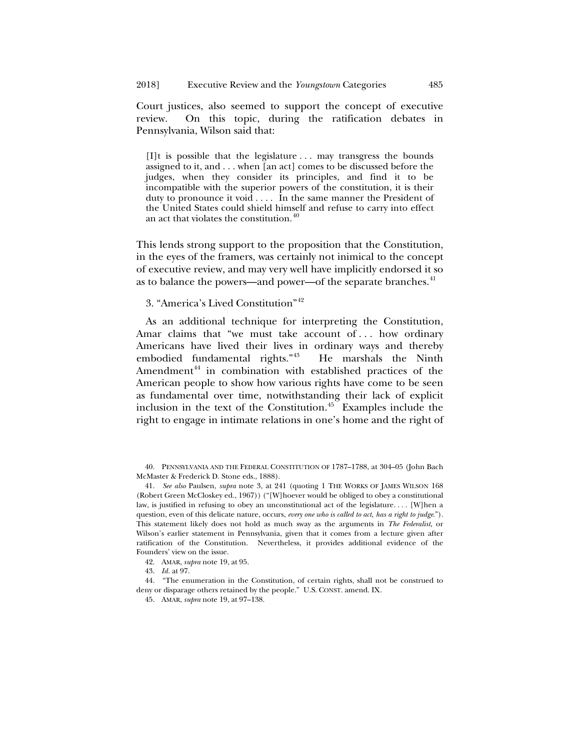Court justices, also seemed to support the concept of executive review. On this topic, during the ratification debates in Pennsylvania, Wilson said that:

> [I]t is possible that the legislature . . . may transgress the bounds assigned to it, and . . . when [an act] comes to be discussed before the judges, when they consider its principles, and find it to be incompatible with the superior powers of the constitution, it is their duty to pronounce it void . . . . In the same manner the President of the United States could shield himself and refuse to carry into effect an act that violates the constitution.[40]

This lends strong support to the proposition that the Constitution, in the eyes of the framers, was certainly not inimical to the concept of executive review, and may very well have implicitly endorsed it so as to balance the powers—and power—of the separate branches.[41]

### 3. "America's Lived Constitution"[42]

As an additional technique for interpreting the Constitution, Amar claims that "we must take account of . . . how ordinary Americans have lived their lives in ordinary ways and thereby embodied fundamental rights."[43] He marshals the Ninth Amendment[44] in combination with established practices of the American people to show how various rights have come to be seen as fundamental over time, notwithstanding their lack of explicit inclusion in the text of the Constitution.[45] Examples include the right to engage in intimate relations in one's home and the right of

---

40. PENNSYLVANIA AND THE FEDERAL CONSTITUTION OF 1787–1788, at 304–05 (John Bach McMaster & Frederick D. Stone eds., 1888).

41. *See also* Paulsen, *supra* note 3, at 241 (quoting 1 THE WORKS OF JAMES WILSON 168 (Robert Green McCloskey ed., 1967)) ("[W]hoever would be obliged to obey a constitutional law, is justified in refusing to obey an unconstitutional act of the legislature. . . . [W]hen a question, even of this delicate nature, occurs, *every one who is called to act, has a right to judge*."). This statement likely does not hold as much sway as the arguments in *The Federalist*, or Wilson's earlier statement in Pennsylvania, given that it comes from a lecture given after ratification of the Constitution. Nevertheless, it provides additional evidence of the Founders' view on the issue.

42. AMAR, *supra* note 19, at 95.

43. *Id.* at 97.

44. "The enumeration in the Constitution, of certain rights, shall not be construed to deny or disparage others retained by the people." U.S. CONST. amend. IX.

45. AMAR, *supra* note 19, at 97–138.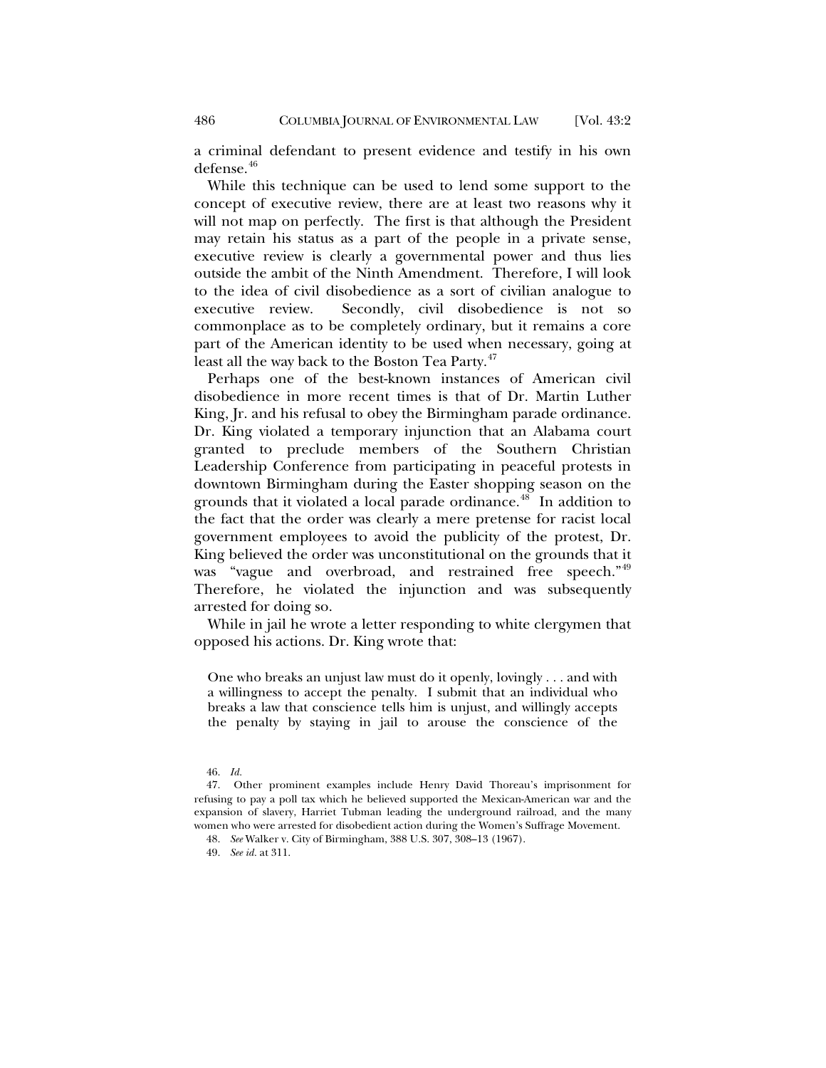a criminal defendant to present evidence and testify in his own defense.[46]

While this technique can be used to lend some support to the concept of executive review, there are at least two reasons why it will not map on perfectly. The first is that although the President may retain his status as a part of the people in a private sense, executive review is clearly a governmental power and thus lies outside the ambit of the Ninth Amendment. Therefore, I will look to the idea of civil disobedience as a sort of civilian analogue to executive review. Secondly, civil disobedience is not so commonplace as to be completely ordinary, but it remains a core part of the American identity to be used when necessary, going at least all the way back to the Boston Tea Party.[47]

Perhaps one of the best-known instances of American civil disobedience in more recent times is that of Dr. Martin Luther King, Jr. and his refusal to obey the Birmingham parade ordinance. Dr. King violated a temporary injunction that an Alabama court granted to preclude members of the Southern Christian Leadership Conference from participating in peaceful protests in downtown Birmingham during the Easter shopping season on the grounds that it violated a local parade ordinance.[48] In addition to the fact that the order was clearly a mere pretense for racist local government employees to avoid the publicity of the protest, Dr. King believed the order was unconstitutional on the grounds that it was "vague and overbroad, and restrained free speech."[49] Therefore, he violated the injunction and was subsequently arrested for doing so.

While in jail he wrote a letter responding to white clergymen that opposed his actions. Dr. King wrote that:

> One who breaks an unjust law must do it openly, lovingly . . . and with a willingness to accept the penalty. I submit that an individual who breaks a law that conscience tells him is unjust, and willingly accepts the penalty by staying in jail to arouse the conscience of the

46. *Id.*

47. Other prominent examples include Henry David Thoreau's imprisonment for refusing to pay a poll tax which he believed supported the Mexican-American war and the expansion of slavery, Harriet Tubman leading the underground railroad, and the many women who were arrested for disobedient action during the Women's Suffrage Movement.

48. *See* Walker v. City of Birmingham, 388 U.S. 307, 308–13 (1967).

49. *See id.* at 311.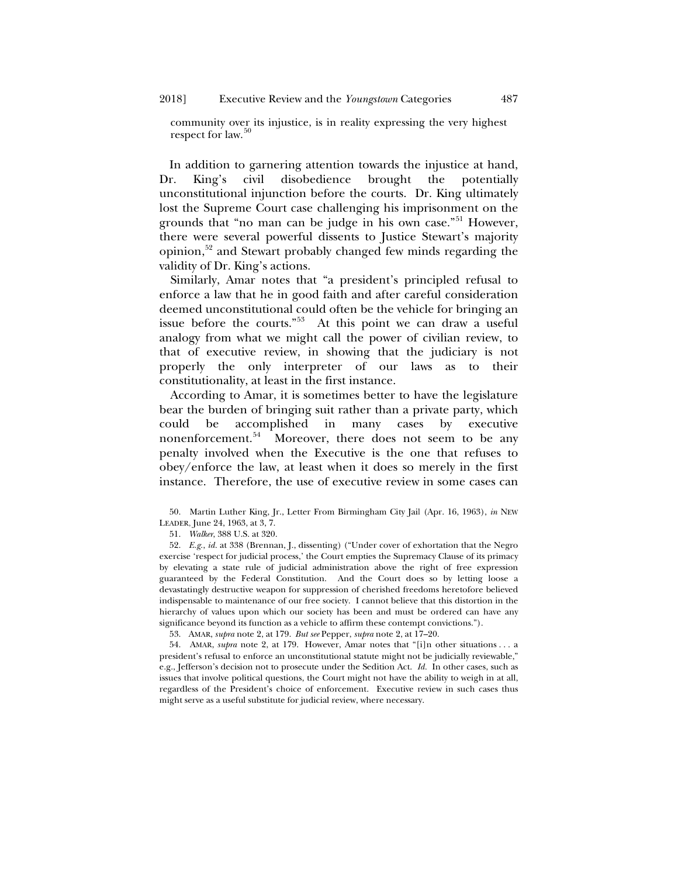community over its injustice, is in reality expressing the very highest respect for law.[50]

In addition to garnering attention towards the injustice at hand, Dr. King's civil disobedience brought the potentially unconstitutional injunction before the courts. Dr. King ultimately lost the Supreme Court case challenging his imprisonment on the grounds that "no man can be judge in his own case."[51] However, there were several powerful dissents to Justice Stewart's majority opinion,[52] and Stewart probably changed few minds regarding the validity of Dr. King's actions.

Similarly, Amar notes that "a president's principled refusal to enforce a law that he in good faith and after careful consideration deemed unconstitutional could often be the vehicle for bringing an issue before the courts."[53] At this point we can draw a useful analogy from what we might call the power of civilian review, to that of executive review, in showing that the judiciary is not properly the only interpreter of our laws as to their constitutionality, at least in the first instance.

According to Amar, it is sometimes better to have the legislature bear the burden of bringing suit rather than a private party, which could be accomplished in many cases by executive nonenforcement.[54] Moreover, there does not seem to be any penalty involved when the Executive is the one that refuses to obey/enforce the law, at least when it does so merely in the first instance. Therefore, the use of executive review in some cases can

50. Martin Luther King, Jr., Letter From Birmingham City Jail (Apr. 16, 1963), *in* NEW LEADER, June 24, 1963, at 3, 7.

51. *Walker*, 388 U.S. at 320.

52. *E.g.*, *id.* at 338 (Brennan, J., dissenting) ("Under cover of exhortation that the Negro exercise 'respect for judicial process,' the Court empties the Supremacy Clause of its primacy by elevating a state rule of judicial administration above the right of free expression guaranteed by the Federal Constitution. And the Court does so by letting loose a devastatingly destructive weapon for suppression of cherished freedoms heretofore believed indispensable to maintenance of our free society. I cannot believe that this distortion in the hierarchy of values upon which our society has been and must be ordered can have any significance beyond its function as a vehicle to affirm these contempt convictions.").

53. AMAR, *supra* note 2, at 179. *But see* Pepper, *supra* note 2, at 17–20.

54. AMAR, *supra* note 2, at 179. However, Amar notes that "[i]n other situations . . . a president's refusal to enforce an unconstitutional statute might not be judicially reviewable," e.g., Jefferson's decision not to prosecute under the Sedition Act. *Id.* In other cases, such as issues that involve political questions, the Court might not have the ability to weigh in at all, regardless of the President's choice of enforcement. Executive review in such cases thus might serve as a useful substitute for judicial review, where necessary.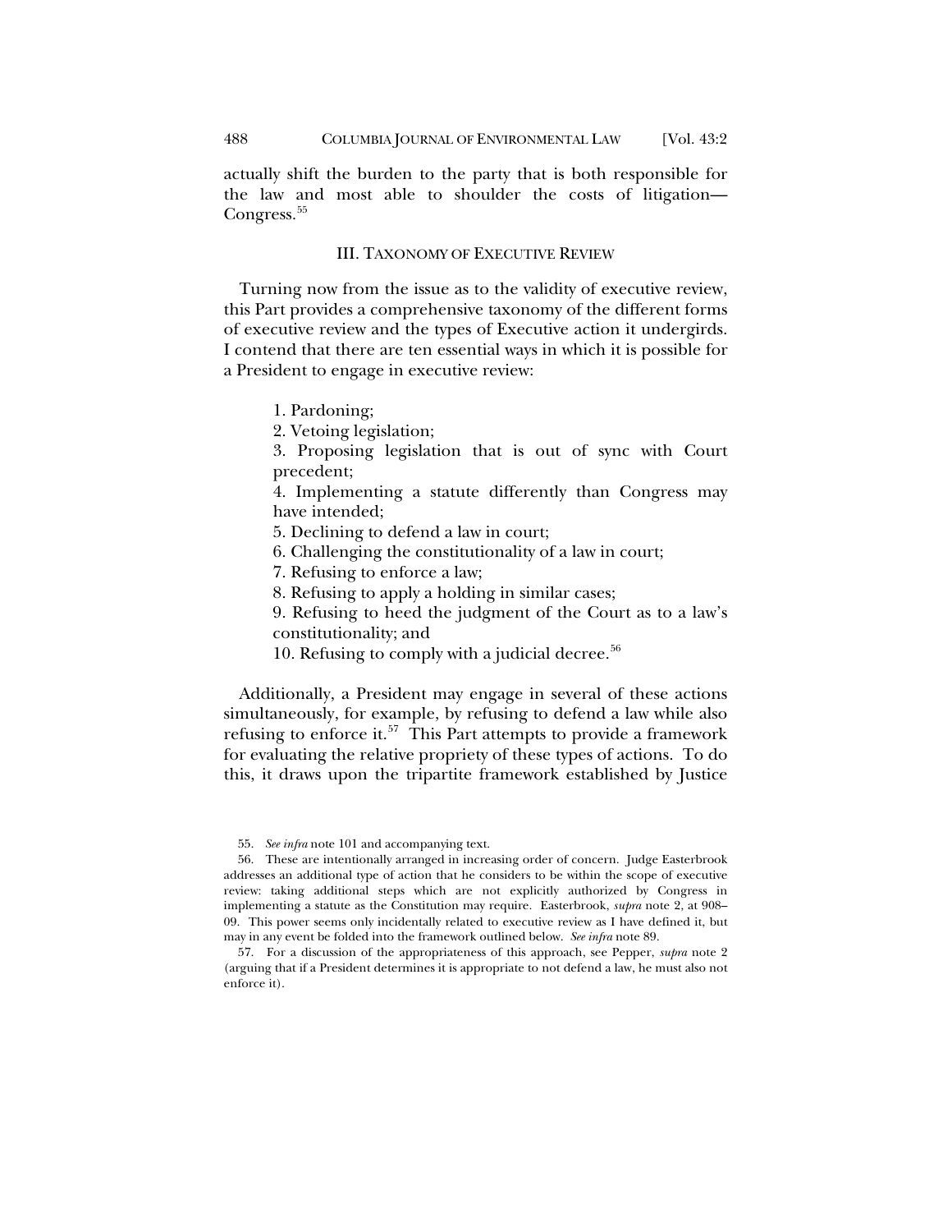actually shift the burden to the party that is both responsible for the law and most able to shoulder the costs of litigation—Congress.[55]

## III. TAXONOMY OF EXECUTIVE REVIEW

Turning now from the issue as to the validity of executive review, this Part provides a comprehensive taxonomy of the different forms of executive review and the types of Executive action it undergirds. I contend that there are ten essential ways in which it is possible for a President to engage in executive review:

1. Pardoning;
2. Vetoing legislation;
3. Proposing legislation that is out of sync with Court precedent;
4. Implementing a statute differently than Congress may have intended;
5. Declining to defend a law in court;
6. Challenging the constitutionality of a law in court;
7. Refusing to enforce a law;
8. Refusing to apply a holding in similar cases;
9. Refusing to heed the judgment of the Court as to a law's constitutionality; and
10. Refusing to comply with a judicial decree.[56]

Additionally, a President may engage in several of these actions simultaneously, for example, by refusing to defend a law while also refusing to enforce it.[57] This Part attempts to provide a framework for evaluating the relative propriety of these types of actions. To do this, it draws upon the tripartite framework established by Justice

---

55. *See infra* note 101 and accompanying text.

56. These are intentionally arranged in increasing order of concern. Judge Easterbrook addresses an additional type of action that he considers to be within the scope of executive review: taking additional steps which are not explicitly authorized by Congress in implementing a statute as the Constitution may require. Easterbrook, *supra* note 2, at 908–09. This power seems only incidentally related to executive review as I have defined it, but may in any event be folded into the framework outlined below. *See infra* note 89.

57. For a discussion of the appropriateness of this approach, see Pepper, *supra* note 2 (arguing that if a President determines it is appropriate to not defend a law, he must also not enforce it).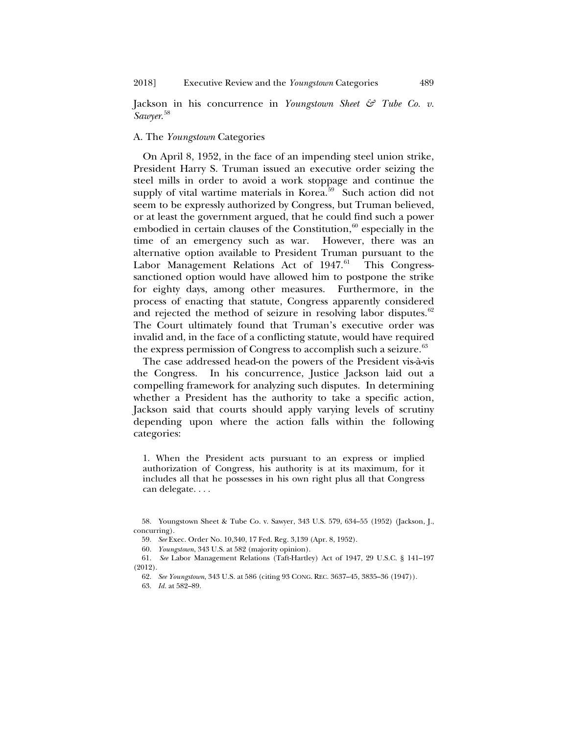Jackson in his concurrence in *Youngstown Sheet & Tube Co. v. Sawyer*.[58]

### A. The *Youngstown* Categories

On April 8, 1952, in the face of an impending steel union strike, President Harry S. Truman issued an executive order seizing the steel mills in order to avoid a work stoppage and continue the supply of vital wartime materials in Korea.[59] Such action did not seem to be expressly authorized by Congress, but Truman believed, or at least the government argued, that he could find such a power embodied in certain clauses of the Constitution,[60] especially in the time of an emergency such as war. However, there was an alternative option available to President Truman pursuant to the Labor Management Relations Act of 1947.[61] This Congress-sanctioned option would have allowed him to postpone the strike for eighty days, among other measures. Furthermore, in the process of enacting that statute, Congress apparently considered and rejected the method of seizure in resolving labor disputes.[62] The Court ultimately found that Truman's executive order was invalid and, in the face of a conflicting statute, would have required the express permission of Congress to accomplish such a seizure.[63]

The case addressed head-on the powers of the President vis-à-vis the Congress. In his concurrence, Justice Jackson laid out a compelling framework for analyzing such disputes. In determining whether a President has the authority to take a specific action, Jackson said that courts should apply varying levels of scrutiny depending upon where the action falls within the following categories:

> 1. When the President acts pursuant to an express or implied authorization of Congress, his authority is at its maximum, for it includes all that he possesses in his own right plus all that Congress can delegate. . . .

58. Youngstown Sheet & Tube Co. v. Sawyer, 343 U.S. 579, 634–55 (1952) (Jackson, J., concurring).

59. *See* Exec. Order No. 10,340, 17 Fed. Reg. 3,139 (Apr. 8, 1952).

60. *Youngstown*, 343 U.S. at 582 (majority opinion).

61. *See* Labor Management Relations (Taft-Hartley) Act of 1947, 29 U.S.C. § 141–197 (2012).

62. *See Youngstown*, 343 U.S. at 586 (citing 93 CONG. REC. 3637–45, 3835–36 (1947)).

63. *Id.* at 582–89.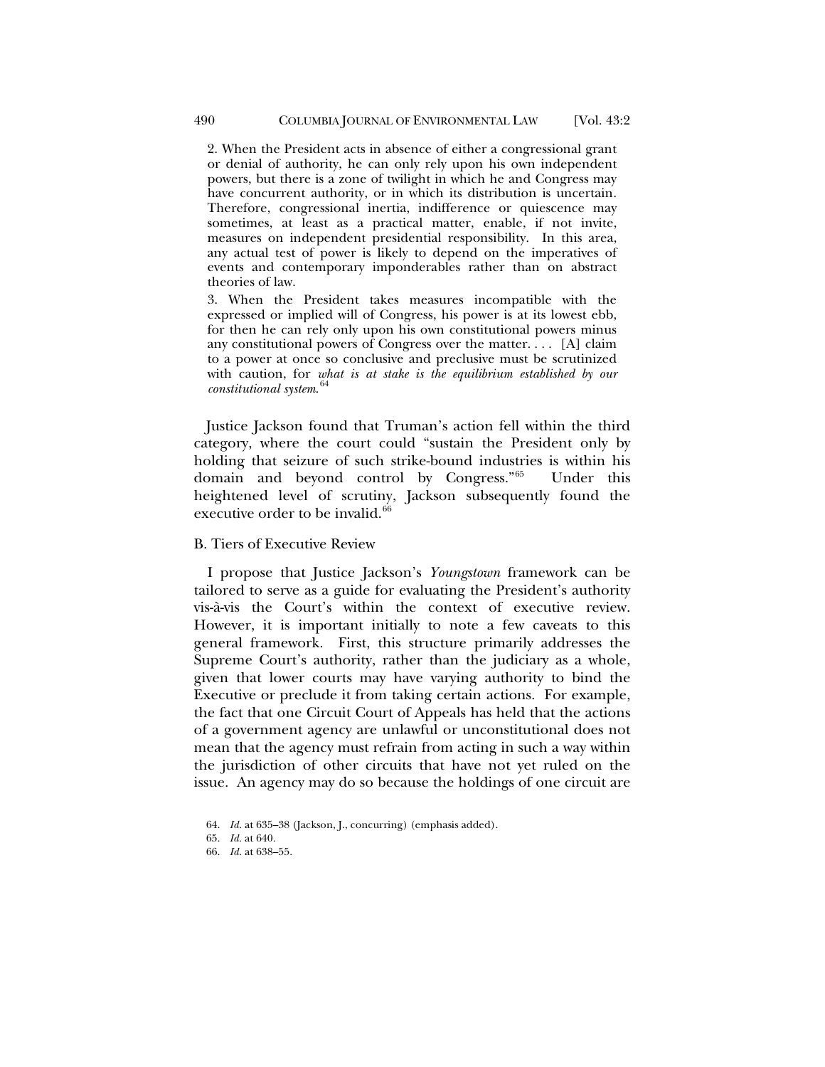> 2. When the President acts in absence of either a congressional grant or denial of authority, he can only rely upon his own independent powers, but there is a zone of twilight in which he and Congress may have concurrent authority, or in which its distribution is uncertain. Therefore, congressional inertia, indifference or quiescence may sometimes, at least as a practical matter, enable, if not invite, measures on independent presidential responsibility. In this area, any actual test of power is likely to depend on the imperatives of events and contemporary imponderables rather than on abstract theories of law.
>
> 3. When the President takes measures incompatible with the expressed or implied will of Congress, his power is at its lowest ebb, for then he can rely only upon his own constitutional powers minus any constitutional powers of Congress over the matter. . . . [A] claim to a power at once so conclusive and preclusive must be scrutinized with caution, for *what is at stake is the equilibrium established by our constitutional system*.[64]

Justice Jackson found that Truman's action fell within the third category, where the court could "sustain the President only by holding that seizure of such strike-bound industries is within his domain and beyond control by Congress."[65] Under this heightened level of scrutiny, Jackson subsequently found the executive order to be invalid.[66]

## B. Tiers of Executive Review

I propose that Justice Jackson's *Youngstown* framework can be tailored to serve as a guide for evaluating the President's authority vis-à-vis the Court's within the context of executive review. However, it is important initially to note a few caveats to this general framework. First, this structure primarily addresses the Supreme Court's authority, rather than the judiciary as a whole, given that lower courts may have varying authority to bind the Executive or preclude it from taking certain actions. For example, the fact that one Circuit Court of Appeals has held that the actions of a government agency are unlawful or unconstitutional does not mean that the agency must refrain from acting in such a way within the jurisdiction of other circuits that have not yet ruled on the issue. An agency may do so because the holdings of one circuit are

64. *Id.* at 635–38 (Jackson, J., concurring) (emphasis added).

65. *Id.* at 640.

66. *Id.* at 638–55.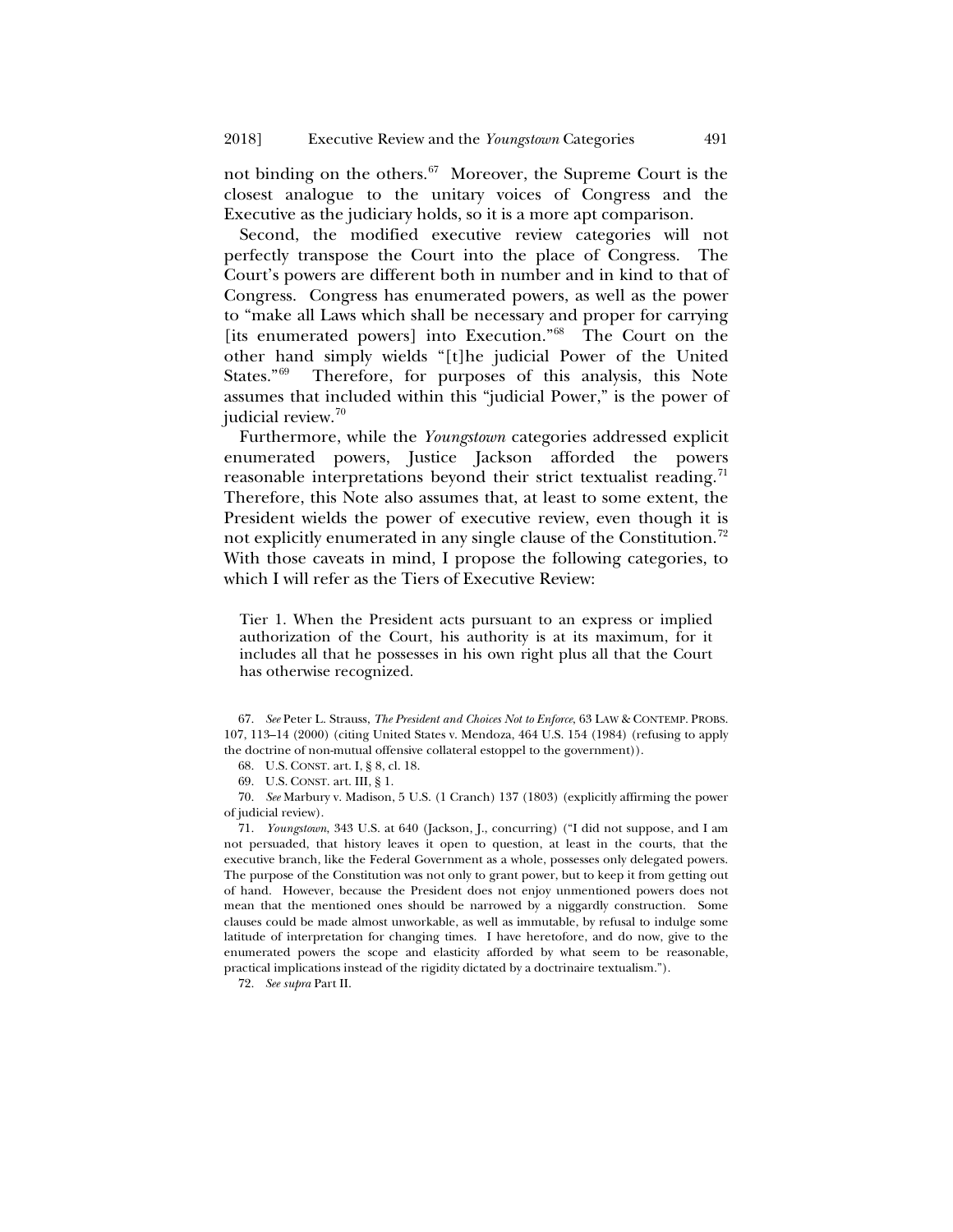not binding on the others.[67] Moreover, the Supreme Court is the closest analogue to the unitary voices of Congress and the Executive as the judiciary holds, so it is a more apt comparison.

Second, the modified executive review categories will not perfectly transpose the Court into the place of Congress. The Court's powers are different both in number and in kind to that of Congress. Congress has enumerated powers, as well as the power to "make all Laws which shall be necessary and proper for carrying [its enumerated powers] into Execution."[68] The Court on the other hand simply wields "[t]he judicial Power of the United States."[69] Therefore, for purposes of this analysis, this Note assumes that included within this "judicial Power," is the power of judicial review.[70]

Furthermore, while the *Youngstown* categories addressed explicit enumerated powers, Justice Jackson afforded the powers reasonable interpretations beyond their strict textualist reading.[71] Therefore, this Note also assumes that, at least to some extent, the President wields the power of executive review, even though it is not explicitly enumerated in any single clause of the Constitution.[72] With those caveats in mind, I propose the following categories, to which I will refer as the Tiers of Executive Review:

> Tier 1. When the President acts pursuant to an express or implied authorization of the Court, his authority is at its maximum, for it includes all that he possesses in his own right plus all that the Court has otherwise recognized.

---

67. *See* Peter L. Strauss, *The President and Choices Not to Enforce*, 63 LAW & CONTEMP. PROBS. 107, 113–14 (2000) (citing United States v. Mendoza, 464 U.S. 154 (1984) (refusing to apply the doctrine of non-mutual offensive collateral estoppel to the government)).

68. U.S. CONST. art. I, § 8, cl. 18.

69. U.S. CONST. art. III, § 1.

70. *See* Marbury v. Madison, 5 U.S. (1 Cranch) 137 (1803) (explicitly affirming the power of judicial review).

71. *Youngstown*, 343 U.S. at 640 (Jackson, J., concurring) ("I did not suppose, and I am not persuaded, that history leaves it open to question, at least in the courts, that the executive branch, like the Federal Government as a whole, possesses only delegated powers. The purpose of the Constitution was not only to grant power, but to keep it from getting out of hand. However, because the President does not enjoy unmentioned powers does not mean that the mentioned ones should be narrowed by a niggardly construction. Some clauses could be made almost unworkable, as well as immutable, by refusal to indulge some latitude of interpretation for changing times. I have heretofore, and do now, give to the enumerated powers the scope and elasticity afforded by what seem to be reasonable, practical implications instead of the rigidity dictated by a doctrinaire textualism.").

72. *See supra* Part II.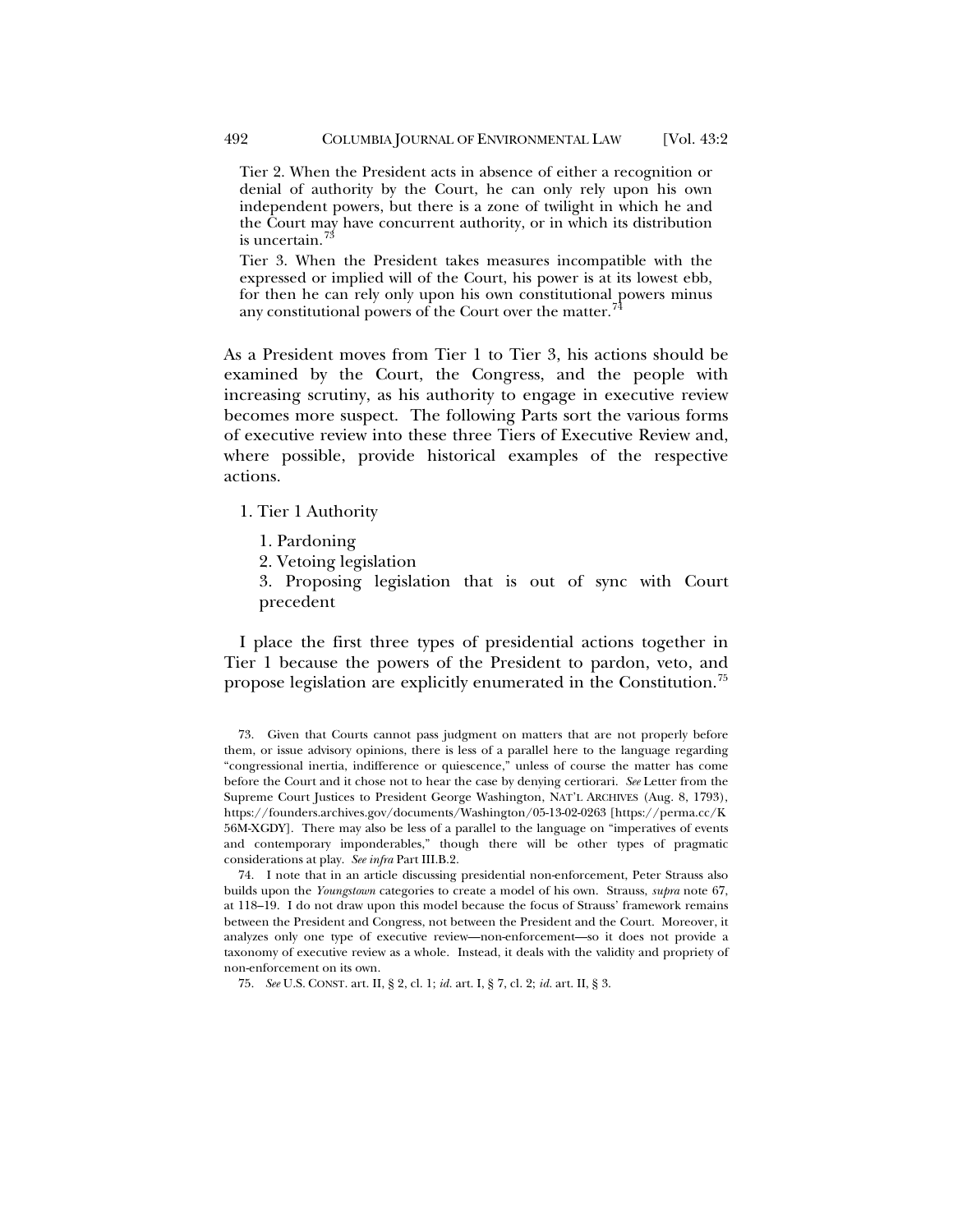> Tier 2. When the President acts in absence of either a recognition or denial of authority by the Court, he can only rely upon his own independent powers, but there is a zone of twilight in which he and the Court may have concurrent authority, or in which its distribution is uncertain.[73]
>
> Tier 3. When the President takes measures incompatible with the expressed or implied will of the Court, his power is at its lowest ebb, for then he can rely only upon his own constitutional powers minus any constitutional powers of the Court over the matter.[74]

As a President moves from Tier 1 to Tier 3, his actions should be examined by the Court, the Congress, and the people with increasing scrutiny, as his authority to engage in executive review becomes more suspect. The following Parts sort the various forms of executive review into these three Tiers of Executive Review and, where possible, provide historical examples of the respective actions.

1. Tier 1 Authority

    1. Pardoning
    2. Vetoing legislation
    3. Proposing legislation that is out of sync with Court precedent

I place the first three types of presidential actions together in Tier 1 because the powers of the President to pardon, veto, and propose legislation are explicitly enumerated in the Constitution.[75]

---

73. Given that Courts cannot pass judgment on matters that are not properly before them, or issue advisory opinions, there is less of a parallel here to the language regarding "congressional inertia, indifference or quiescence," unless of course the matter has come before the Court and it chose not to hear the case by denying certiorari. *See* Letter from the Supreme Court Justices to President George Washington, NAT'L ARCHIVES (Aug. 8, 1793), https://founders.archives.gov/documents/Washington/05-13-02-0263 [https://perma.cc/K56M-XGDY]. There may also be less of a parallel to the language on "imperatives of events and contemporary imponderables," though there will be other types of pragmatic considerations at play. *See infra* Part III.B.2.

74. I note that in an article discussing presidential non-enforcement, Peter Strauss also builds upon the *Youngstown* categories to create a model of his own. Strauss, *supra* note 67, at 118–19. I do not draw upon this model because the focus of Strauss' framework remains between the President and Congress, not between the President and the Court. Moreover, it analyzes only one type of executive review—non-enforcement—so it does not provide a taxonomy of executive review as a whole. Instead, it deals with the validity and propriety of non-enforcement on its own.

75. *See* U.S. CONST. art. II, § 2, cl. 1; *id.* art. I, § 7, cl. 2; *id.* art. II, § 3.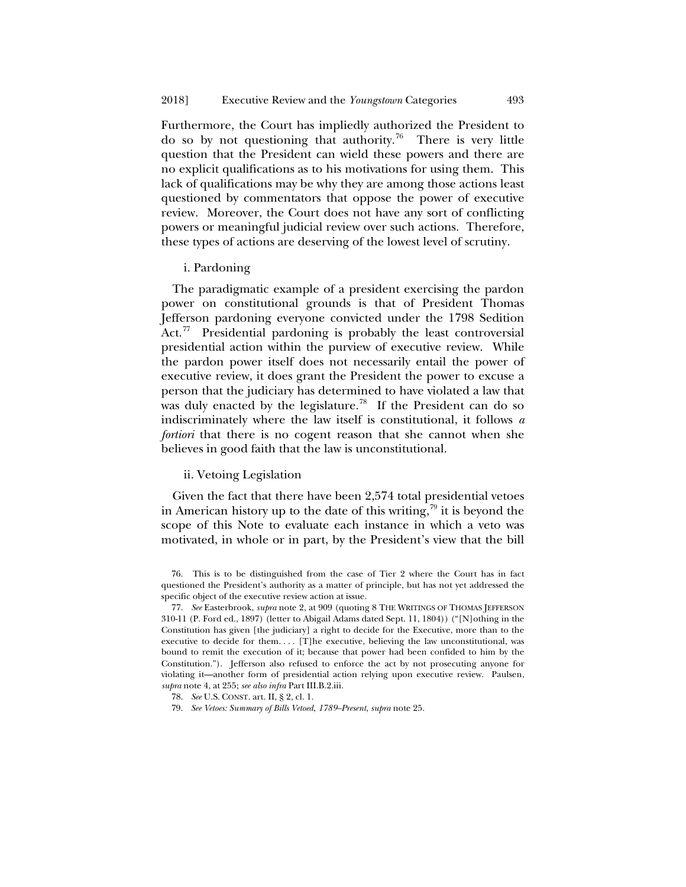Furthermore, the Court has impliedly authorized the President to do so by not questioning that authority.[76] There is very little question that the President can wield these powers and there are no explicit qualifications as to his motivations for using them. This lack of qualifications may be why they are among those actions least questioned by commentators that oppose the power of executive review. Moreover, the Court does not have any sort of conflicting powers or meaningful judicial review over such actions. Therefore, these types of actions are deserving of the lowest level of scrutiny.

#### i. Pardoning

The paradigmatic example of a president exercising the pardon power on constitutional grounds is that of President Thomas Jefferson pardoning everyone convicted under the 1798 Sedition Act.[77] Presidential pardoning is probably the least controversial presidential action within the purview of executive review. While the pardon power itself does not necessarily entail the power of executive review, it does grant the President the power to excuse a person that the judiciary has determined to have violated a law that was duly enacted by the legislature.[78] If the President can do so indiscriminately where the law itself is constitutional, it follows *a fortiori* that there is no cogent reason that she cannot when she believes in good faith that the law is unconstitutional.

#### ii. Vetoing Legislation

Given the fact that there have been 2,574 total presidential vetoes in American history up to the date of this writing,[79] it is beyond the scope of this Note to evaluate each instance in which a veto was motivated, in whole or in part, by the President's view that the bill

---

76. This is to be distinguished from the case of Tier 2 where the Court has in fact questioned the President's authority as a matter of principle, but has not yet addressed the specific object of the executive review action at issue.

77. *See* Easterbrook, *supra* note 2, at 909 (quoting 8 THE WRITINGS OF THOMAS JEFFERSON 310-11 (P. Ford ed., 1897) (letter to Abigail Adams dated Sept. 11, 1804)) ("[N]othing in the Constitution has given [the judiciary] a right to decide for the Executive, more than to the executive to decide for them. . . . [T]he executive, believing the law unconstitutional, was bound to remit the execution of it; because that power had been confided to him by the Constitution."). Jefferson also refused to enforce the act by not prosecuting anyone for violating it—another form of presidential action relying upon executive review. Paulsen, *supra* note 4, at 255; *see also infra* Part III.B.2.iii.

78. *See* U.S. CONST. art. II, § 2, cl. 1.

79. *See Vetoes: Summary of Bills Vetoed, 1789–Present*, *supra* note 25.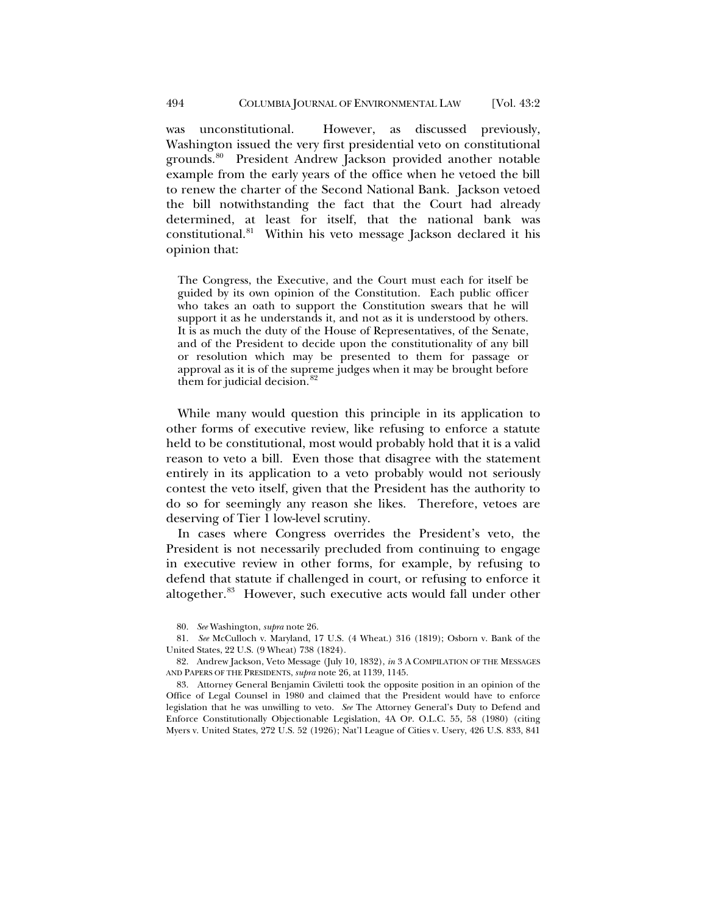was unconstitutional. However, as discussed previously, Washington issued the very first presidential veto on constitutional grounds.[80] President Andrew Jackson provided another notable example from the early years of the office when he vetoed the bill to renew the charter of the Second National Bank. Jackson vetoed the bill notwithstanding the fact that the Court had already determined, at least for itself, that the national bank was constitutional.[81] Within his veto message Jackson declared it his opinion that:

> The Congress, the Executive, and the Court must each for itself be guided by its own opinion of the Constitution. Each public officer who takes an oath to support the Constitution swears that he will support it as he understands it, and not as it is understood by others. It is as much the duty of the House of Representatives, of the Senate, and of the President to decide upon the constitutionality of any bill or resolution which may be presented to them for passage or approval as it is of the supreme judges when it may be brought before them for judicial decision.[82]

While many would question this principle in its application to other forms of executive review, like refusing to enforce a statute held to be constitutional, most would probably hold that it is a valid reason to veto a bill. Even those that disagree with the statement entirely in its application to a veto probably would not seriously contest the veto itself, given that the President has the authority to do so for seemingly any reason she likes. Therefore, vetoes are deserving of Tier 1 low-level scrutiny.

In cases where Congress overrides the President's veto, the President is not necessarily precluded from continuing to engage in executive review in other forms, for example, by refusing to defend that statute if challenged in court, or refusing to enforce it altogether.[83] However, such executive acts would fall under other

80. *See* Washington, *supra* note 26.

81. *See* McCulloch v. Maryland, 17 U.S. (4 Wheat.) 316 (1819); Osborn v. Bank of the United States, 22 U.S. (9 Wheat) 738 (1824).

82. Andrew Jackson, Veto Message (July 10, 1832), *in* 3 A COMPILATION OF THE MESSAGES AND PAPERS OF THE PRESIDENTS, *supra* note 26, at 1139, 1145.

83. Attorney General Benjamin Civiletti took the opposite position in an opinion of the Office of Legal Counsel in 1980 and claimed that the President would have to enforce legislation that he was unwilling to veto. *See* The Attorney General's Duty to Defend and Enforce Constitutionally Objectionable Legislation, 4A OP. O.L.C. 55, 58 (1980) (citing Myers v. United States, 272 U.S. 52 (1926); Nat'l League of Cities v. Usery, 426 U.S. 833, 841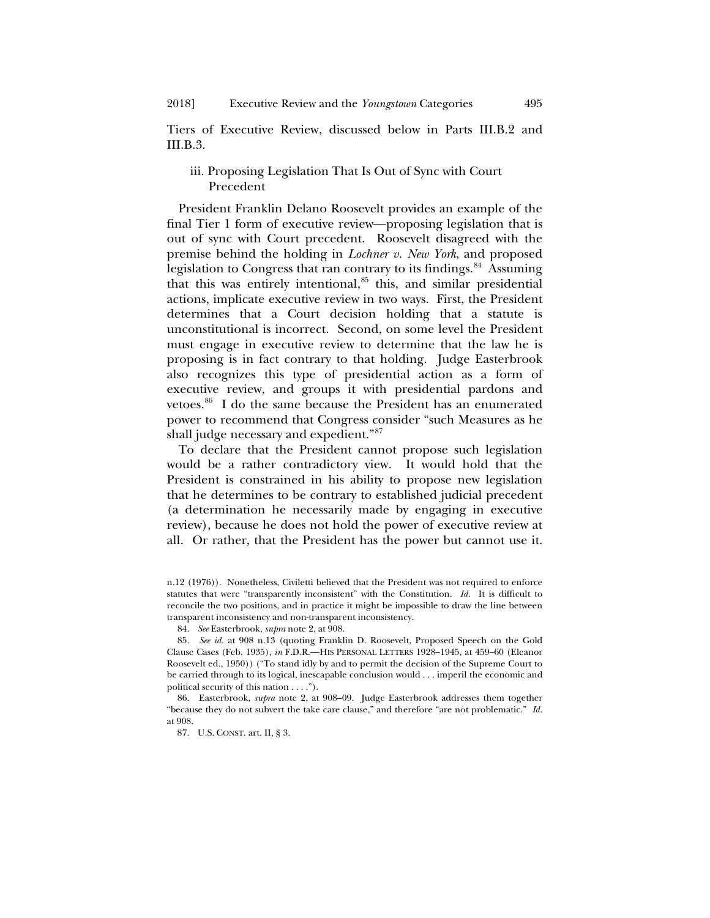Tiers of Executive Review, discussed below in Parts III.B.2 and III.B.3.

#### iii. Proposing Legislation That Is Out of Sync with Court Precedent

President Franklin Delano Roosevelt provides an example of the final Tier 1 form of executive review—proposing legislation that is out of sync with Court precedent. Roosevelt disagreed with the premise behind the holding in *Lochner v. New York*, and proposed legislation to Congress that ran contrary to its findings.[84] Assuming that this was entirely intentional,[85] this, and similar presidential actions, implicate executive review in two ways. First, the President determines that a Court decision holding that a statute is unconstitutional is incorrect. Second, on some level the President must engage in executive review to determine that the law he is proposing is in fact contrary to that holding. Judge Easterbrook also recognizes this type of presidential action as a form of executive review, and groups it with presidential pardons and vetoes.[86] I do the same because the President has an enumerated power to recommend that Congress consider "such Measures as he shall judge necessary and expedient."[87]

To declare that the President cannot propose such legislation would be a rather contradictory view. It would hold that the President is constrained in his ability to propose new legislation that he determines to be contrary to established judicial precedent (a determination he necessarily made by engaging in executive review), because he does not hold the power of executive review at all. Or rather, that the President has the power but cannot use it.

---

n.12 (1976)). Nonetheless, Civiletti believed that the President was not required to enforce statutes that were "transparently inconsistent" with the Constitution. *Id.* It is difficult to reconcile the two positions, and in practice it might be impossible to draw the line between transparent inconsistency and non-transparent inconsistency.

84. *See* Easterbrook, *supra* note 2, at 908.

85. *See id.* at 908 n.13 (quoting Franklin D. Roosevelt, Proposed Speech on the Gold Clause Cases (Feb. 1935), *in* F.D.R.—HIS PERSONAL LETTERS 1928–1945, at 459–60 (Eleanor Roosevelt ed., 1950)) ("To stand idly by and to permit the decision of the Supreme Court to be carried through to its logical, inescapable conclusion would . . . imperil the economic and political security of this nation . . . .").

86. Easterbrook, *supra* note 2, at 908–09. Judge Easterbrook addresses them together "because they do not subvert the take care clause," and therefore "are not problematic." *Id.* at 908.

87. U.S. CONST. art. II, § 3.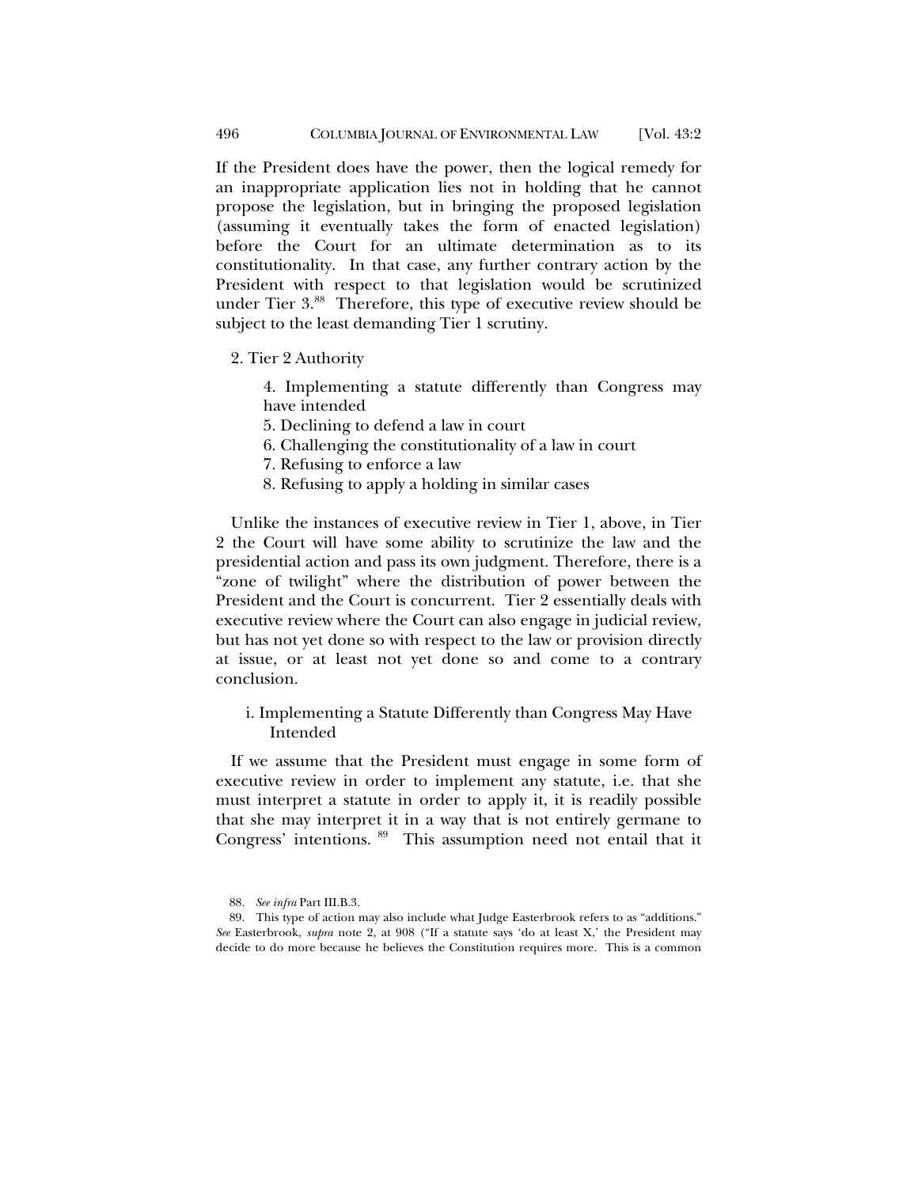If the President does have the power, then the logical remedy for an inappropriate application lies not in holding that he cannot propose the legislation, but in bringing the proposed legislation (assuming it eventually takes the form of enacted legislation) before the Court for an ultimate determination as to its constitutionality. In that case, any further contrary action by the President with respect to that legislation would be scrutinized under Tier 3.[88] Therefore, this type of executive review should be subject to the least demanding Tier 1 scrutiny.

2. Tier 2 Authority

> 4. Implementing a statute differently than Congress may have intended
> 5. Declining to defend a law in court
> 6. Challenging the constitutionality of a law in court
> 7. Refusing to enforce a law
> 8. Refusing to apply a holding in similar cases

Unlike the instances of executive review in Tier 1, above, in Tier 2 the Court will have some ability to scrutinize the law and the presidential action and pass its own judgment. Therefore, there is a "zone of twilight" where the distribution of power between the President and the Court is concurrent. Tier 2 essentially deals with executive review where the Court can also engage in judicial review, but has not yet done so with respect to the law or provision directly at issue, or at least not yet done so and come to a contrary conclusion.

i. Implementing a Statute Differently than Congress May Have Intended

If we assume that the President must engage in some form of executive review in order to implement any statute, i.e. that she must interpret a statute in order to apply it, it is readily possible that she may interpret it in a way that is not entirely germane to Congress' intentions.[89] This assumption need not entail that it

88. *See infra* Part III.B.3.

89. This type of action may also include what Judge Easterbrook refers to as "additions." *See* Easterbrook, *supra* note 2, at 908 ("If a statute says 'do at least X,' the President may decide to do more because he believes the Constitution requires more. This is a common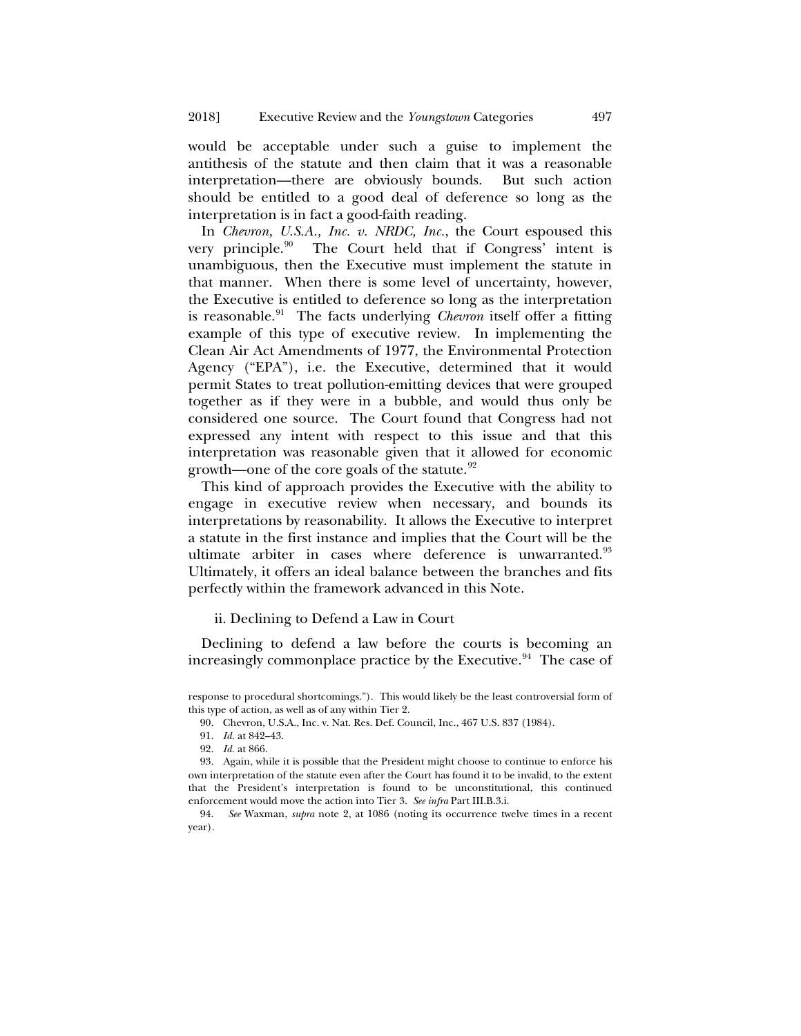would be acceptable under such a guise to implement the antithesis of the statute and then claim that it was a reasonable interpretation—there are obviously bounds. But such action should be entitled to a good deal of deference so long as the interpretation is in fact a good-faith reading.

In *Chevron, U.S.A., Inc. v. NRDC, Inc.*, the Court espoused this very principle.[90] The Court held that if Congress' intent is unambiguous, then the Executive must implement the statute in that manner. When there is some level of uncertainty, however, the Executive is entitled to deference so long as the interpretation is reasonable.[91] The facts underlying *Chevron* itself offer a fitting example of this type of executive review. In implementing the Clean Air Act Amendments of 1977, the Environmental Protection Agency ("EPA"), i.e. the Executive, determined that it would permit States to treat pollution-emitting devices that were grouped together as if they were in a bubble, and would thus only be considered one source. The Court found that Congress had not expressed any intent with respect to this issue and that this interpretation was reasonable given that it allowed for economic growth—one of the core goals of the statute.[92]

This kind of approach provides the Executive with the ability to engage in executive review when necessary, and bounds its interpretations by reasonability. It allows the Executive to interpret a statute in the first instance and implies that the Court will be the ultimate arbiter in cases where deference is unwarranted.[93] Ultimately, it offers an ideal balance between the branches and fits perfectly within the framework advanced in this Note.

#### ii. Declining to Defend a Law in Court

Declining to defend a law before the courts is becoming an increasingly commonplace practice by the Executive.[94] The case of

---

response to procedural shortcomings."). This would likely be the least controversial form of this type of action, as well as of any within Tier 2.

90. Chevron, U.S.A., Inc. v. Nat. Res. Def. Council, Inc., 467 U.S. 837 (1984).

91. *Id.* at 842–43.

92. *Id.* at 866.

93. Again, while it is possible that the President might choose to continue to enforce his own interpretation of the statute even after the Court has found it to be invalid, to the extent that the President's interpretation is found to be unconstitutional, this continued enforcement would move the action into Tier 3. *See infra* Part III.B.3.i.

94. *See* Waxman, *supra* note 2, at 1086 (noting its occurrence twelve times in a recent year).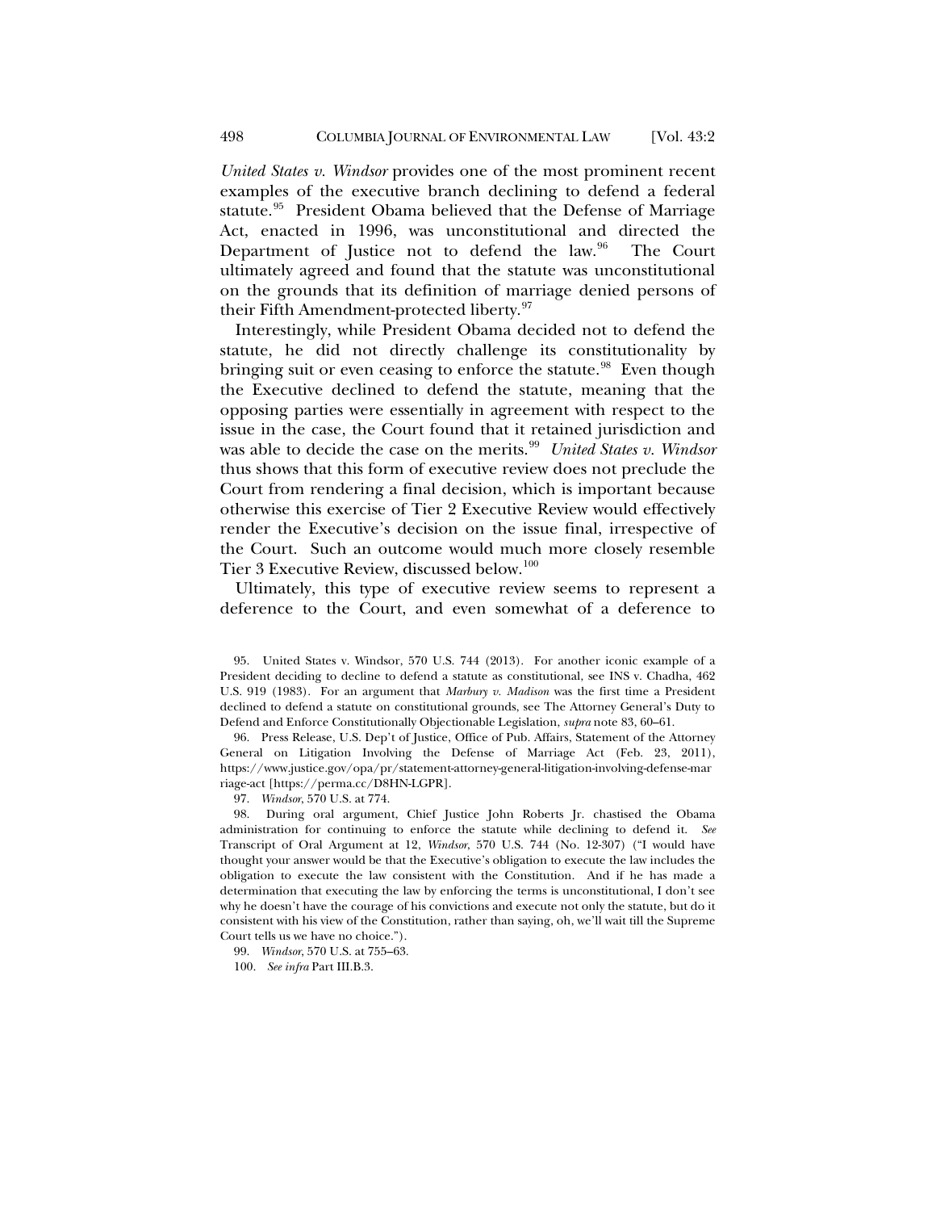*United States v. Windsor* provides one of the most prominent recent examples of the executive branch declining to defend a federal statute.[95] President Obama believed that the Defense of Marriage Act, enacted in 1996, was unconstitutional and directed the Department of Justice not to defend the law.[96] The Court ultimately agreed and found that the statute was unconstitutional on the grounds that its definition of marriage denied persons of their Fifth Amendment-protected liberty.[97]

Interestingly, while President Obama decided not to defend the statute, he did not directly challenge its constitutionality by bringing suit or even ceasing to enforce the statute.[98] Even though the Executive declined to defend the statute, meaning that the opposing parties were essentially in agreement with respect to the issue in the case, the Court found that it retained jurisdiction and was able to decide the case on the merits.[99] *United States v. Windsor* thus shows that this form of executive review does not preclude the Court from rendering a final decision, which is important because otherwise this exercise of Tier 2 Executive Review would effectively render the Executive's decision on the issue final, irrespective of the Court. Such an outcome would much more closely resemble Tier 3 Executive Review, discussed below.[100]

Ultimately, this type of executive review seems to represent a deference to the Court, and even somewhat of a deference to

95. United States v. Windsor, 570 U.S. 744 (2013). For another iconic example of a President deciding to decline to defend a statute as constitutional, see INS v. Chadha, 462 U.S. 919 (1983). For an argument that *Marbury v. Madison* was the first time a President declined to defend a statute on constitutional grounds, see The Attorney General's Duty to Defend and Enforce Constitutionally Objectionable Legislation, *supra* note 83, 60–61.

96. Press Release, U.S. Dep't of Justice, Office of Pub. Affairs, Statement of the Attorney General on Litigation Involving the Defense of Marriage Act (Feb. 23, 2011), https://www.justice.gov/opa/pr/statement-attorney-general-litigation-involving-defense-marriage-act [https://perma.cc/D8HN-LGPR].

97. *Windsor*, 570 U.S. at 774.

98. During oral argument, Chief Justice John Roberts Jr. chastised the Obama administration for continuing to enforce the statute while declining to defend it. *See* Transcript of Oral Argument at 12, *Windsor*, 570 U.S. 744 (No. 12-307) ("I would have thought your answer would be that the Executive's obligation to execute the law includes the obligation to execute the law consistent with the Constitution. And if he has made a determination that executing the law by enforcing the terms is unconstitutional, I don't see why he doesn't have the courage of his convictions and execute not only the statute, but do it consistent with his view of the Constitution, rather than saying, oh, we'll wait till the Supreme Court tells us we have no choice.").

99. *Windsor*, 570 U.S. at 755–63.

100. *See infra* Part III.B.3.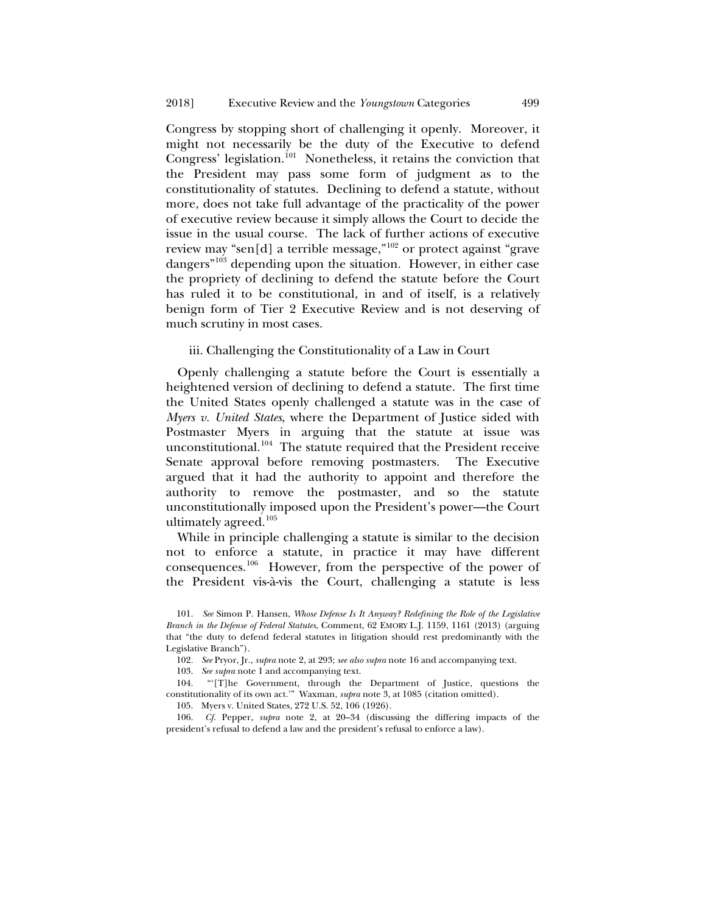Congress by stopping short of challenging it openly. Moreover, it might not necessarily be the duty of the Executive to defend Congress' legislation.[101] Nonetheless, it retains the conviction that the President may pass some form of judgment as to the constitutionality of statutes. Declining to defend a statute, without more, does not take full advantage of the practicality of the power of executive review because it simply allows the Court to decide the issue in the usual course. The lack of further actions of executive review may "sen[d] a terrible message,"[102] or protect against "grave dangers"[103] depending upon the situation. However, in either case the propriety of declining to defend the statute before the Court has ruled it to be constitutional, in and of itself, is a relatively benign form of Tier 2 Executive Review and is not deserving of much scrutiny in most cases.

iii. Challenging the Constitutionality of a Law in Court

Openly challenging a statute before the Court is essentially a heightened version of declining to defend a statute. The first time the United States openly challenged a statute was in the case of *Myers v. United States*, where the Department of Justice sided with Postmaster Myers in arguing that the statute at issue was unconstitutional.[104] The statute required that the President receive Senate approval before removing postmasters. The Executive argued that it had the authority to appoint and therefore the authority to remove the postmaster, and so the statute unconstitutionally imposed upon the President's power—the Court ultimately agreed.[105]

While in principle challenging a statute is similar to the decision not to enforce a statute, in practice it may have different consequences.[106] However, from the perspective of the power of the President vis-à-vis the Court, challenging a statute is less

101. *See* Simon P. Hansen, *Whose Defense Is It Anyway? Redefining the Role of the Legislative Branch in the Defense of Federal Statutes*, Comment, 62 EMORY L.J. 1159, 1161 (2013) (arguing that "the duty to defend federal statutes in litigation should rest predominantly with the Legislative Branch").

102. *See* Pryor, Jr., *supra* note 2, at 293; *see also supra* note 16 and accompanying text.

103. *See supra* note 1 and accompanying text.

104. "'[T]he Government, through the Department of Justice, questions the constitutionality of its own act.'" Waxman, *supra* note 3, at 1085 (citation omitted).

105. Myers v. United States, 272 U.S. 52, 106 (1926).

106. *Cf.* Pepper, *supra* note 2, at 20–34 (discussing the differing impacts of the president's refusal to defend a law and the president's refusal to enforce a law).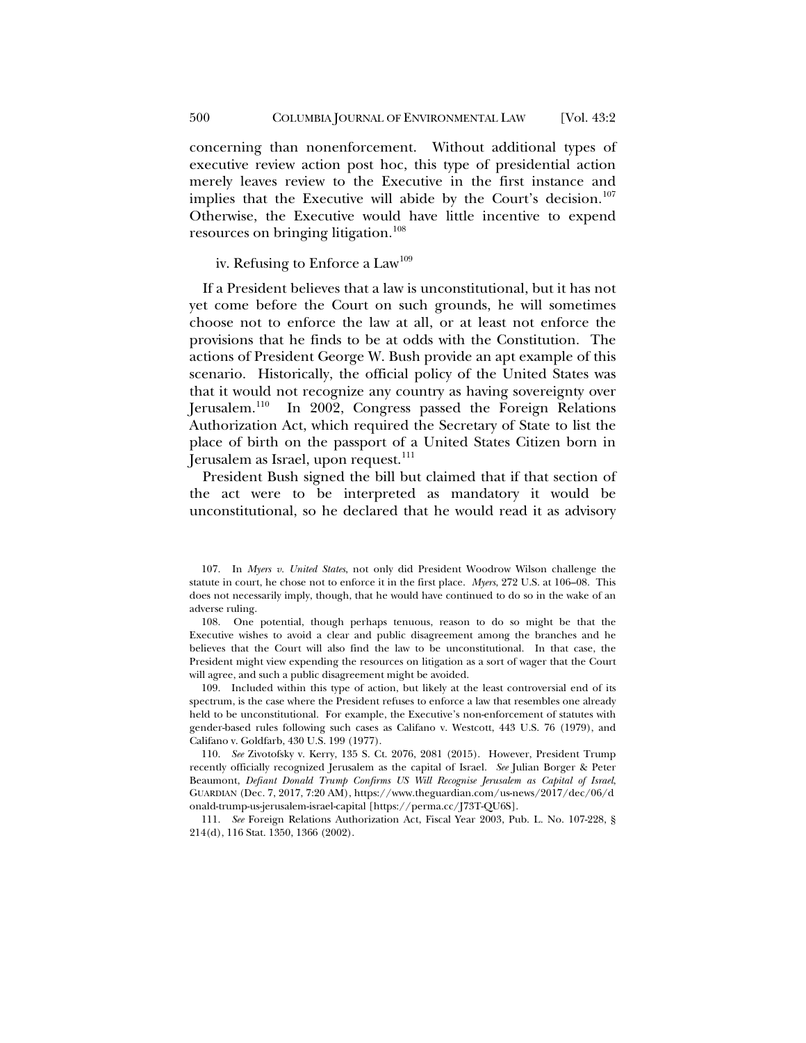concerning than nonenforcement. Without additional types of executive review action post hoc, this type of presidential action merely leaves review to the Executive in the first instance and implies that the Executive will abide by the Court's decision.[107] Otherwise, the Executive would have little incentive to expend resources on bringing litigation.[108]

#### iv. Refusing to Enforce a Law[109]

If a President believes that a law is unconstitutional, but it has not yet come before the Court on such grounds, he will sometimes choose not to enforce the law at all, or at least not enforce the provisions that he finds to be at odds with the Constitution. The actions of President George W. Bush provide an apt example of this scenario. Historically, the official policy of the United States was that it would not recognize any country as having sovereignty over Jerusalem.[110] In 2002, Congress passed the Foreign Relations Authorization Act, which required the Secretary of State to list the place of birth on the passport of a United States Citizen born in Jerusalem as Israel, upon request.[111]

President Bush signed the bill but claimed that if that section of the act were to be interpreted as mandatory it would be unconstitutional, so he declared that he would read it as advisory

---

107. In *Myers v. United States*, not only did President Woodrow Wilson challenge the statute in court, he chose not to enforce it in the first place. *Myers*, 272 U.S. at 106–08. This does not necessarily imply, though, that he would have continued to do so in the wake of an adverse ruling.

108. One potential, though perhaps tenuous, reason to do so might be that the Executive wishes to avoid a clear and public disagreement among the branches and he believes that the Court will also find the law to be unconstitutional. In that case, the President might view expending the resources on litigation as a sort of wager that the Court will agree, and such a public disagreement might be avoided.

109. Included within this type of action, but likely at the least controversial end of its spectrum, is the case where the President refuses to enforce a law that resembles one already held to be unconstitutional. For example, the Executive's non-enforcement of statutes with gender-based rules following such cases as Califano v. Westcott, 443 U.S. 76 (1979), and Califano v. Goldfarb, 430 U.S. 199 (1977).

110. *See* Zivotofsky v. Kerry, 135 S. Ct. 2076, 2081 (2015). However, President Trump recently officially recognized Jerusalem as the capital of Israel. *See* Julian Borger & Peter Beaumont, *Defiant Donald Trump Confirms US Will Recognise Jerusalem as Capital of Israel*, GUARDIAN (Dec. 7, 2017, 7:20 AM), https://www.theguardian.com/us-news/2017/dec/06/donald-trump-us-jerusalem-israel-capital [https://perma.cc/J73T-QU6S].

111. *See* Foreign Relations Authorization Act, Fiscal Year 2003, Pub. L. No. 107-228, § 214(d), 116 Stat. 1350, 1366 (2002).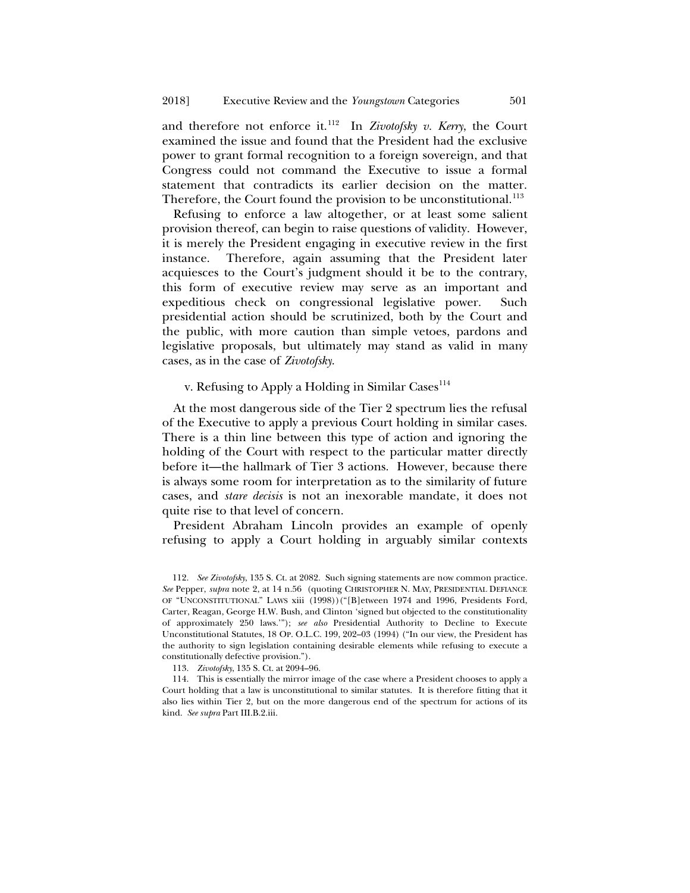and therefore not enforce it.[112] In *Zivotofsky v. Kerry*, the Court examined the issue and found that the President had the exclusive power to grant formal recognition to a foreign sovereign, and that Congress could not command the Executive to issue a formal statement that contradicts its earlier decision on the matter. Therefore, the Court found the provision to be unconstitutional.[113]

Refusing to enforce a law altogether, or at least some salient provision thereof, can begin to raise questions of validity. However, it is merely the President engaging in executive review in the first instance. Therefore, again assuming that the President later acquiesces to the Court's judgment should it be to the contrary, this form of executive review may serve as an important and expeditious check on congressional legislative power. Such presidential action should be scrutinized, both by the Court and the public, with more caution than simple vetoes, pardons and legislative proposals, but ultimately may stand as valid in many cases, as in the case of *Zivotofsky*.

#### v. Refusing to Apply a Holding in Similar Cases[114]

At the most dangerous side of the Tier 2 spectrum lies the refusal of the Executive to apply a previous Court holding in similar cases. There is a thin line between this type of action and ignoring the holding of the Court with respect to the particular matter directly before it—the hallmark of Tier 3 actions. However, because there is always some room for interpretation as to the similarity of future cases, and *stare decisis* is not an inexorable mandate, it does not quite rise to that level of concern.

President Abraham Lincoln provides an example of openly refusing to apply a Court holding in arguably similar contexts

---

112. *See Zivotofsky*, 135 S. Ct. at 2082. Such signing statements are now common practice. *See* Pepper, *supra* note 2, at 14 n.56 (quoting CHRISTOPHER N. MAY, PRESIDENTIAL DEFIANCE OF "UNCONSTITUTIONAL" LAWS xiii (1998)) ("[B]etween 1974 and 1996, Presidents Ford, Carter, Reagan, George H.W. Bush, and Clinton 'signed but objected to the constitutionality of approximately 250 laws.'"); *see also* Presidential Authority to Decline to Execute Unconstitutional Statutes, 18 OP. O.L.C. 199, 202–03 (1994) ("In our view, the President has the authority to sign legislation containing desirable elements while refusing to execute a constitutionally defective provision.").

113. *Zivotofsky*, 135 S. Ct. at 2094–96.

114. This is essentially the mirror image of the case where a President chooses to apply a Court holding that a law is unconstitutional to similar statutes. It is therefore fitting that it also lies within Tier 2, but on the more dangerous end of the spectrum for actions of its kind. *See supra* Part III.B.2.iii.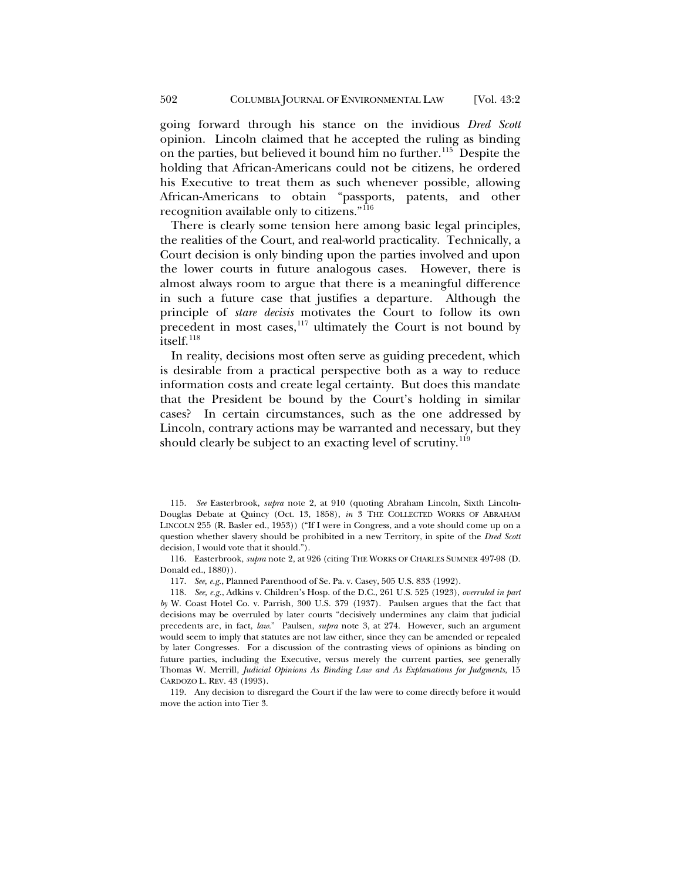going forward through his stance on the invidious *Dred Scott* opinion. Lincoln claimed that he accepted the ruling as binding on the parties, but believed it bound him no further.[115] Despite the holding that African-Americans could not be citizens, he ordered his Executive to treat them as such whenever possible, allowing African-Americans to obtain "passports, patents, and other recognition available only to citizens."[116]

There is clearly some tension here among basic legal principles, the realities of the Court, and real-world practicality. Technically, a Court decision is only binding upon the parties involved and upon the lower courts in future analogous cases. However, there is almost always room to argue that there is a meaningful difference in such a future case that justifies a departure. Although the principle of *stare decisis* motivates the Court to follow its own precedent in most cases,[117] ultimately the Court is not bound by itself.[118]

In reality, decisions most often serve as guiding precedent, which is desirable from a practical perspective both as a way to reduce information costs and create legal certainty. But does this mandate that the President be bound by the Court's holding in similar cases? In certain circumstances, such as the one addressed by Lincoln, contrary actions may be warranted and necessary, but they should clearly be subject to an exacting level of scrutiny.[119]

---

115. *See* Easterbrook, *supra* note 2, at 910 (quoting Abraham Lincoln, Sixth Lincoln-Douglas Debate at Quincy (Oct. 13, 1858), *in* 3 THE COLLECTED WORKS OF ABRAHAM LINCOLN 255 (R. Basler ed., 1953)) ("If I were in Congress, and a vote should come up on a question whether slavery should be prohibited in a new Territory, in spite of the *Dred Scott* decision, I would vote that it should.").

116. Easterbrook, *supra* note 2, at 926 (citing THE WORKS OF CHARLES SUMNER 497-98 (D. Donald ed., 1880)).

117. *See, e.g.*, Planned Parenthood of Se. Pa. v. Casey, 505 U.S. 833 (1992).

118. *See, e.g.*, Adkins v. Children's Hosp. of the D.C., 261 U.S. 525 (1923), *overruled in part by* W. Coast Hotel Co. v. Parrish, 300 U.S. 379 (1937). Paulsen argues that the fact that decisions may be overruled by later courts "decisively undermines any claim that judicial precedents are, in fact, *law*." Paulsen, *supra* note 3, at 274. However, such an argument would seem to imply that statutes are not law either, since they can be amended or repealed by later Congresses. For a discussion of the contrasting views of opinions as binding on future parties, including the Executive, versus merely the current parties, see generally Thomas W. Merrill, *Judicial Opinions As Binding Law and As Explanations for Judgments*, 15 CARDOZO L. REV. 43 (1993).

119. Any decision to disregard the Court if the law were to come directly before it would move the action into Tier 3.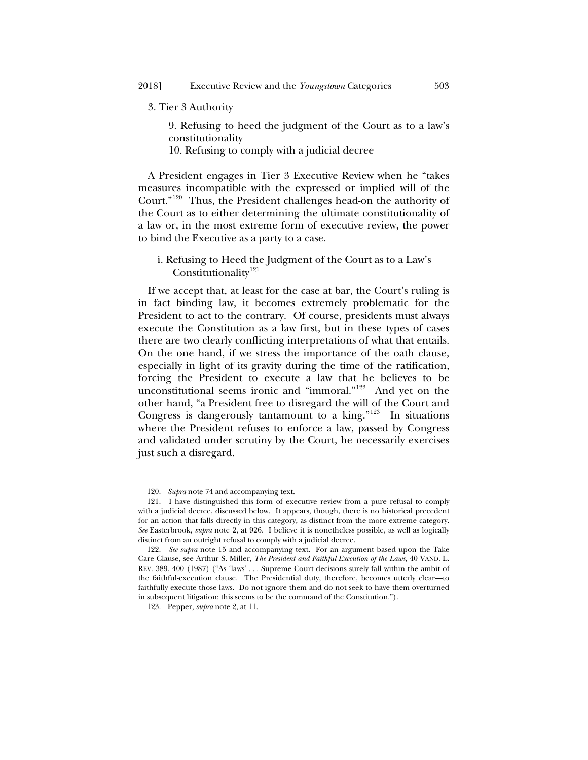3. Tier 3 Authority

9. Refusing to heed the judgment of the Court as to a law's constitutionality
10. Refusing to comply with a judicial decree

A President engages in Tier 3 Executive Review when he "takes measures incompatible with the expressed or implied will of the Court."[120] Thus, the President challenges head-on the authority of the Court as to either determining the ultimate constitutionality of a law or, in the most extreme form of executive review, the power to bind the Executive as a party to a case.

i. Refusing to Heed the Judgment of the Court as to a Law's Constitutionality[121]

If we accept that, at least for the case at bar, the Court's ruling is in fact binding law, it becomes extremely problematic for the President to act to the contrary. Of course, presidents must always execute the Constitution as a law first, but in these types of cases there are two clearly conflicting interpretations of what that entails. On the one hand, if we stress the importance of the oath clause, especially in light of its gravity during the time of the ratification, forcing the President to execute a law that he believes to be unconstitutional seems ironic and "immoral."[122] And yet on the other hand, "a President free to disregard the will of the Court and Congress is dangerously tantamount to a king."[123] In situations where the President refuses to enforce a law, passed by Congress and validated under scrutiny by the Court, he necessarily exercises just such a disregard.

120. *Supra* note 74 and accompanying text.

121. I have distinguished this form of executive review from a pure refusal to comply with a judicial decree, discussed below. It appears, though, there is no historical precedent for an action that falls directly in this category, as distinct from the more extreme category. *See* Easterbrook, *supra* note 2, at 926. I believe it is nonetheless possible, as well as logically distinct from an outright refusal to comply with a judicial decree.

122. *See supra* note 15 and accompanying text. For an argument based upon the Take Care Clause, see Arthur S. Miller, *The President and Faithful Execution of the Laws*, 40 VAND. L. REV. 389, 400 (1987) ("As 'laws' . . . Supreme Court decisions surely fall within the ambit of the faithful-execution clause. The Presidential duty, therefore, becomes utterly clear—to faithfully execute those laws. Do not ignore them and do not seek to have them overturned in subsequent litigation: this seems to be the command of the Constitution.").

123. Pepper, *supra* note 2, at 11.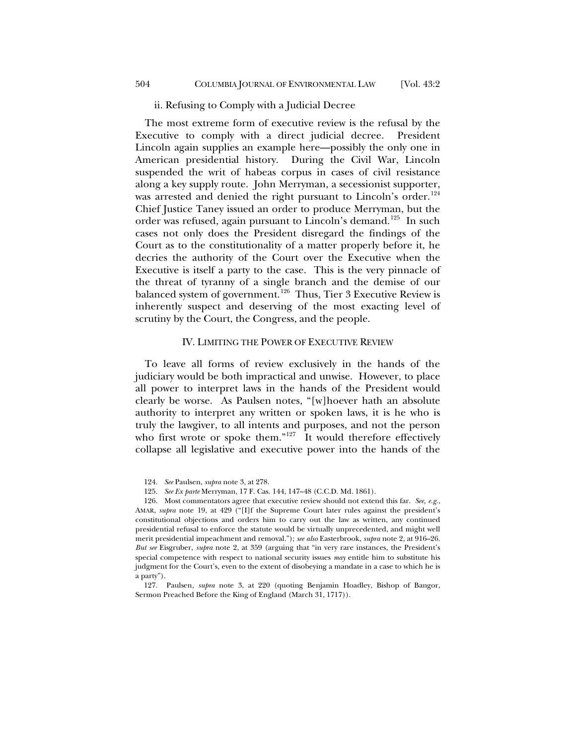ii. Refusing to Comply with a Judicial Decree

The most extreme form of executive review is the refusal by the Executive to comply with a direct judicial decree. President Lincoln again supplies an example here—possibly the only one in American presidential history. During the Civil War, Lincoln suspended the writ of habeas corpus in cases of civil resistance along a key supply route. John Merryman, a secessionist supporter, was arrested and denied the right pursuant to Lincoln's order.[124] Chief Justice Taney issued an order to produce Merryman, but the order was refused, again pursuant to Lincoln's demand.[125] In such cases not only does the President disregard the findings of the Court as to the constitutionality of a matter properly before it, he decries the authority of the Court over the Executive when the Executive is itself a party to the case. This is the very pinnacle of the threat of tyranny of a single branch and the demise of our balanced system of government.[126] Thus, Tier 3 Executive Review is inherently suspect and deserving of the most exacting level of scrutiny by the Court, the Congress, and the people.

## IV. LIMITING THE POWER OF EXECUTIVE REVIEW

To leave all forms of review exclusively in the hands of the judiciary would be both impractical and unwise. However, to place all power to interpret laws in the hands of the President would clearly be worse. As Paulsen notes, "[w]hoever hath an absolute authority to interpret any written or spoken laws, it is he who is truly the lawgiver, to all intents and purposes, and not the person who first wrote or spoke them."[127] It would therefore effectively collapse all legislative and executive power into the hands of the

124. *See* Paulsen, *supra* note 3, at 278.

125. *See Ex parte* Merryman, 17 F. Cas. 144, 147–48 (C.C.D. Md. 1861).

126. Most commentators agree that executive review should not extend this far. *See, e.g.*, AMAR, *supra* note 19, at 429 ("[I]f the Supreme Court later rules against the president's constitutional objections and orders him to carry out the law as written, any continued presidential refusal to enforce the statute would be virtually unprecedented, and might well merit presidential impeachment and removal."); *see also* Easterbrook, *supra* note 2, at 916–26. *But see* Eisgruber, *supra* note 2, at 359 (arguing that "in very rare instances, the President's special competence with respect to national security issues *may* entitle him to substitute his judgment for the Court's, even to the extent of disobeying a mandate in a case to which he is a party").

127. Paulsen, *supra* note 3, at 220 (quoting Benjamin Hoadley, Bishop of Bangor, Sermon Preached Before the King of England (March 31, 1717)).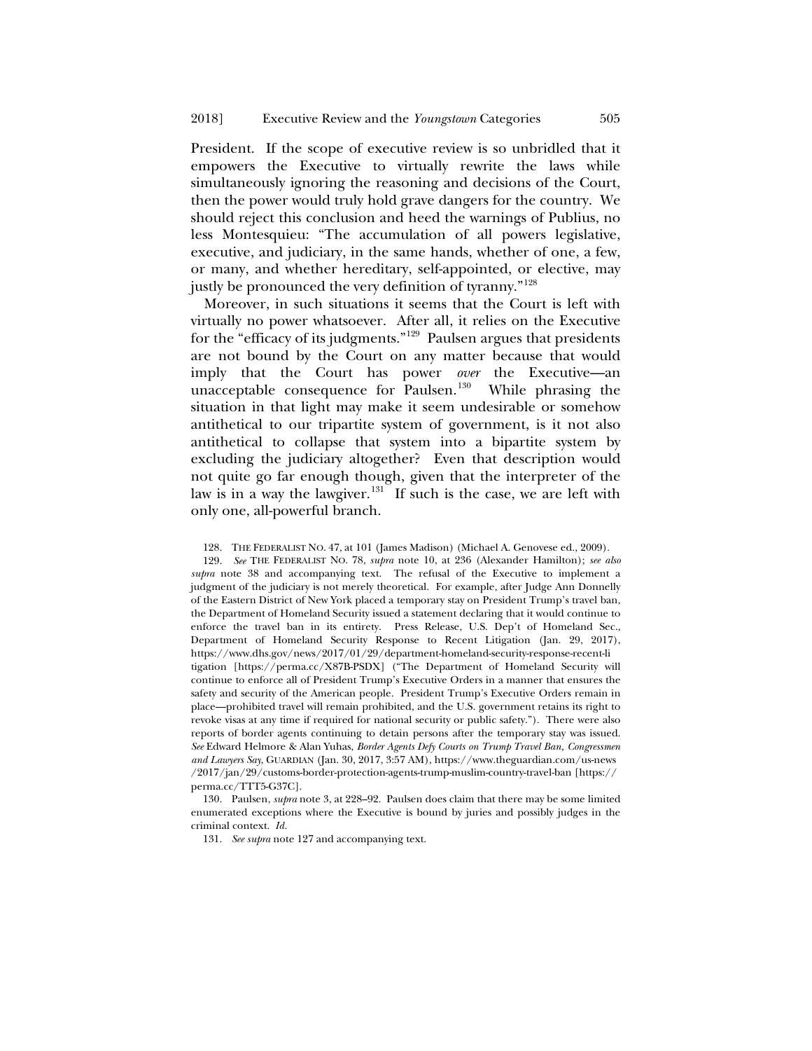President. If the scope of executive review is so unbridled that it empowers the Executive to virtually rewrite the laws while simultaneously ignoring the reasoning and decisions of the Court, then the power would truly hold grave dangers for the country. We should reject this conclusion and heed the warnings of Publius, no less Montesquieu: "The accumulation of all powers legislative, executive, and judiciary, in the same hands, whether of one, a few, or many, and whether hereditary, self-appointed, or elective, may justly be pronounced the very definition of tyranny."[128]

Moreover, in such situations it seems that the Court is left with virtually no power whatsoever. After all, it relies on the Executive for the "efficacy of its judgments."[129] Paulsen argues that presidents are not bound by the Court on any matter because that would imply that the Court has power *over* the Executive—an unacceptable consequence for Paulsen.[130] While phrasing the situation in that light may make it seem undesirable or somehow antithetical to our tripartite system of government, is it not also antithetical to collapse that system into a bipartite system by excluding the judiciary altogether? Even that description would not quite go far enough though, given that the interpreter of the law is in a way the lawgiver.[131] If such is the case, we are left with only one, all-powerful branch.

128. THE FEDERALIST NO. 47, at 101 (James Madison) (Michael A. Genovese ed., 2009).

129. *See* THE FEDERALIST NO. 78, *supra* note 10, at 236 (Alexander Hamilton); *see also supra* note 38 and accompanying text. The refusal of the Executive to implement a judgment of the judiciary is not merely theoretical. For example, after Judge Ann Donnelly of the Eastern District of New York placed a temporary stay on President Trump's travel ban, the Department of Homeland Security issued a statement declaring that it would continue to enforce the travel ban in its entirety. Press Release, U.S. Dep't of Homeland Sec., Department of Homeland Security Response to Recent Litigation (Jan. 29, 2017), https://www.dhs.gov/news/2017/01/29/department-homeland-security-response-recent-litigation [https://perma.cc/X87B-PSDX] ("The Department of Homeland Security will continue to enforce all of President Trump's Executive Orders in a manner that ensures the safety and security of the American people. President Trump's Executive Orders remain in place—prohibited travel will remain prohibited, and the U.S. government retains its right to revoke visas at any time if required for national security or public safety."). There were also reports of border agents continuing to detain persons after the temporary stay was issued. *See* Edward Helmore & Alan Yuhas, *Border Agents Defy Courts on Trump Travel Ban, Congressmen and Lawyers Say*, GUARDIAN (Jan. 30, 2017, 3:57 AM), https://www.theguardian.com/us-news/2017/jan/29/customs-border-protection-agents-trump-muslim-country-travel-ban [https://perma.cc/TTT5-G37C].

130. Paulsen, *supra* note 3, at 228–92. Paulsen does claim that there may be some limited enumerated exceptions where the Executive is bound by juries and possibly judges in the criminal context. *Id.*

131. *See supra* note 127 and accompanying text.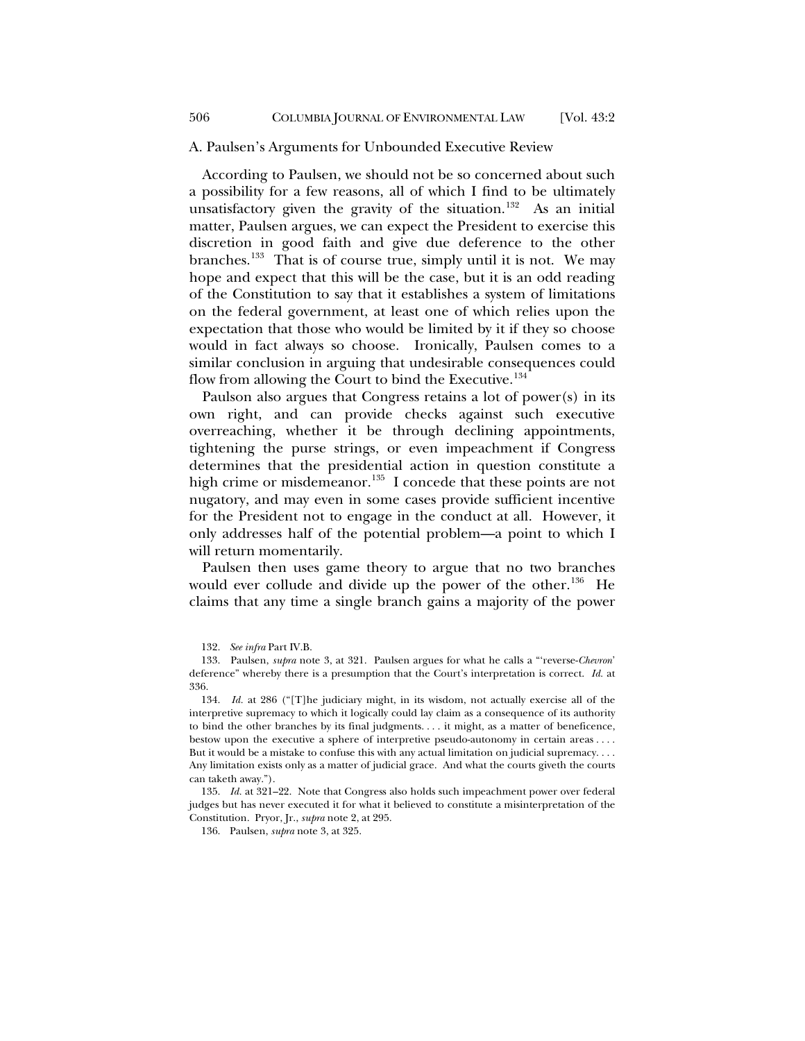### A. Paulsen's Arguments for Unbounded Executive Review

According to Paulsen, we should not be so concerned about such a possibility for a few reasons, all of which I find to be ultimately unsatisfactory given the gravity of the situation.[132] As an initial matter, Paulsen argues, we can expect the President to exercise this discretion in good faith and give due deference to the other branches.[133] That is of course true, simply until it is not. We may hope and expect that this will be the case, but it is an odd reading of the Constitution to say that it establishes a system of limitations on the federal government, at least one of which relies upon the expectation that those who would be limited by it if they so choose would in fact always so choose. Ironically, Paulsen comes to a similar conclusion in arguing that undesirable consequences could flow from allowing the Court to bind the Executive.[134]

Paulson also argues that Congress retains a lot of power(s) in its own right, and can provide checks against such executive overreaching, whether it be through declining appointments, tightening the purse strings, or even impeachment if Congress determines that the presidential action in question constitute a high crime or misdemeanor.[135] I concede that these points are not nugatory, and may even in some cases provide sufficient incentive for the President not to engage in the conduct at all. However, it only addresses half of the potential problem—a point to which I will return momentarily.

Paulsen then uses game theory to argue that no two branches would ever collude and divide up the power of the other.[136] He claims that any time a single branch gains a majority of the power

---

132. *See infra* Part IV.B.

133. Paulsen, *supra* note 3, at 321. Paulsen argues for what he calls a "'reverse-*Chevron*' deference" whereby there is a presumption that the Court's interpretation is correct. *Id.* at 336.

134. *Id.* at 286 ("[T]he judiciary might, in its wisdom, not actually exercise all of the interpretive supremacy to which it logically could lay claim as a consequence of its authority to bind the other branches by its final judgments. . . . it might, as a matter of beneficence, bestow upon the executive a sphere of interpretive pseudo-autonomy in certain areas . . . . But it would be a mistake to confuse this with any actual limitation on judicial supremacy. . . . Any limitation exists only as a matter of judicial grace. And what the courts giveth the courts can taketh away.").

135. *Id.* at 321–22. Note that Congress also holds such impeachment power over federal judges but has never executed it for what it believed to constitute a misinterpretation of the Constitution. Pryor, Jr., *supra* note 2, at 295.

136. Paulsen, *supra* note 3, at 325.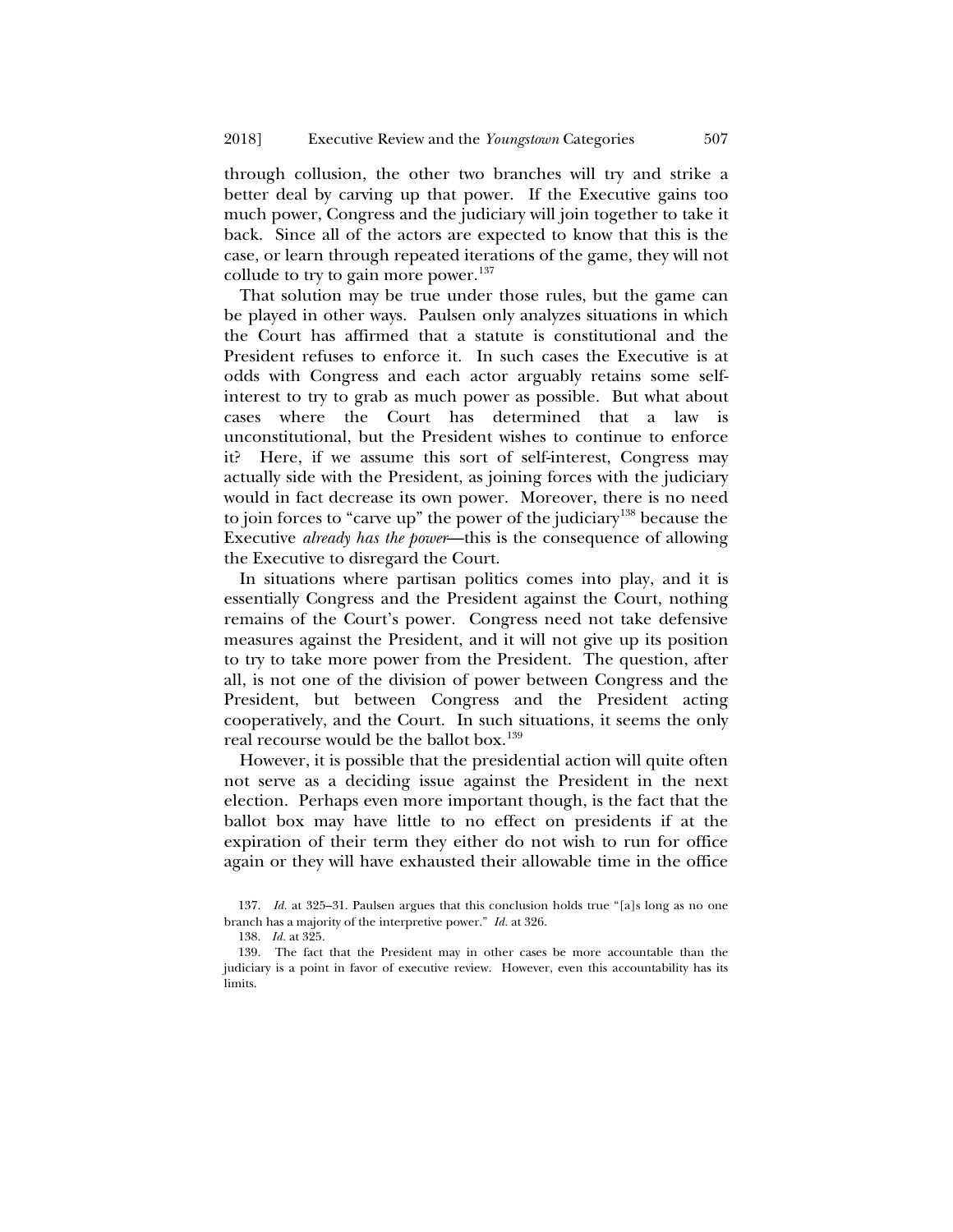through collusion, the other two branches will try and strike a better deal by carving up that power. If the Executive gains too much power, Congress and the judiciary will join together to take it back. Since all of the actors are expected to know that this is the case, or learn through repeated iterations of the game, they will not collude to try to gain more power.[137]

That solution may be true under those rules, but the game can be played in other ways. Paulsen only analyzes situations in which the Court has affirmed that a statute is constitutional and the President refuses to enforce it. In such cases the Executive is at odds with Congress and each actor arguably retains some self-interest to try to grab as much power as possible. But what about cases where the Court has determined that a law is unconstitutional, but the President wishes to continue to enforce it? Here, if we assume this sort of self-interest, Congress may actually side with the President, as joining forces with the judiciary would in fact decrease its own power. Moreover, there is no need to join forces to "carve up" the power of the judiciary[138] because the Executive *already has the power*—this is the consequence of allowing the Executive to disregard the Court.

In situations where partisan politics comes into play, and it is essentially Congress and the President against the Court, nothing remains of the Court's power. Congress need not take defensive measures against the President, and it will not give up its position to try to take more power from the President. The question, after all, is not one of the division of power between Congress and the President, but between Congress and the President acting cooperatively, and the Court. In such situations, it seems the only real recourse would be the ballot box.[139]

However, it is possible that the presidential action will quite often not serve as a deciding issue against the President in the next election. Perhaps even more important though, is the fact that the ballot box may have little to no effect on presidents if at the expiration of their term they either do not wish to run for office again or they will have exhausted their allowable time in the office

---

137. *Id.* at 325–31. Paulsen argues that this conclusion holds true "[a]s long as no one branch has a majority of the interpretive power." *Id.* at 326.

138. *Id.* at 325.

139. The fact that the President may in other cases be more accountable than the judiciary is a point in favor of executive review. However, even this accountability has its limits.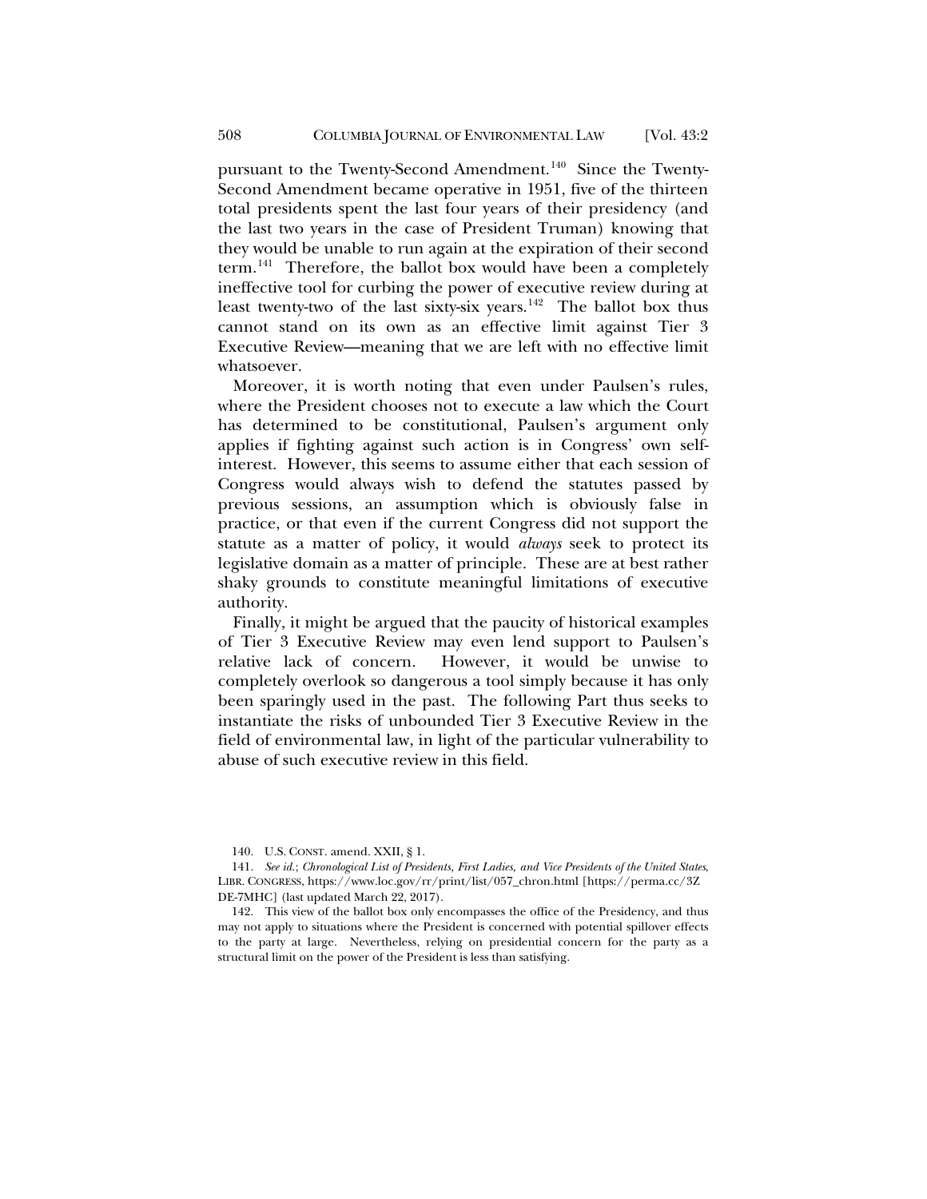pursuant to the Twenty-Second Amendment.[140] Since the Twenty-Second Amendment became operative in 1951, five of the thirteen total presidents spent the last four years of their presidency (and the last two years in the case of President Truman) knowing that they would be unable to run again at the expiration of their second term.[141] Therefore, the ballot box would have been a completely ineffective tool for curbing the power of executive review during at least twenty-two of the last sixty-six years.[142] The ballot box thus cannot stand on its own as an effective limit against Tier 3 Executive Review—meaning that we are left with no effective limit whatsoever.

Moreover, it is worth noting that even under Paulsen's rules, where the President chooses not to execute a law which the Court has determined to be constitutional, Paulsen's argument only applies if fighting against such action is in Congress' own self-interest. However, this seems to assume either that each session of Congress would always wish to defend the statutes passed by previous sessions, an assumption which is obviously false in practice, or that even if the current Congress did not support the statute as a matter of policy, it would *always* seek to protect its legislative domain as a matter of principle. These are at best rather shaky grounds to constitute meaningful limitations of executive authority.

Finally, it might be argued that the paucity of historical examples of Tier 3 Executive Review may even lend support to Paulsen's relative lack of concern. However, it would be unwise to completely overlook so dangerous a tool simply because it has only been sparingly used in the past. The following Part thus seeks to instantiate the risks of unbounded Tier 3 Executive Review in the field of environmental law, in light of the particular vulnerability to abuse of such executive review in this field.

---

140. U.S. CONST. amend. XXII, § 1.

141. *See id.*; *Chronological List of Presidents, First Ladies, and Vice Presidents of the United States*, LIBR. CONGRESS, https://www.loc.gov/rr/print/list/057_chron.html [https://perma.cc/3ZDE-7MHC] (last updated March 22, 2017).

142. This view of the ballot box only encompasses the office of the Presidency, and thus may not apply to situations where the President is concerned with potential spillover effects to the party at large. Nevertheless, relying on presidential concern for the party as a structural limit on the power of the President is less than satisfying.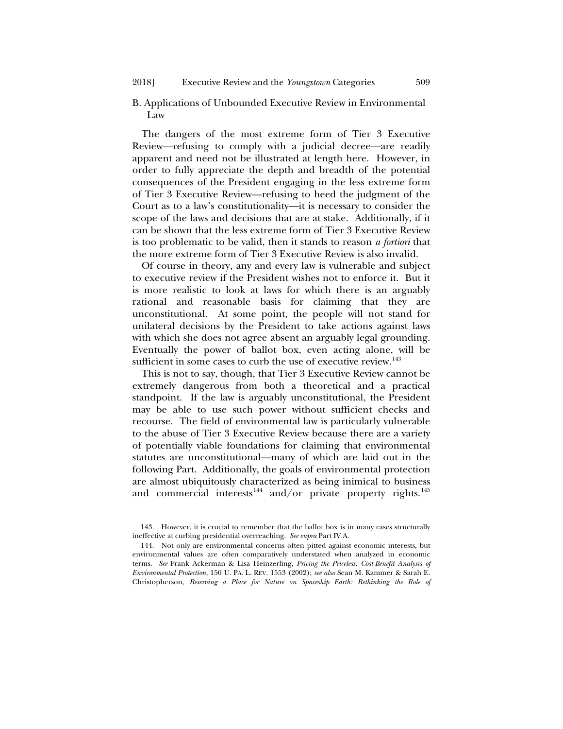## B. Applications of Unbounded Executive Review in Environmental Law

The dangers of the most extreme form of Tier 3 Executive Review—refusing to comply with a judicial decree—are readily apparent and need not be illustrated at length here. However, in order to fully appreciate the depth and breadth of the potential consequences of the President engaging in the less extreme form of Tier 3 Executive Review—refusing to heed the judgment of the Court as to a law's constitutionality—it is necessary to consider the scope of the laws and decisions that are at stake. Additionally, if it can be shown that the less extreme form of Tier 3 Executive Review is too problematic to be valid, then it stands to reason *a fortiori* that the more extreme form of Tier 3 Executive Review is also invalid.

Of course in theory, any and every law is vulnerable and subject to executive review if the President wishes not to enforce it. But it is more realistic to look at laws for which there is an arguably rational and reasonable basis for claiming that they are unconstitutional. At some point, the people will not stand for unilateral decisions by the President to take actions against laws with which she does not agree absent an arguably legal grounding. Eventually the power of ballot box, even acting alone, will be sufficient in some cases to curb the use of executive review.[143]

This is not to say, though, that Tier 3 Executive Review cannot be extremely dangerous from both a theoretical and a practical standpoint. If the law is arguably unconstitutional, the President may be able to use such power without sufficient checks and recourse. The field of environmental law is particularly vulnerable to the abuse of Tier 3 Executive Review because there are a variety of potentially viable foundations for claiming that environmental statutes are unconstitutional—many of which are laid out in the following Part. Additionally, the goals of environmental protection are almost ubiquitously characterized as being inimical to business and commercial interests[144] and/or private property rights.[145]

143. However, it is crucial to remember that the ballot box is in many cases structurally ineffective at curbing presidential overreaching. *See supra* Part IV.A.

144. Not only are environmental concerns often pitted against economic interests, but environmental values are often comparatively understated when analyzed in economic terms. *See* Frank Ackerman & Lisa Heinzerling, *Pricing the Priceless: Cost-Benefit Analysis of Environmental Protection*, 150 U. PA. L. REV. 1553 (2002); *see also* Sean M. Kammer & Sarah E. Christopherson, *Reserving a Place for Nature on Spaceship Earth: Rethinking the Role of*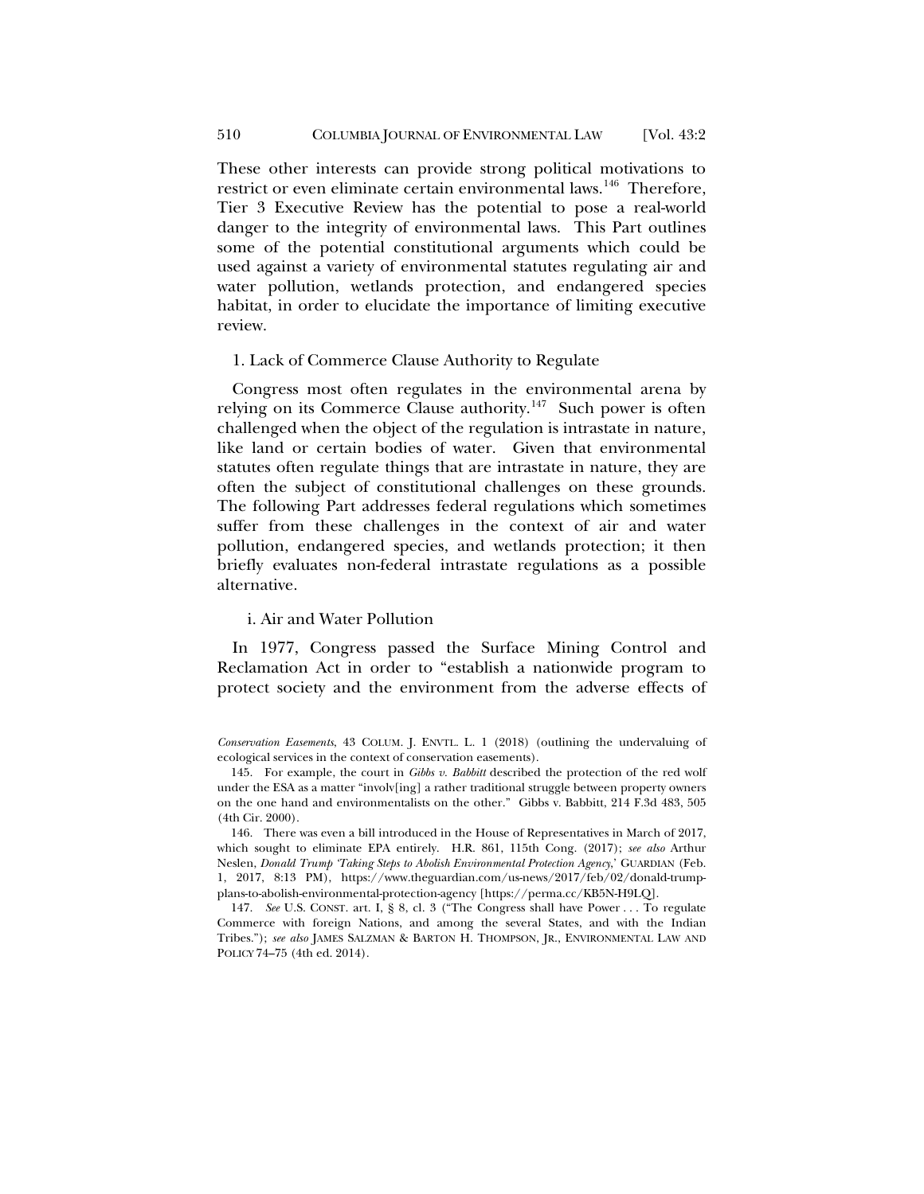These other interests can provide strong political motivations to restrict or even eliminate certain environmental laws.[146] Therefore, Tier 3 Executive Review has the potential to pose a real-world danger to the integrity of environmental laws. This Part outlines some of the potential constitutional arguments which could be used against a variety of environmental statutes regulating air and water pollution, wetlands protection, and endangered species habitat, in order to elucidate the importance of limiting executive review.

#### 1. Lack of Commerce Clause Authority to Regulate

Congress most often regulates in the environmental arena by relying on its Commerce Clause authority.[147] Such power is often challenged when the object of the regulation is intrastate in nature, like land or certain bodies of water. Given that environmental statutes often regulate things that are intrastate in nature, they are often the subject of constitutional challenges on these grounds. The following Part addresses federal regulations which sometimes suffer from these challenges in the context of air and water pollution, endangered species, and wetlands protection; it then briefly evaluates non-federal intrastate regulations as a possible alternative.

##### i. Air and Water Pollution

In 1977, Congress passed the Surface Mining Control and Reclamation Act in order to "establish a nationwide program to protect society and the environment from the adverse effects of

---

*Conservation Easements*, 43 COLUM. J. ENVTL. L. 1 (2018) (outlining the undervaluing of ecological services in the context of conservation easements).

145. For example, the court in *Gibbs v. Babbitt* described the protection of the red wolf under the ESA as a matter "involv[ing] a rather traditional struggle between property owners on the one hand and environmentalists on the other." Gibbs v. Babbitt, 214 F.3d 483, 505 (4th Cir. 2000).

146. There was even a bill introduced in the House of Representatives in March of 2017, which sought to eliminate EPA entirely. H.R. 861, 115th Cong. (2017); *see also* Arthur Neslen, *Donald Trump 'Taking Steps to Abolish Environmental Protection Agency*,' GUARDIAN (Feb. 1, 2017, 8:13 PM), https://www.theguardian.com/us-news/2017/feb/02/donald-trump-plans-to-abolish-environmental-protection-agency [https://perma.cc/KB5N-H9LQ].

147. *See* U.S. CONST. art. I, § 8, cl. 3 ("The Congress shall have Power . . . To regulate Commerce with foreign Nations, and among the several States, and with the Indian Tribes."); *see also* JAMES SALZMAN & BARTON H. THOMPSON, JR., ENVIRONMENTAL LAW AND POLICY 74–75 (4th ed. 2014).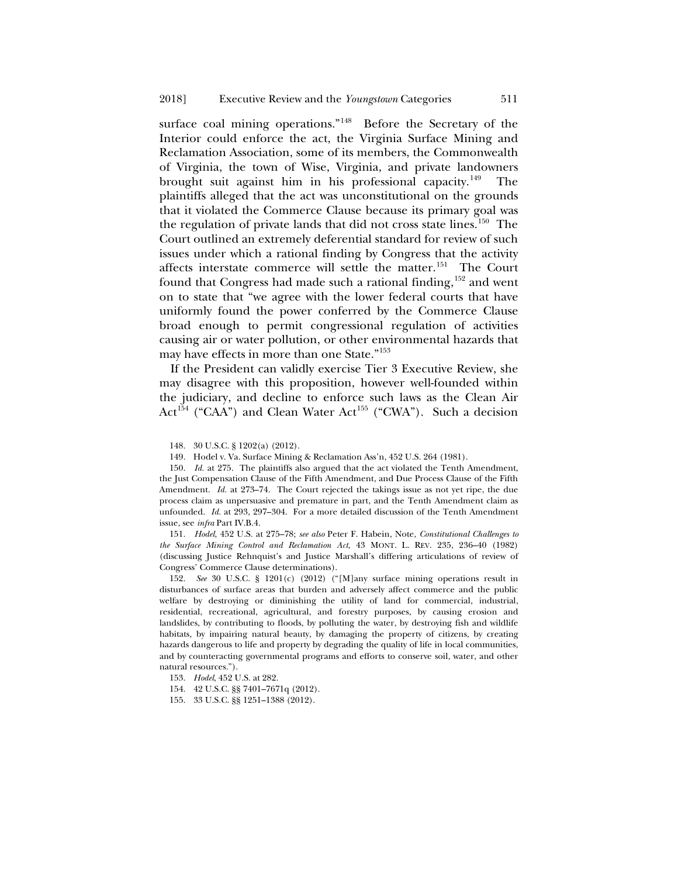surface coal mining operations."[148] Before the Secretary of the Interior could enforce the act, the Virginia Surface Mining and Reclamation Association, some of its members, the Commonwealth of Virginia, the town of Wise, Virginia, and private landowners brought suit against him in his professional capacity.[149] The plaintiffs alleged that the act was unconstitutional on the grounds that it violated the Commerce Clause because its primary goal was the regulation of private lands that did not cross state lines.[150] The Court outlined an extremely deferential standard for review of such issues under which a rational finding by Congress that the activity affects interstate commerce will settle the matter.[151] The Court found that Congress had made such a rational finding,[152] and went on to state that "we agree with the lower federal courts that have uniformly found the power conferred by the Commerce Clause broad enough to permit congressional regulation of activities causing air or water pollution, or other environmental hazards that may have effects in more than one State."[153]

If the President can validly exercise Tier 3 Executive Review, she may disagree with this proposition, however well-founded within the judiciary, and decline to enforce such laws as the Clean Air Act[154] ("CAA") and Clean Water Act[155] ("CWA"). Such a decision

148. 30 U.S.C. § 1202(a) (2012).

149. Hodel v. Va. Surface Mining & Reclamation Ass'n, 452 U.S. 264 (1981).

150. *Id.* at 275. The plaintiffs also argued that the act violated the Tenth Amendment, the Just Compensation Clause of the Fifth Amendment, and Due Process Clause of the Fifth Amendment. *Id.* at 273–74. The Court rejected the takings issue as not yet ripe, the due process claim as unpersuasive and premature in part, and the Tenth Amendment claim as unfounded. *Id.* at 293, 297–304. For a more detailed discussion of the Tenth Amendment issue, see *infra* Part IV.B.4.

151. *Hodel*, 452 U.S. at 275–78; *see also* Peter F. Habein, Note, *Constitutional Challenges to the Surface Mining Control and Reclamation Act*, 43 MONT. L. REV. 235, 236–40 (1982) (discussing Justice Rehnquist's and Justice Marshall's differing articulations of review of Congress' Commerce Clause determinations).

152. *See* 30 U.S.C. § 1201(c) (2012) ("[M]any surface mining operations result in disturbances of surface areas that burden and adversely affect commerce and the public welfare by destroying or diminishing the utility of land for commercial, industrial, residential, recreational, agricultural, and forestry purposes, by causing erosion and landslides, by contributing to floods, by polluting the water, by destroying fish and wildlife habitats, by impairing natural beauty, by damaging the property of citizens, by creating hazards dangerous to life and property by degrading the quality of life in local communities, and by counteracting governmental programs and efforts to conserve soil, water, and other natural resources.").

153. *Hodel*, 452 U.S. at 282.

154. 42 U.S.C. §§ 7401–7671q (2012).

155. 33 U.S.C. §§ 1251–1388 (2012).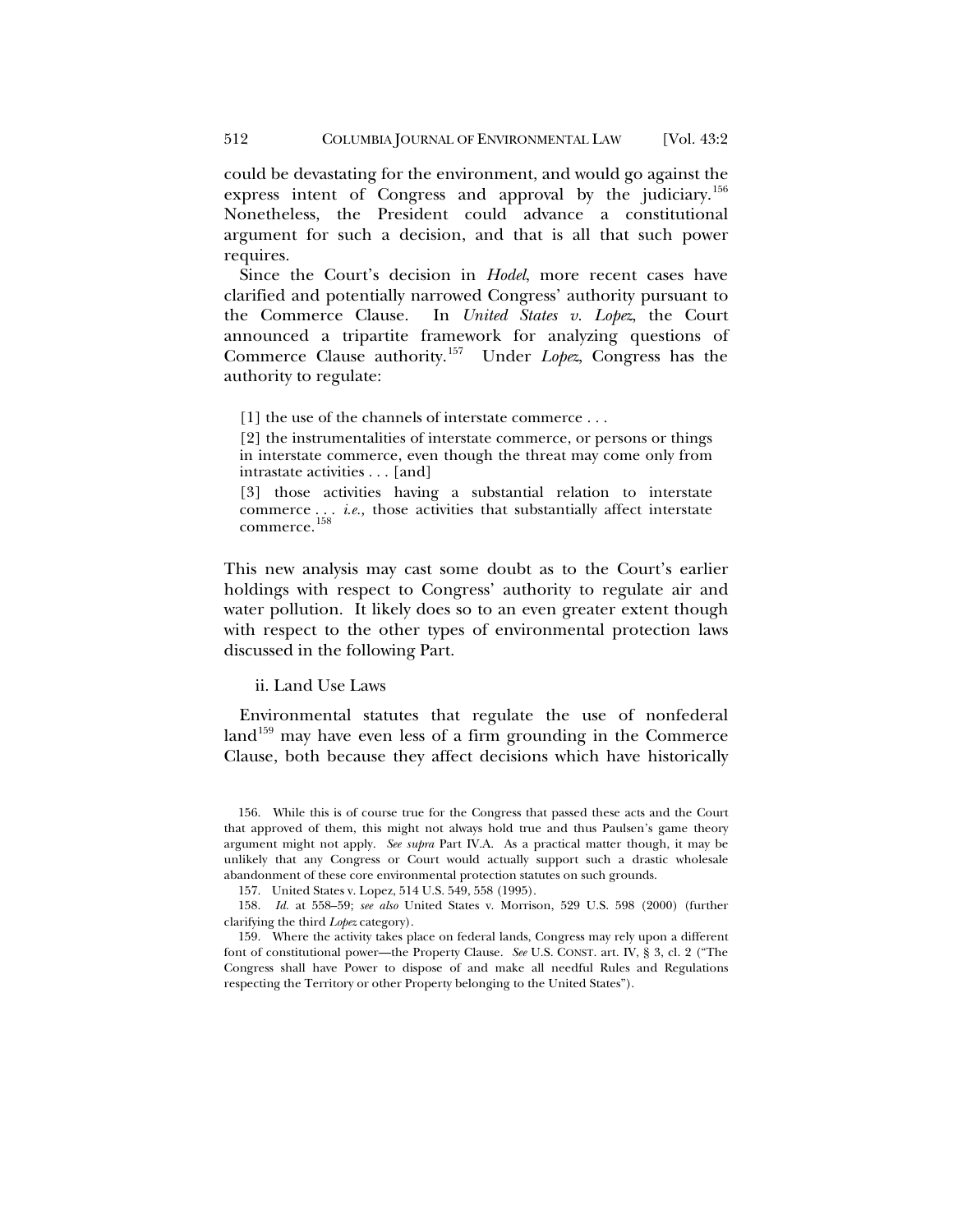could be devastating for the environment, and would go against the express intent of Congress and approval by the judiciary.[156] Nonetheless, the President could advance a constitutional argument for such a decision, and that is all that such power requires.

Since the Court's decision in *Hodel*, more recent cases have clarified and potentially narrowed Congress' authority pursuant to the Commerce Clause. In *United States v. Lopez*, the Court announced a tripartite framework for analyzing questions of Commerce Clause authority.[157] Under *Lopez*, Congress has the authority to regulate:

> [1] the use of the channels of interstate commerce . . .
>
> [2] the instrumentalities of interstate commerce, or persons or things in interstate commerce, even though the threat may come only from intrastate activities . . . [and]
>
> [3] those activities having a substantial relation to interstate commerce . . . *i.e.,* those activities that substantially affect interstate commerce.[158]

This new analysis may cast some doubt as to the Court's earlier holdings with respect to Congress' authority to regulate air and water pollution. It likely does so to an even greater extent though with respect to the other types of environmental protection laws discussed in the following Part.

### ii. Land Use Laws

Environmental statutes that regulate the use of nonfederal land[159] may have even less of a firm grounding in the Commerce Clause, both because they affect decisions which have historically

---

156. While this is of course true for the Congress that passed these acts and the Court that approved of them, this might not always hold true and thus Paulsen's game theory argument might not apply. *See supra* Part IV.A. As a practical matter though, it may be unlikely that any Congress or Court would actually support such a drastic wholesale abandonment of these core environmental protection statutes on such grounds.

157. United States v. Lopez, 514 U.S. 549, 558 (1995).

158. *Id.* at 558–59; *see also* United States v. Morrison, 529 U.S. 598 (2000) (further clarifying the third *Lopez* category).

159. Where the activity takes place on federal lands, Congress may rely upon a different font of constitutional power—the Property Clause. *See* U.S. CONST. art. IV, § 3, cl. 2 ("The Congress shall have Power to dispose of and make all needful Rules and Regulations respecting the Territory or other Property belonging to the United States").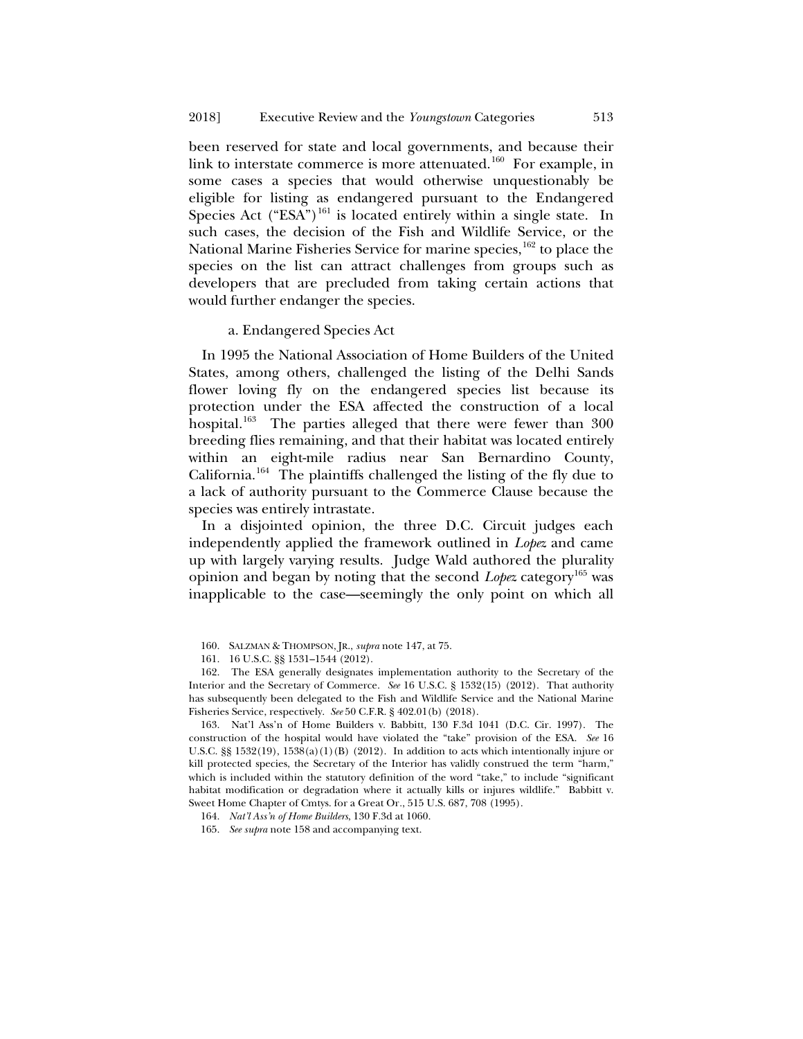been reserved for state and local governments, and because their link to interstate commerce is more attenuated.[160] For example, in some cases a species that would otherwise unquestionably be eligible for listing as endangered pursuant to the Endangered Species Act ("ESA")[161] is located entirely within a single state. In such cases, the decision of the Fish and Wildlife Service, or the National Marine Fisheries Service for marine species,[162] to place the species on the list can attract challenges from groups such as developers that are precluded from taking certain actions that would further endanger the species.

a. Endangered Species Act

In 1995 the National Association of Home Builders of the United States, among others, challenged the listing of the Delhi Sands flower loving fly on the endangered species list because its protection under the ESA affected the construction of a local hospital.[163] The parties alleged that there were fewer than 300 breeding flies remaining, and that their habitat was located entirely within an eight-mile radius near San Bernardino County, California.[164] The plaintiffs challenged the listing of the fly due to a lack of authority pursuant to the Commerce Clause because the species was entirely intrastate.

In a disjointed opinion, the three D.C. Circuit judges each independently applied the framework outlined in *Lopez* and came up with largely varying results. Judge Wald authored the plurality opinion and began by noting that the second *Lopez* category[165] was inapplicable to the case—seemingly the only point on which all

160. SALZMAN & THOMPSON, JR., *supra* note 147, at 75.

161. 16 U.S.C. §§ 1531–1544 (2012).

162. The ESA generally designates implementation authority to the Secretary of the Interior and the Secretary of Commerce. *See* 16 U.S.C. § 1532(15) (2012). That authority has subsequently been delegated to the Fish and Wildlife Service and the National Marine Fisheries Service, respectively. *See* 50 C.F.R. § 402.01(b) (2018).

163. Nat'l Ass'n of Home Builders v. Babbitt, 130 F.3d 1041 (D.C. Cir. 1997). The construction of the hospital would have violated the "take" provision of the ESA. *See* 16 U.S.C. §§ 1532(19), 1538(a)(1)(B) (2012). In addition to acts which intentionally injure or kill protected species, the Secretary of the Interior has validly construed the term "harm," which is included within the statutory definition of the word "take," to include "significant habitat modification or degradation where it actually kills or injures wildlife." Babbitt v. Sweet Home Chapter of Cmtys. for a Great Or., 515 U.S. 687, 708 (1995).

164. *Nat'l Ass'n of Home Builders*, 130 F.3d at 1060.

165. *See supra* note 158 and accompanying text.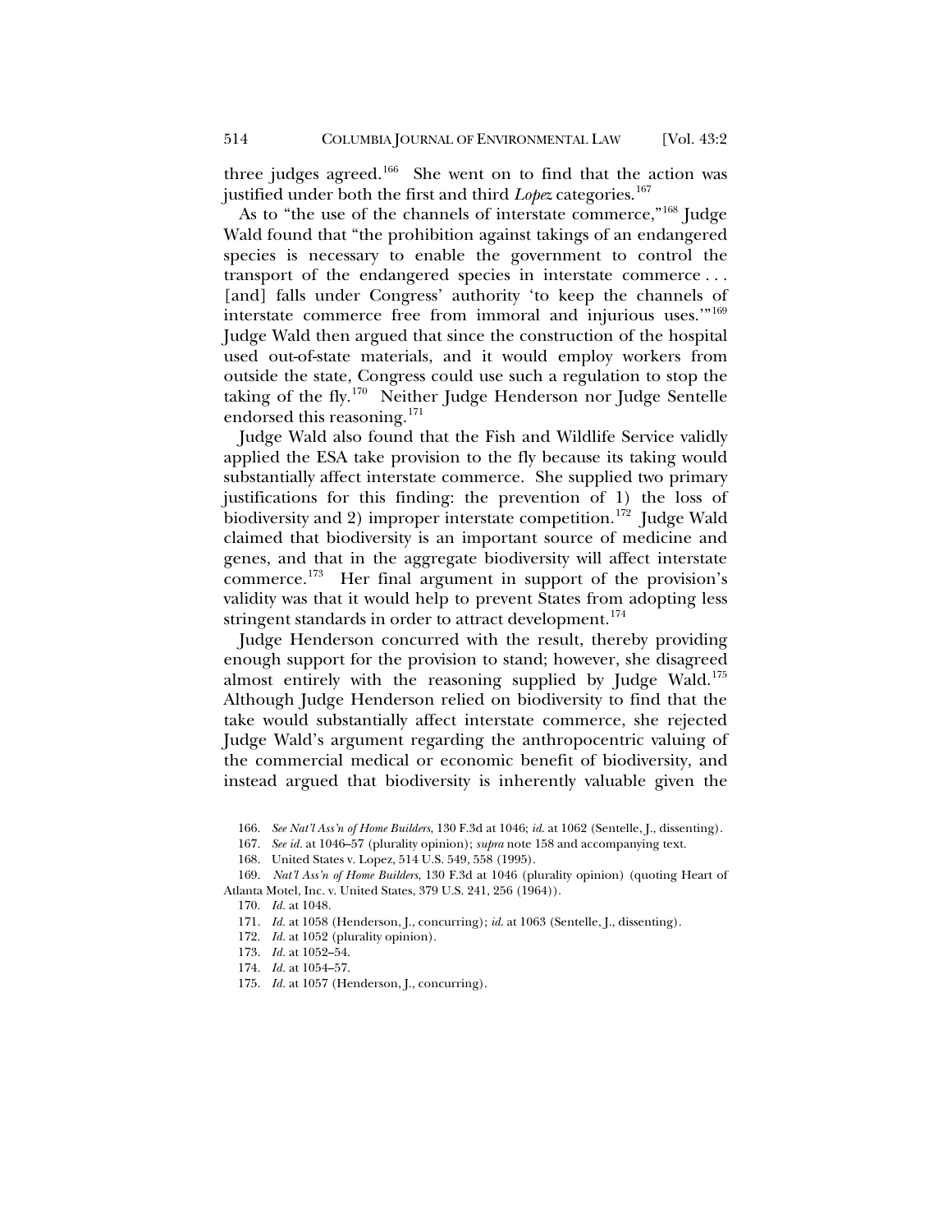three judges agreed.[166] She went on to find that the action was justified under both the first and third *Lopez* categories.[167]

As to "the use of the channels of interstate commerce,"[168] Judge Wald found that "the prohibition against takings of an endangered species is necessary to enable the government to control the transport of the endangered species in interstate commerce . . . [and] falls under Congress' authority 'to keep the channels of interstate commerce free from immoral and injurious uses.'"[169] Judge Wald then argued that since the construction of the hospital used out-of-state materials, and it would employ workers from outside the state, Congress could use such a regulation to stop the taking of the fly.[170] Neither Judge Henderson nor Judge Sentelle endorsed this reasoning.[171]

Judge Wald also found that the Fish and Wildlife Service validly applied the ESA take provision to the fly because its taking would substantially affect interstate commerce. She supplied two primary justifications for this finding: the prevention of 1) the loss of biodiversity and 2) improper interstate competition.[172] Judge Wald claimed that biodiversity is an important source of medicine and genes, and that in the aggregate biodiversity will affect interstate commerce.[173] Her final argument in support of the provision's validity was that it would help to prevent States from adopting less stringent standards in order to attract development.[174]

Judge Henderson concurred with the result, thereby providing enough support for the provision to stand; however, she disagreed almost entirely with the reasoning supplied by Judge Wald.[175] Although Judge Henderson relied on biodiversity to find that the take would substantially affect interstate commerce, she rejected Judge Wald's argument regarding the anthropocentric valuing of the commercial medical or economic benefit of biodiversity, and instead argued that biodiversity is inherently valuable given the

166. *See Nat'l Ass'n of Home Builders*, 130 F.3d at 1046; *id.* at 1062 (Sentelle, J., dissenting).

167. *See id.* at 1046–57 (plurality opinion); *supra* note 158 and accompanying text.

168. United States v. Lopez, 514 U.S. 549, 558 (1995).

169. *Nat'l Ass'n of Home Builders*, 130 F.3d at 1046 (plurality opinion) (quoting Heart of Atlanta Motel, Inc. v. United States, 379 U.S. 241, 256 (1964)).

170. *Id.* at 1048.

171. *Id.* at 1058 (Henderson, J., concurring); *id.* at 1063 (Sentelle, J., dissenting).

172. *Id.* at 1052 (plurality opinion).

173. *Id.* at 1052–54.

174. *Id.* at 1054–57.

175. *Id.* at 1057 (Henderson, J., concurring).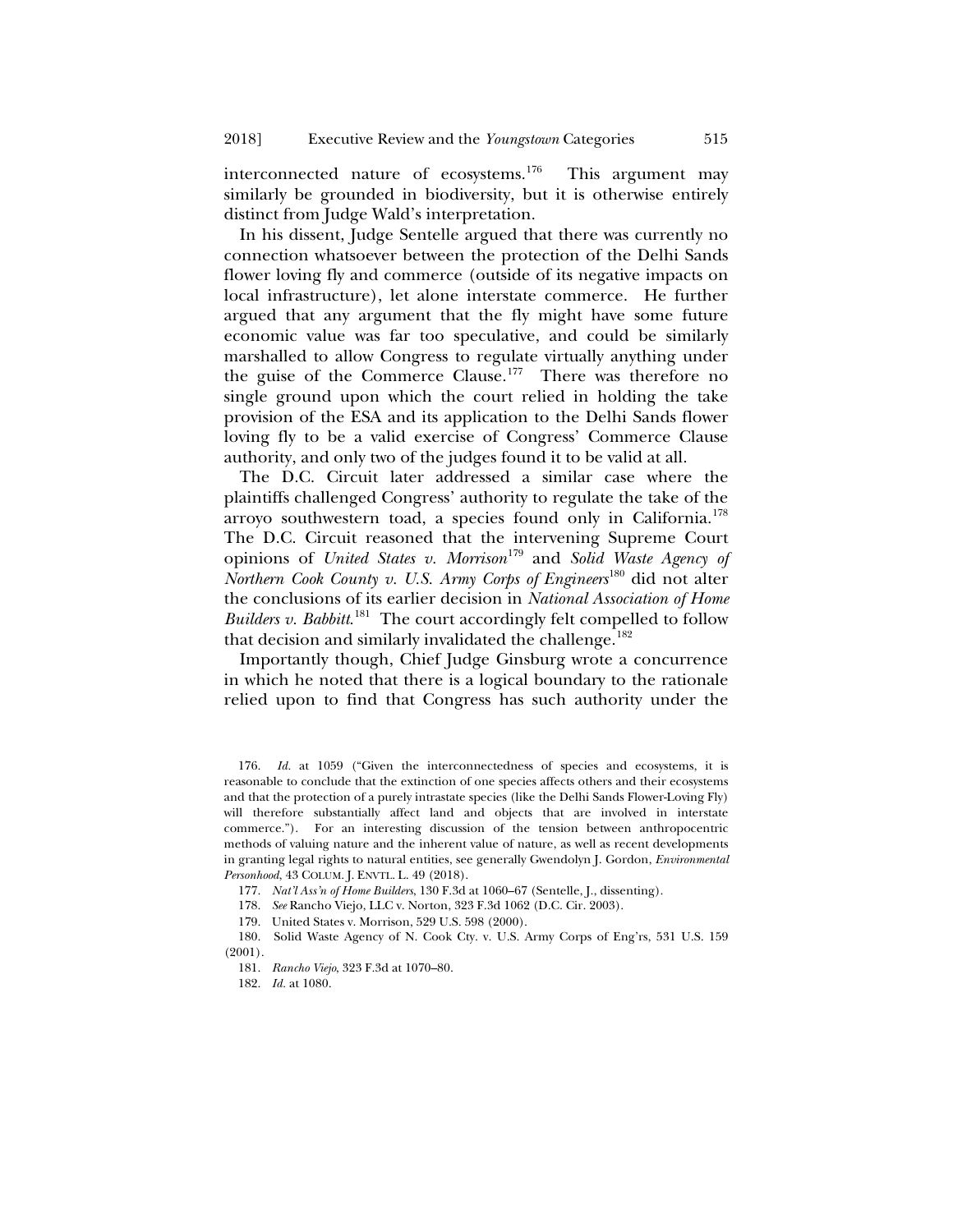interconnected nature of ecosystems.[176] This argument may similarly be grounded in biodiversity, but it is otherwise entirely distinct from Judge Wald's interpretation.

In his dissent, Judge Sentelle argued that there was currently no connection whatsoever between the protection of the Delhi Sands flower loving fly and commerce (outside of its negative impacts on local infrastructure), let alone interstate commerce. He further argued that any argument that the fly might have some future economic value was far too speculative, and could be similarly marshalled to allow Congress to regulate virtually anything under the guise of the Commerce Clause.[177] There was therefore no single ground upon which the court relied in holding the take provision of the ESA and its application to the Delhi Sands flower loving fly to be a valid exercise of Congress' Commerce Clause authority, and only two of the judges found it to be valid at all.

The D.C. Circuit later addressed a similar case where the plaintiffs challenged Congress' authority to regulate the take of the arroyo southwestern toad, a species found only in California.[178] The D.C. Circuit reasoned that the intervening Supreme Court opinions of *United States v. Morrison*[179] and *Solid Waste Agency of Northern Cook County v. U.S. Army Corps of Engineers*[180] did not alter the conclusions of its earlier decision in *National Association of Home Builders v. Babbitt*.[181] The court accordingly felt compelled to follow that decision and similarly invalidated the challenge.[182]

Importantly though, Chief Judge Ginsburg wrote a concurrence in which he noted that there is a logical boundary to the rationale relied upon to find that Congress has such authority under the

176. *Id.* at 1059 ("Given the interconnectedness of species and ecosystems, it is reasonable to conclude that the extinction of one species affects others and their ecosystems and that the protection of a purely intrastate species (like the Delhi Sands Flower-Loving Fly) will therefore substantially affect land and objects that are involved in interstate commerce."). For an interesting discussion of the tension between anthropocentric methods of valuing nature and the inherent value of nature, as well as recent developments in granting legal rights to natural entities, see generally Gwendolyn J. Gordon, *Environmental Personhood*, 43 COLUM. J. ENVTL. L. 49 (2018).

177. *Nat'l Ass'n of Home Builders*, 130 F.3d at 1060–67 (Sentelle, J., dissenting).

178. *See* Rancho Viejo, LLC v. Norton, 323 F.3d 1062 (D.C. Cir. 2003).

179. United States v. Morrison, 529 U.S. 598 (2000).

180. Solid Waste Agency of N. Cook Cty. v. U.S. Army Corps of Eng'rs, 531 U.S. 159 (2001).

181. *Rancho Viejo*, 323 F.3d at 1070–80.

182. *Id.* at 1080.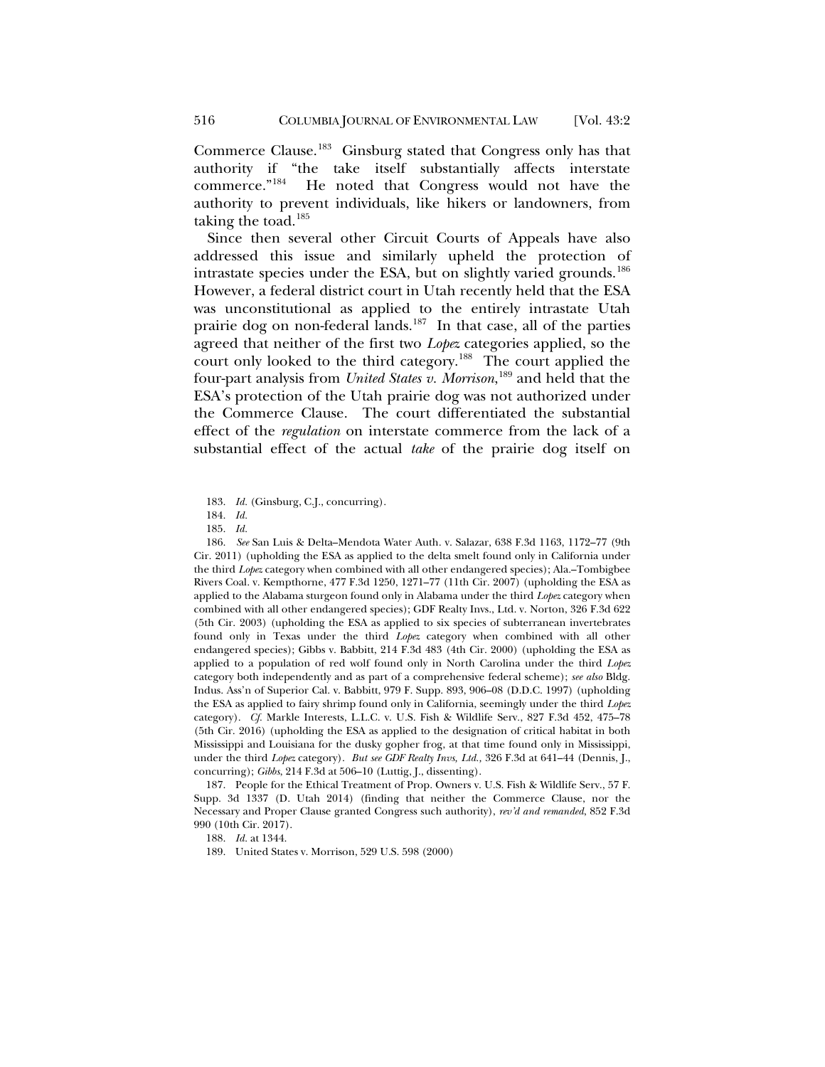Commerce Clause.[183] Ginsburg stated that Congress only has that authority if "the take itself substantially affects interstate commerce."[184] He noted that Congress would not have the authority to prevent individuals, like hikers or landowners, from taking the toad.[185]

Since then several other Circuit Courts of Appeals have also addressed this issue and similarly upheld the protection of intrastate species under the ESA, but on slightly varied grounds.[186] However, a federal district court in Utah recently held that the ESA was unconstitutional as applied to the entirely intrastate Utah prairie dog on non-federal lands.[187] In that case, all of the parties agreed that neither of the first two *Lopez* categories applied, so the court only looked to the third category.[188] The court applied the four-part analysis from *United States v. Morrison*,[189] and held that the ESA's protection of the Utah prairie dog was not authorized under the Commerce Clause. The court differentiated the substantial effect of the *regulation* on interstate commerce from the lack of a substantial effect of the actual *take* of the prairie dog itself on

---

183. *Id.* (Ginsburg, C.J., concurring).

184. *Id.*

185. *Id.*

186. *See* San Luis & Delta–Mendota Water Auth. v. Salazar, 638 F.3d 1163, 1172–77 (9th Cir. 2011) (upholding the ESA as applied to the delta smelt found only in California under the third *Lopez* category when combined with all other endangered species); Ala.–Tombigbee Rivers Coal. v. Kempthorne, 477 F.3d 1250, 1271–77 (11th Cir. 2007) (upholding the ESA as applied to the Alabama sturgeon found only in Alabama under the third *Lopez* category when combined with all other endangered species); GDF Realty Invs., Ltd. v. Norton, 326 F.3d 622 (5th Cir. 2003) (upholding the ESA as applied to six species of subterranean invertebrates found only in Texas under the third *Lopez* category when combined with all other endangered species); Gibbs v. Babbitt, 214 F.3d 483 (4th Cir. 2000) (upholding the ESA as applied to a population of red wolf found only in North Carolina under the third *Lopez* category both independently and as part of a comprehensive federal scheme); *see also* Bldg. Indus. Ass'n of Superior Cal. v. Babbitt, 979 F. Supp. 893, 906–08 (D.D.C. 1997) (upholding the ESA as applied to fairy shrimp found only in California, seemingly under the third *Lopez* category). *Cf.* Markle Interests, L.L.C. v. U.S. Fish & Wildlife Serv., 827 F.3d 452, 475–78 (5th Cir. 2016) (upholding the ESA as applied to the designation of critical habitat in both Mississippi and Louisiana for the dusky gopher frog, at that time found only in Mississippi, under the third *Lopez* category). *But see GDF Realty Invs, Ltd.,* 326 F.3d at 641–44 (Dennis, J., concurring); *Gibbs*, 214 F.3d at 506–10 (Luttig, J., dissenting).

187. People for the Ethical Treatment of Prop. Owners v. U.S. Fish & Wildlife Serv., 57 F. Supp. 3d 1337 (D. Utah 2014) (finding that neither the Commerce Clause, nor the Necessary and Proper Clause granted Congress such authority), *rev'd and remanded*, 852 F.3d 990 (10th Cir. 2017).

188. *Id.* at 1344.

189. United States v. Morrison, 529 U.S. 598 (2000)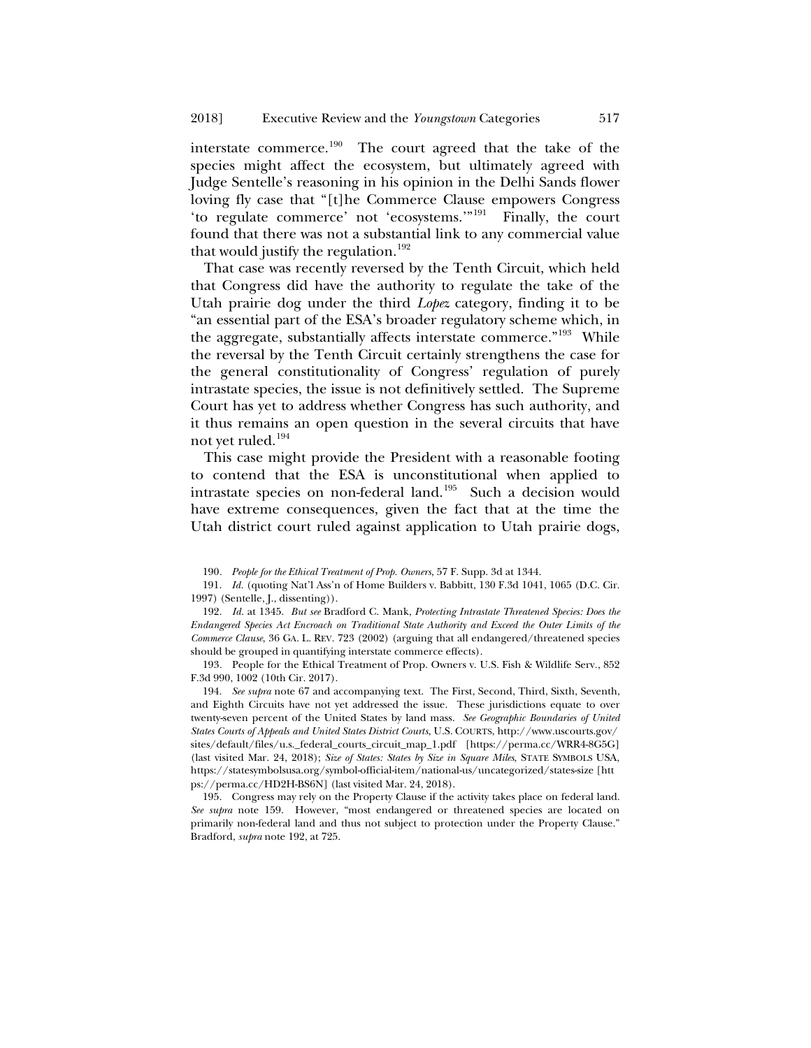interstate commerce.[190] The court agreed that the take of the species might affect the ecosystem, but ultimately agreed with Judge Sentelle's reasoning in his opinion in the Delhi Sands flower loving fly case that "[t]he Commerce Clause empowers Congress 'to regulate commerce' not 'ecosystems.'"[191] Finally, the court found that there was not a substantial link to any commercial value that would justify the regulation.[192]

That case was recently reversed by the Tenth Circuit, which held that Congress did have the authority to regulate the take of the Utah prairie dog under the third *Lopez* category, finding it to be "an essential part of the ESA's broader regulatory scheme which, in the aggregate, substantially affects interstate commerce."[193] While the reversal by the Tenth Circuit certainly strengthens the case for the general constitutionality of Congress' regulation of purely intrastate species, the issue is not definitively settled. The Supreme Court has yet to address whether Congress has such authority, and it thus remains an open question in the several circuits that have not yet ruled.[194]

This case might provide the President with a reasonable footing to contend that the ESA is unconstitutional when applied to intrastate species on non-federal land.[195] Such a decision would have extreme consequences, given the fact that at the time the Utah district court ruled against application to Utah prairie dogs,

---

190. *People for the Ethical Treatment of Prop. Owners*, 57 F. Supp. 3d at 1344.

191. *Id.* (quoting Nat'l Ass'n of Home Builders v. Babbitt, 130 F.3d 1041, 1065 (D.C. Cir. 1997) (Sentelle, J., dissenting)).

192. *Id.* at 1345. *But see* Bradford C. Mank, *Protecting Intrastate Threatened Species: Does the Endangered Species Act Encroach on Traditional State Authority and Exceed the Outer Limits of the Commerce Clause*, 36 GA. L. REV. 723 (2002) (arguing that all endangered/threatened species should be grouped in quantifying interstate commerce effects).

193. People for the Ethical Treatment of Prop. Owners v. U.S. Fish & Wildlife Serv., 852 F.3d 990, 1002 (10th Cir. 2017).

194. *See supra* note 67 and accompanying text. The First, Second, Third, Sixth, Seventh, and Eighth Circuits have not yet addressed the issue. These jurisdictions equate to over twenty-seven percent of the United States by land mass. *See Geographic Boundaries of United States Courts of Appeals and United States District Courts*, U.S. COURTS, http://www.uscourts.gov/sites/default/files/u.s._federal_courts_circuit_map_1.pdf [https://perma.cc/WRR4-8G5G] (last visited Mar. 24, 2018); *Size of States: States by Size in Square Miles*, STATE SYMBOLS USA, https://statesymbolsusa.org/symbol-official-item/national-us/uncategorized/states-size [https://perma.cc/HD2H-BS6N] (last visited Mar. 24, 2018).

195. Congress may rely on the Property Clause if the activity takes place on federal land. *See supra* note 159. However, "most endangered or threatened species are located on primarily non-federal land and thus not subject to protection under the Property Clause." Bradford, *supra* note 192, at 725.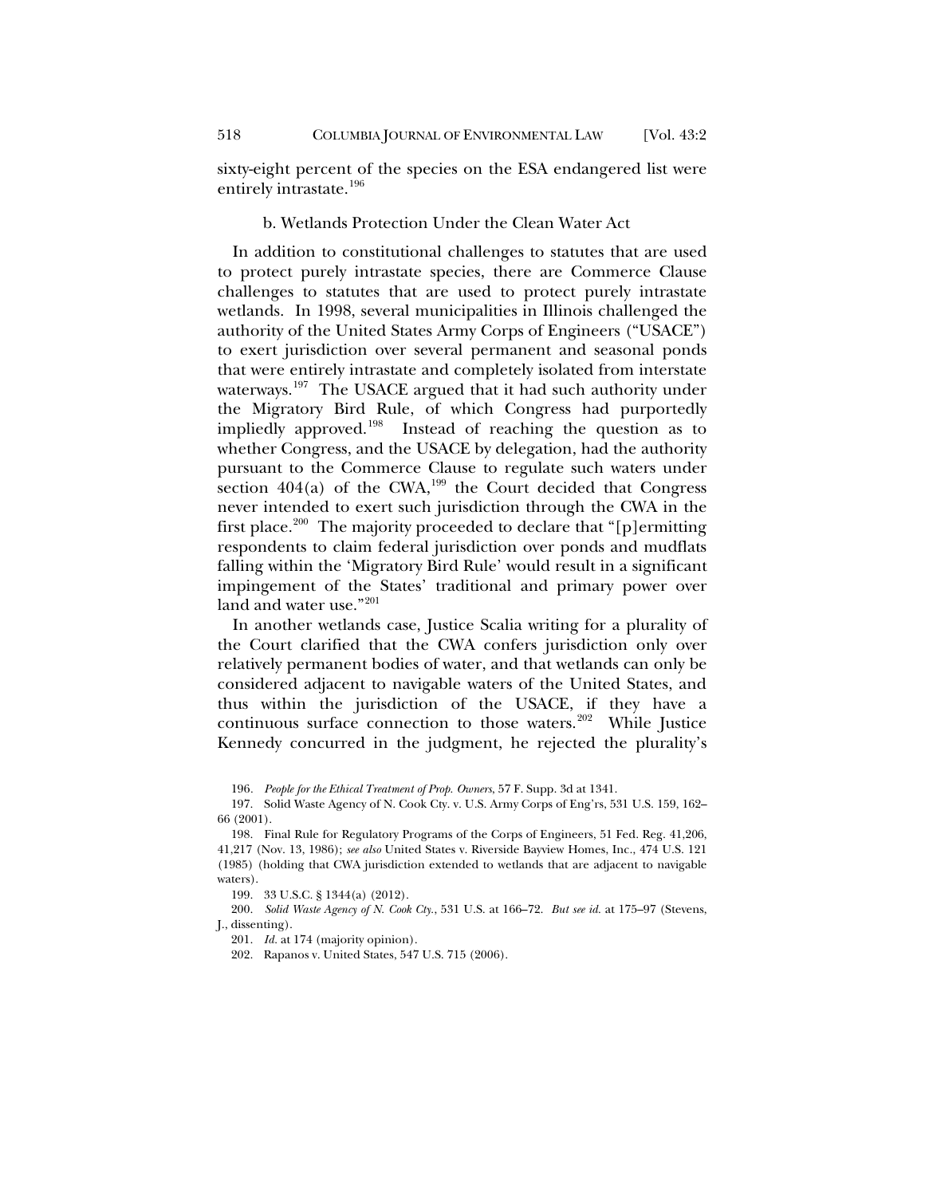sixty-eight percent of the species on the ESA endangered list were entirely intrastate.[196]

### b. Wetlands Protection Under the Clean Water Act

In addition to constitutional challenges to statutes that are used to protect purely intrastate species, there are Commerce Clause challenges to statutes that are used to protect purely intrastate wetlands. In 1998, several municipalities in Illinois challenged the authority of the United States Army Corps of Engineers ("USACE") to exert jurisdiction over several permanent and seasonal ponds that were entirely intrastate and completely isolated from interstate waterways.[197] The USACE argued that it had such authority under the Migratory Bird Rule, of which Congress had purportedly impliedly approved.[198] Instead of reaching the question as to whether Congress, and the USACE by delegation, had the authority pursuant to the Commerce Clause to regulate such waters under section 404(a) of the CWA,[199] the Court decided that Congress never intended to exert such jurisdiction through the CWA in the first place.[200] The majority proceeded to declare that "[p]ermitting respondents to claim federal jurisdiction over ponds and mudflats falling within the 'Migratory Bird Rule' would result in a significant impingement of the States' traditional and primary power over land and water use."[201]

In another wetlands case, Justice Scalia writing for a plurality of the Court clarified that the CWA confers jurisdiction only over relatively permanent bodies of water, and that wetlands can only be considered adjacent to navigable waters of the United States, and thus within the jurisdiction of the USACE, if they have a continuous surface connection to those waters.[202] While Justice Kennedy concurred in the judgment, he rejected the plurality's

196. *People for the Ethical Treatment of Prop. Owners*, 57 F. Supp. 3d at 1341.

197. Solid Waste Agency of N. Cook Cty. v. U.S. Army Corps of Eng'rs, 531 U.S. 159, 162–66 (2001).

198. Final Rule for Regulatory Programs of the Corps of Engineers, 51 Fed. Reg. 41,206, 41,217 (Nov. 13, 1986); *see also* United States v. Riverside Bayview Homes, Inc., 474 U.S. 121 (1985) (holding that CWA jurisdiction extended to wetlands that are adjacent to navigable waters).

199. 33 U.S.C. § 1344(a) (2012).

200. *Solid Waste Agency of N. Cook Cty.*, 531 U.S. at 166–72. *But see id.* at 175–97 (Stevens, J., dissenting).

201. *Id.* at 174 (majority opinion).

202. Rapanos v. United States, 547 U.S. 715 (2006).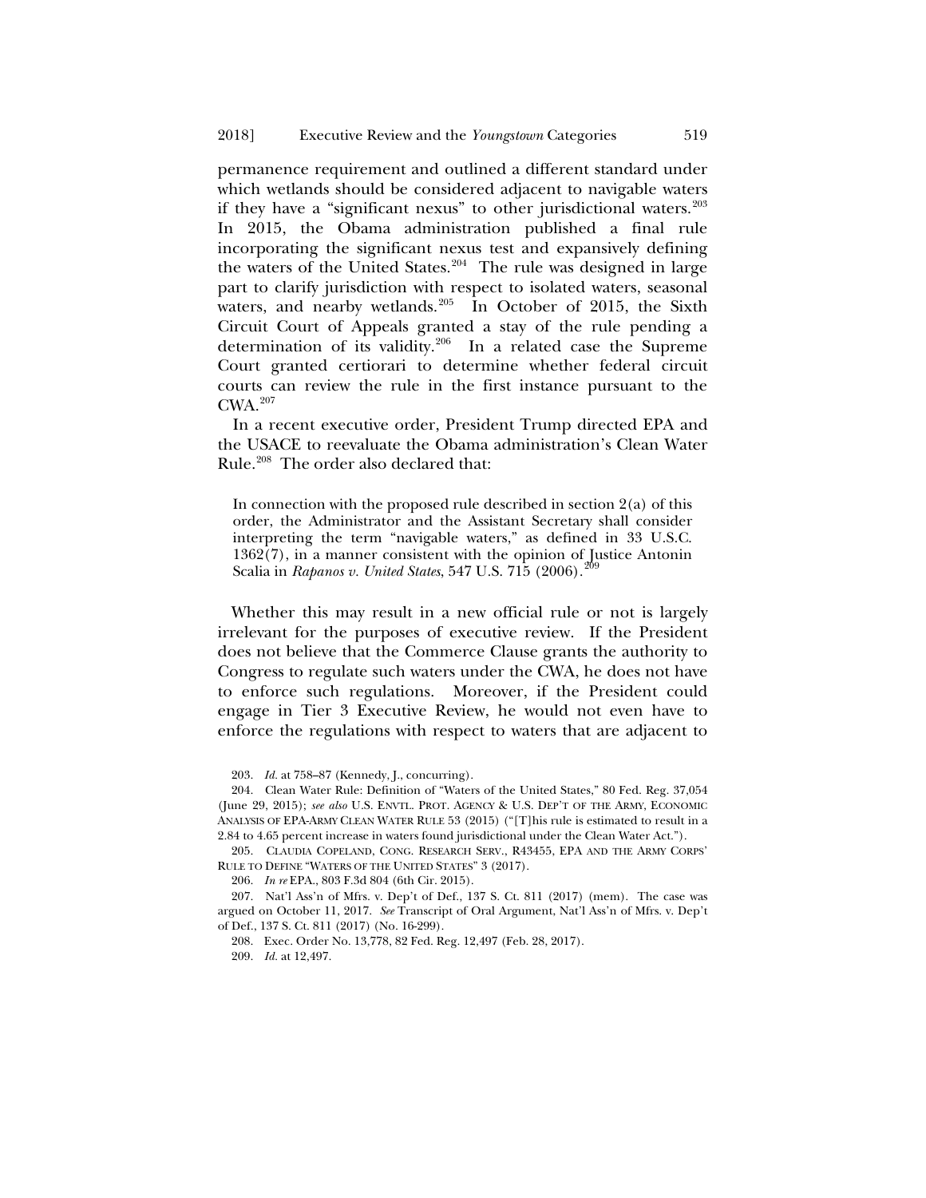permanence requirement and outlined a different standard under which wetlands should be considered adjacent to navigable waters if they have a "significant nexus" to other jurisdictional waters.[203] In 2015, the Obama administration published a final rule incorporating the significant nexus test and expansively defining the waters of the United States.[204] The rule was designed in large part to clarify jurisdiction with respect to isolated waters, seasonal waters, and nearby wetlands.[205] In October of 2015, the Sixth Circuit Court of Appeals granted a stay of the rule pending a determination of its validity.[206] In a related case the Supreme Court granted certiorari to determine whether federal circuit courts can review the rule in the first instance pursuant to the CWA.[207]

In a recent executive order, President Trump directed EPA and the USACE to reevaluate the Obama administration's Clean Water Rule.[208] The order also declared that:

> In connection with the proposed rule described in section 2(a) of this order, the Administrator and the Assistant Secretary shall consider interpreting the term "navigable waters," as defined in 33 U.S.C. 1362(7), in a manner consistent with the opinion of Justice Antonin Scalia in *Rapanos v. United States*, 547 U.S. 715 (2006).[209]

Whether this may result in a new official rule or not is largely irrelevant for the purposes of executive review. If the President does not believe that the Commerce Clause grants the authority to Congress to regulate such waters under the CWA, he does not have to enforce such regulations. Moreover, if the President could engage in Tier 3 Executive Review, he would not even have to enforce the regulations with respect to waters that are adjacent to

---

203. *Id.* at 758–87 (Kennedy, J., concurring).

204. Clean Water Rule: Definition of "Waters of the United States," 80 Fed. Reg. 37,054 (June 29, 2015); *see also* U.S. ENVTL. PROT. AGENCY & U.S. DEP'T OF THE ARMY, ECONOMIC ANALYSIS OF EPA-ARMY CLEAN WATER RULE 53 (2015) ("[T]his rule is estimated to result in a 2.84 to 4.65 percent increase in waters found jurisdictional under the Clean Water Act.").

205. CLAUDIA COPELAND, CONG. RESEARCH SERV., R43455, EPA AND THE ARMY CORPS' RULE TO DEFINE "WATERS OF THE UNITED STATES" 3 (2017).

206. *In re* EPA., 803 F.3d 804 (6th Cir. 2015).

207. Nat'l Ass'n of Mfrs. v. Dep't of Def., 137 S. Ct. 811 (2017) (mem). The case was argued on October 11, 2017. *See* Transcript of Oral Argument, Nat'l Ass'n of Mfrs. v. Dep't of Def., 137 S. Ct. 811 (2017) (No. 16-299).

208. Exec. Order No. 13,778, 82 Fed. Reg. 12,497 (Feb. 28, 2017).

209. *Id.* at 12,497.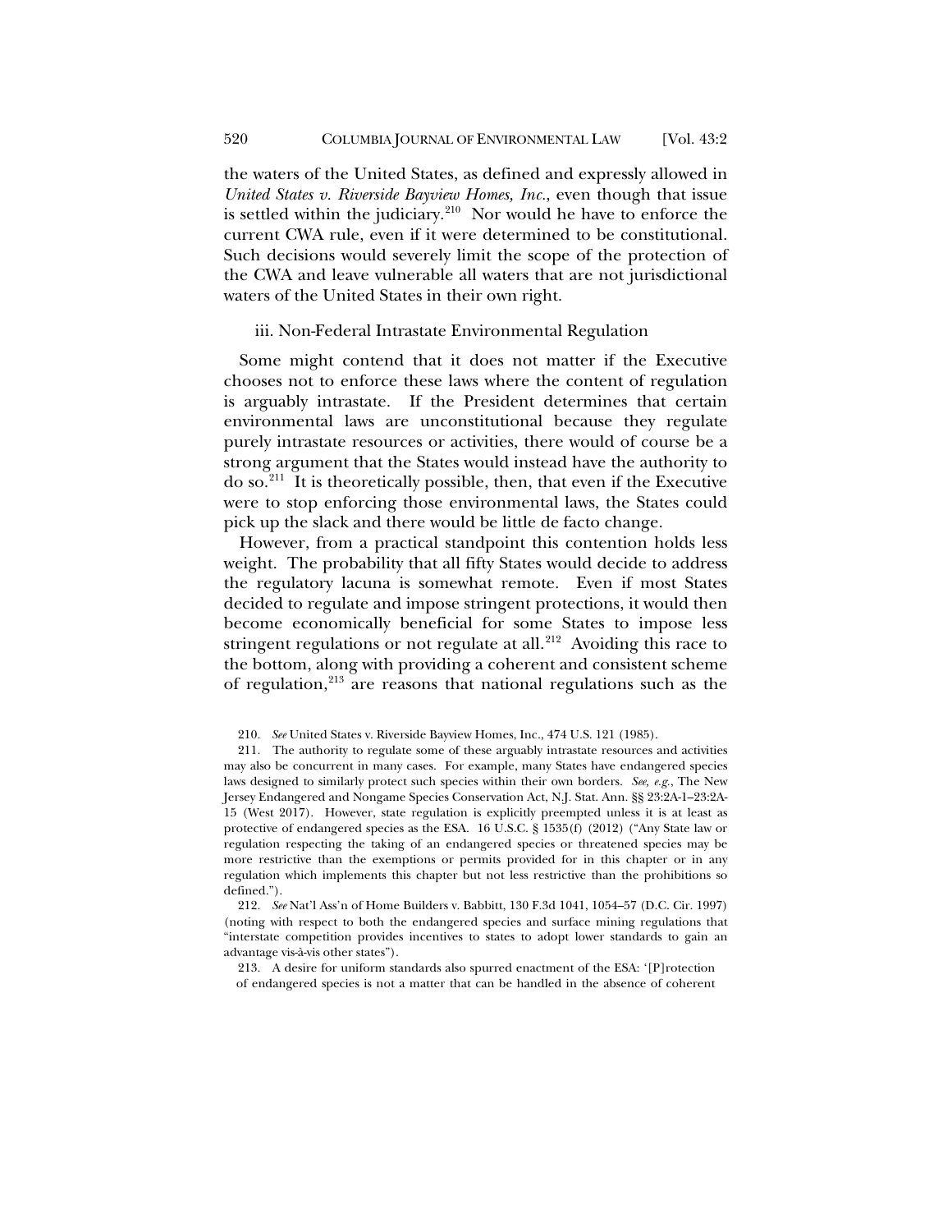the waters of the United States, as defined and expressly allowed in *United States v. Riverside Bayview Homes, Inc.*, even though that issue is settled within the judiciary.[210] Nor would he have to enforce the current CWA rule, even if it were determined to be constitutional. Such decisions would severely limit the scope of the protection of the CWA and leave vulnerable all waters that are not jurisdictional waters of the United States in their own right.

### iii. Non-Federal Intrastate Environmental Regulation

Some might contend that it does not matter if the Executive chooses not to enforce these laws where the content of regulation is arguably intrastate. If the President determines that certain environmental laws are unconstitutional because they regulate purely intrastate resources or activities, there would of course be a strong argument that the States would instead have the authority to do so.[211] It is theoretically possible, then, that even if the Executive were to stop enforcing those environmental laws, the States could pick up the slack and there would be little de facto change.

However, from a practical standpoint this contention holds less weight. The probability that all fifty States would decide to address the regulatory lacuna is somewhat remote. Even if most States decided to regulate and impose stringent protections, it would then become economically beneficial for some States to impose less stringent regulations or not regulate at all.[212] Avoiding this race to the bottom, along with providing a coherent and consistent scheme of regulation,[213] are reasons that national regulations such as the

---

210. *See* United States v. Riverside Bayview Homes, Inc., 474 U.S. 121 (1985).

211. The authority to regulate some of these arguably intrastate resources and activities may also be concurrent in many cases. For example, many States have endangered species laws designed to similarly protect such species within their own borders. *See, e.g.*, The New Jersey Endangered and Nongame Species Conservation Act, N.J. Stat. Ann. §§ 23:2A-1–23:2A-15 (West 2017). However, state regulation is explicitly preempted unless it is at least as protective of endangered species as the ESA. 16 U.S.C. § 1535(f) (2012) ("Any State law or regulation respecting the taking of an endangered species or threatened species may be more restrictive than the exemptions or permits provided for in this chapter or in any regulation which implements this chapter but not less restrictive than the prohibitions so defined.").

212. *See* Nat'l Ass'n of Home Builders v. Babbitt, 130 F.3d 1041, 1054–57 (D.C. Cir. 1997) (noting with respect to both the endangered species and surface mining regulations that "interstate competition provides incentives to states to adopt lower standards to gain an advantage vis-à-vis other states").

213. A desire for uniform standards also spurred enactment of the ESA: '[P]rotection of endangered species is not a matter that can be handled in the absence of coherent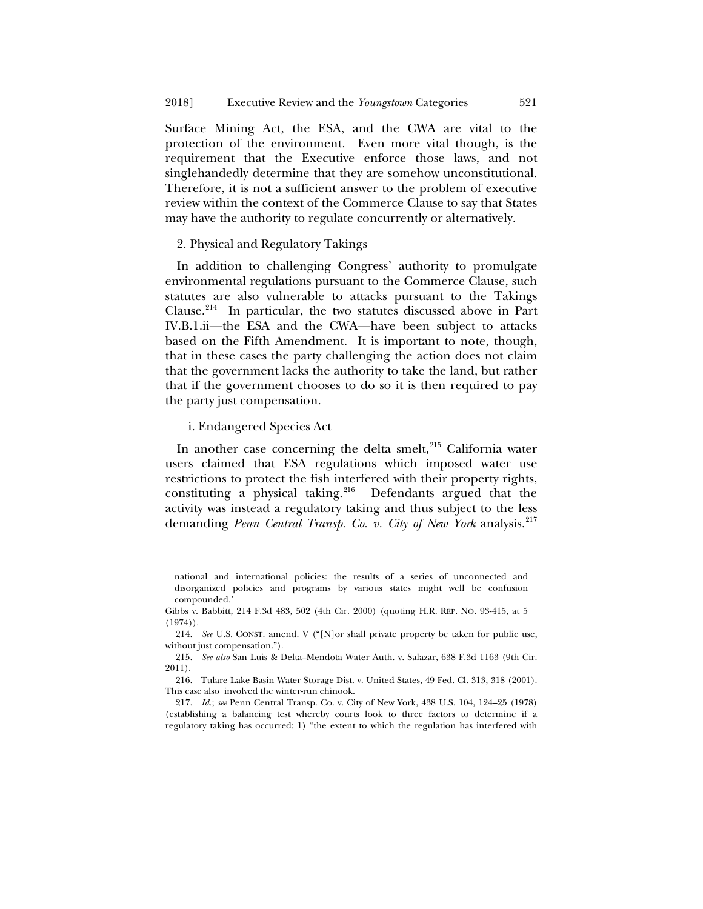Surface Mining Act, the ESA, and the CWA are vital to the protection of the environment. Even more vital though, is the requirement that the Executive enforce those laws, and not singlehandedly determine that they are somehow unconstitutional. Therefore, it is not a sufficient answer to the problem of executive review within the context of the Commerce Clause to say that States may have the authority to regulate concurrently or alternatively.

### 2. Physical and Regulatory Takings

In addition to challenging Congress' authority to promulgate environmental regulations pursuant to the Commerce Clause, such statutes are also vulnerable to attacks pursuant to the Takings Clause.[214] In particular, the two statutes discussed above in Part IV.B.1.ii—the ESA and the CWA—have been subject to attacks based on the Fifth Amendment. It is important to note, though, that in these cases the party challenging the action does not claim that the government lacks the authority to take the land, but rather that if the government chooses to do so it is then required to pay the party just compensation.

#### i. Endangered Species Act

In another case concerning the delta smelt,[215] California water users claimed that ESA regulations which imposed water use restrictions to protect the fish interfered with their property rights, constituting a physical taking.[216] Defendants argued that the activity was instead a regulatory taking and thus subject to the less demanding *Penn Central Transp. Co. v. City of New York* analysis.[217]

---

> national and international policies: the results of a series of unconnected and disorganized policies and programs by various states might well be confusion compounded.'

Gibbs v. Babbitt, 214 F.3d 483, 502 (4th Cir. 2000) (quoting H.R. REP. NO. 93-415, at 5 (1974)).

214. *See* U.S. CONST. amend. V ("[N]or shall private property be taken for public use, without just compensation.").

215. *See also* San Luis & Delta–Mendota Water Auth. v. Salazar, 638 F.3d 1163 (9th Cir. 2011).

216. Tulare Lake Basin Water Storage Dist. v. United States, 49 Fed. Cl. 313, 318 (2001). This case also involved the winter-run chinook.

217. *Id.*; *see* Penn Central Transp. Co. v. City of New York, 438 U.S. 104, 124–25 (1978) (establishing a balancing test whereby courts look to three factors to determine if a regulatory taking has occurred: 1) "the extent to which the regulation has interfered with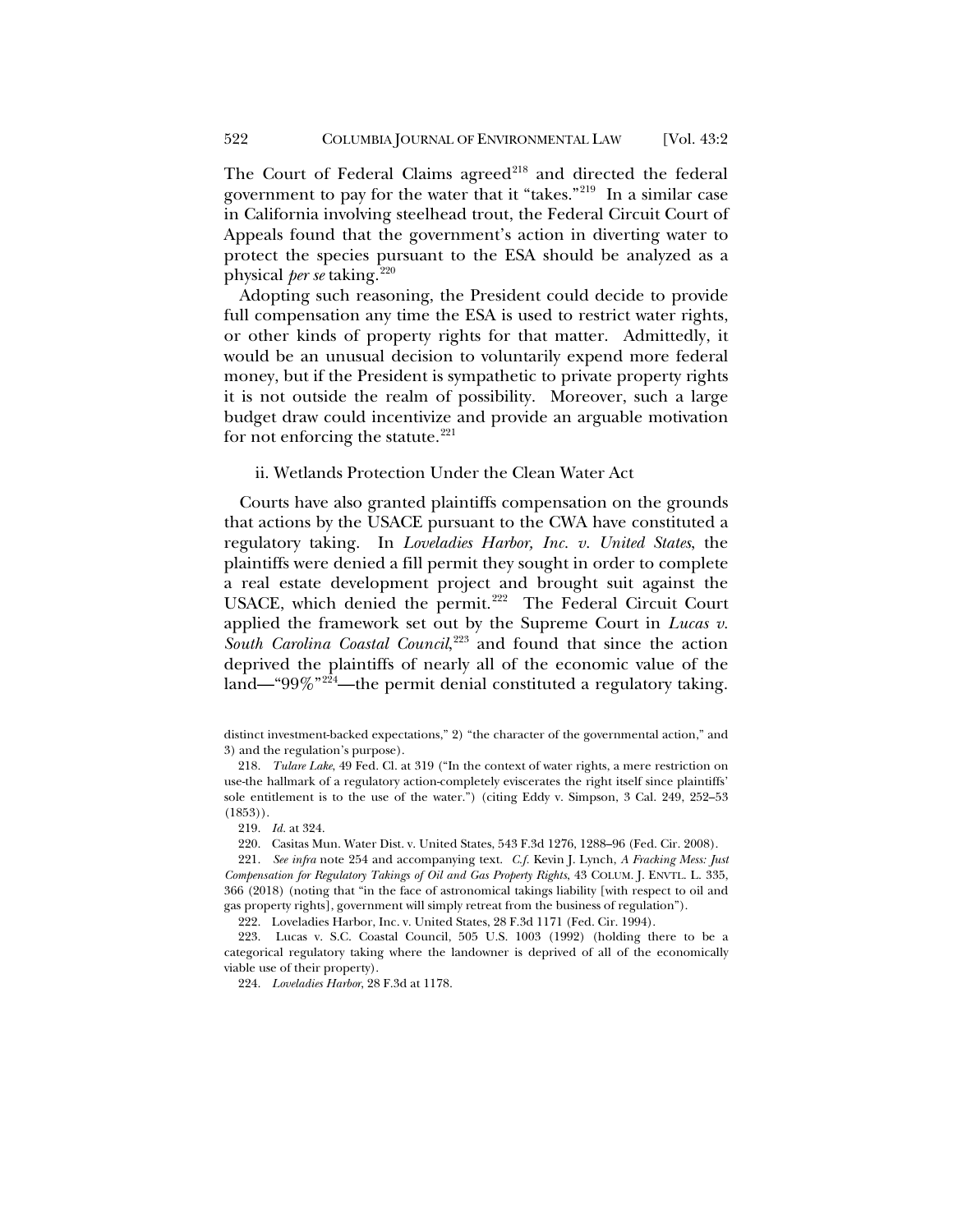The Court of Federal Claims agreed[218] and directed the federal government to pay for the water that it "takes."[219] In a similar case in California involving steelhead trout, the Federal Circuit Court of Appeals found that the government's action in diverting water to protect the species pursuant to the ESA should be analyzed as a physical *per se* taking.[220]

Adopting such reasoning, the President could decide to provide full compensation any time the ESA is used to restrict water rights, or other kinds of property rights for that matter. Admittedly, it would be an unusual decision to voluntarily expend more federal money, but if the President is sympathetic to private property rights it is not outside the realm of possibility. Moreover, such a large budget draw could incentivize and provide an arguable motivation for not enforcing the statute.[221]

### ii. Wetlands Protection Under the Clean Water Act

Courts have also granted plaintiffs compensation on the grounds that actions by the USACE pursuant to the CWA have constituted a regulatory taking. In *Loveladies Harbor, Inc. v. United States*, the plaintiffs were denied a fill permit they sought in order to complete a real estate development project and brought suit against the USACE, which denied the permit.[222] The Federal Circuit Court applied the framework set out by the Supreme Court in *Lucas v. South Carolina Coastal Council*,[223] and found that since the action deprived the plaintiffs of nearly all of the economic value of the land—"99%"[224]—the permit denial constituted a regulatory taking.

---

distinct investment-backed expectations," 2) "the character of the governmental action," and 3) and the regulation's purpose).

218. *Tulare Lake*, 49 Fed. Cl. at 319 ("In the context of water rights, a mere restriction on use-the hallmark of a regulatory action-completely eviscerates the right itself since plaintiffs' sole entitlement is to the use of the water.") (citing Eddy v. Simpson, 3 Cal. 249, 252–53 (1853)).

219. *Id.* at 324.

220. Casitas Mun. Water Dist. v. United States, 543 F.3d 1276, 1288–96 (Fed. Cir. 2008).

221. *See infra* note 254 and accompanying text. *C.f.* Kevin J. Lynch, *A Fracking Mess: Just Compensation for Regulatory Takings of Oil and Gas Property Rights*, 43 COLUM. J. ENVTL. L. 335, 366 (2018) (noting that "in the face of astronomical takings liability [with respect to oil and gas property rights], government will simply retreat from the business of regulation").

222. Loveladies Harbor, Inc. v. United States, 28 F.3d 1171 (Fed. Cir. 1994).

223. Lucas v. S.C. Coastal Council, 505 U.S. 1003 (1992) (holding there to be a categorical regulatory taking where the landowner is deprived of all of the economically viable use of their property).

224. *Loveladies Harbor*, 28 F.3d at 1178.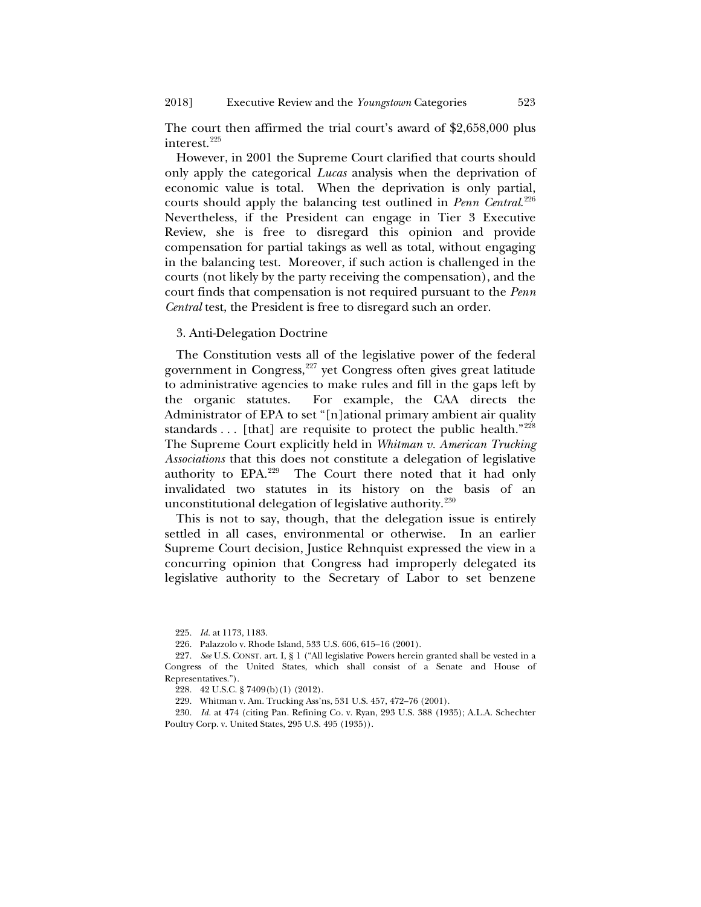The court then affirmed the trial court's award of $2,658,000 plus interest.[225]

However, in 2001 the Supreme Court clarified that courts should only apply the categorical *Lucas* analysis when the deprivation of economic value is total. When the deprivation is only partial, courts should apply the balancing test outlined in *Penn Central*.[226] Nevertheless, if the President can engage in Tier 3 Executive Review, she is free to disregard this opinion and provide compensation for partial takings as well as total, without engaging in the balancing test. Moreover, if such action is challenged in the courts (not likely by the party receiving the compensation), and the court finds that compensation is not required pursuant to the *Penn Central* test, the President is free to disregard such an order.

### 3. Anti-Delegation Doctrine

The Constitution vests all of the legislative power of the federal government in Congress,[227] yet Congress often gives great latitude to administrative agencies to make rules and fill in the gaps left by the organic statutes. For example, the CAA directs the Administrator of EPA to set "[n]ational primary ambient air quality standards . . . [that] are requisite to protect the public health."[228] The Supreme Court explicitly held in *Whitman v. American Trucking Associations* that this does not constitute a delegation of legislative authority to EPA.[229] The Court there noted that it had only invalidated two statutes in its history on the basis of an unconstitutional delegation of legislative authority.[230]

This is not to say, though, that the delegation issue is entirely settled in all cases, environmental or otherwise. In an earlier Supreme Court decision, Justice Rehnquist expressed the view in a concurring opinion that Congress had improperly delegated its legislative authority to the Secretary of Labor to set benzene

---

225. *Id.* at 1173, 1183.

226. Palazzolo v. Rhode Island, 533 U.S. 606, 615–16 (2001).

227. *See* U.S. CONST. art. I, § 1 ("All legislative Powers herein granted shall be vested in a Congress of the United States, which shall consist of a Senate and House of Representatives.").

228. 42 U.S.C. § 7409(b)(1) (2012).

229. Whitman v. Am. Trucking Ass'ns, 531 U.S. 457, 472–76 (2001).

230. *Id.* at 474 (citing Pan. Refining Co. v. Ryan, 293 U.S. 388 (1935); A.L.A. Schechter Poultry Corp. v. United States, 295 U.S. 495 (1935)).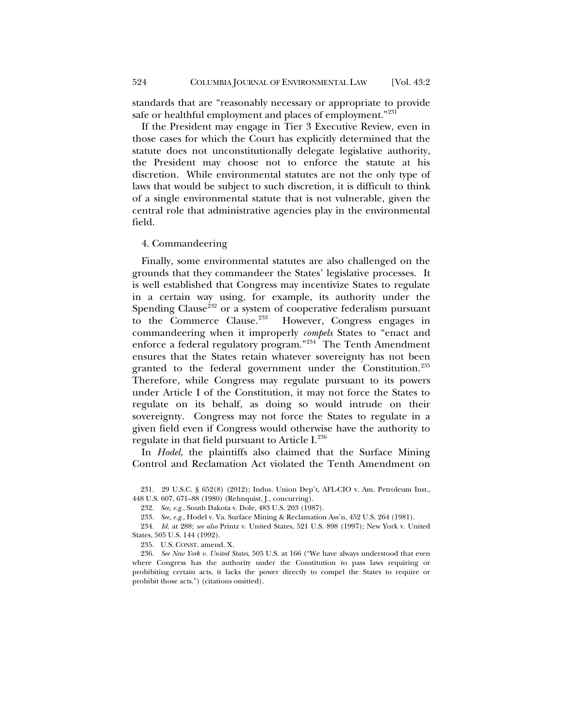standards that are "reasonably necessary or appropriate to provide safe or healthful employment and places of employment."[231]

If the President may engage in Tier 3 Executive Review, even in those cases for which the Court has explicitly determined that the statute does not unconstitutionally delegate legislative authority, the President may choose not to enforce the statute at his discretion. While environmental statutes are not the only type of laws that would be subject to such discretion, it is difficult to think of a single environmental statute that is not vulnerable, given the central role that administrative agencies play in the environmental field.

### 4. Commandeering

Finally, some environmental statutes are also challenged on the grounds that they commandeer the States' legislative processes. It is well established that Congress may incentivize States to regulate in a certain way using, for example, its authority under the Spending Clause[232] or a system of cooperative federalism pursuant to the Commerce Clause.[233] However, Congress engages in commandeering when it improperly *compels* States to "enact and enforce a federal regulatory program."[234] The Tenth Amendment ensures that the States retain whatever sovereignty has not been granted to the federal government under the Constitution.[235] Therefore, while Congress may regulate pursuant to its powers under Article I of the Constitution, it may not force the States to regulate on its behalf, as doing so would intrude on their sovereignty. Congress may not force the States to regulate in a given field even if Congress would otherwise have the authority to regulate in that field pursuant to Article I.[236]

In *Hodel*, the plaintiffs also claimed that the Surface Mining Control and Reclamation Act violated the Tenth Amendment on

231. 29 U.S.C. § 652(8) (2012); Indus. Union Dep't, AFL-CIO v. Am. Petroleum Inst., 448 U.S. 607, 671–88 (1980) (Rehnquist, J., concurring).

232. *See, e.g.*, South Dakota v. Dole, 483 U.S. 203 (1987).

233. *See, e.g.*, Hodel v. Va. Surface Mining & Reclamation Ass'n, 452 U.S. 264 (1981).

234. *Id.* at 288; *see also* Printz v. United States, 521 U.S. 898 (1997); New York v. United States, 505 U.S. 144 (1992).

235. U.S. CONST. amend. X.

236. *See New York v. United States*, 505 U.S. at 166 ("We have always understood that even where Congress has the authority under the Constitution to pass laws requiring or prohibiting certain acts, it lacks the power directly to compel the States to require or prohibit those acts.") (citations omitted).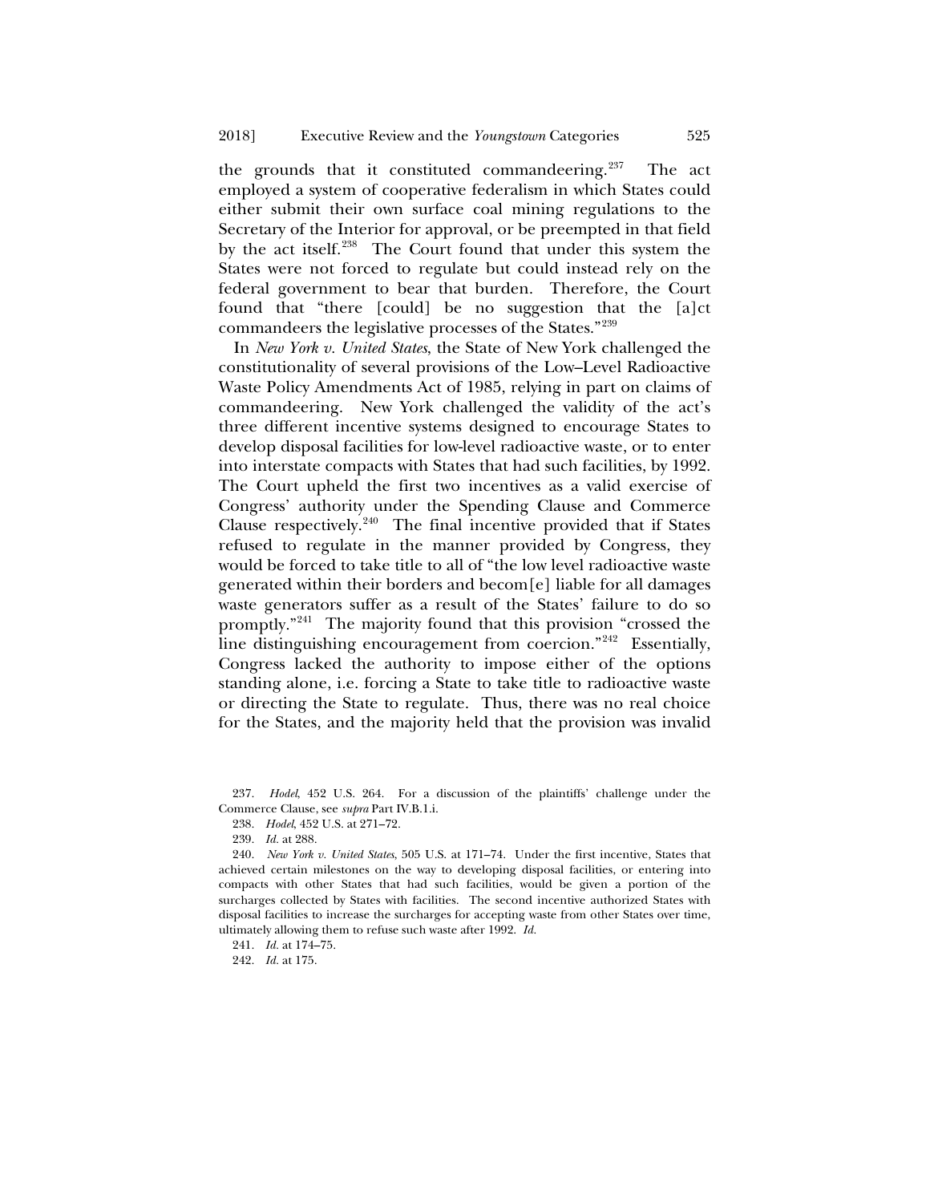the grounds that it constituted commandeering.[237] The act employed a system of cooperative federalism in which States could either submit their own surface coal mining regulations to the Secretary of the Interior for approval, or be preempted in that field by the act itself.[238] The Court found that under this system the States were not forced to regulate but could instead rely on the federal government to bear that burden. Therefore, the Court found that "there [could] be no suggestion that the [a]ct commandeers the legislative processes of the States."[239]

In *New York v. United States*, the State of New York challenged the constitutionality of several provisions of the Low–Level Radioactive Waste Policy Amendments Act of 1985, relying in part on claims of commandeering. New York challenged the validity of the act's three different incentive systems designed to encourage States to develop disposal facilities for low-level radioactive waste, or to enter into interstate compacts with States that had such facilities, by 1992. The Court upheld the first two incentives as a valid exercise of Congress' authority under the Spending Clause and Commerce Clause respectively.[240] The final incentive provided that if States refused to regulate in the manner provided by Congress, they would be forced to take title to all of "the low level radioactive waste generated within their borders and becom[e] liable for all damages waste generators suffer as a result of the States' failure to do so promptly."[241] The majority found that this provision "crossed the line distinguishing encouragement from coercion."[242] Essentially, Congress lacked the authority to impose either of the options standing alone, i.e. forcing a State to take title to radioactive waste or directing the State to regulate. Thus, there was no real choice for the States, and the majority held that the provision was invalid

237. *Hodel*, 452 U.S. 264. For a discussion of the plaintiffs' challenge under the Commerce Clause, see *supra* Part IV.B.1.i.

238. *Hodel*, 452 U.S. at 271–72.

239. *Id.* at 288.

240. *New York v. United States*, 505 U.S. at 171–74. Under the first incentive, States that achieved certain milestones on the way to developing disposal facilities, or entering into compacts with other States that had such facilities, would be given a portion of the surcharges collected by States with facilities. The second incentive authorized States with disposal facilities to increase the surcharges for accepting waste from other States over time, ultimately allowing them to refuse such waste after 1992. *Id.*

241. *Id.* at 174–75.

242. *Id.* at 175.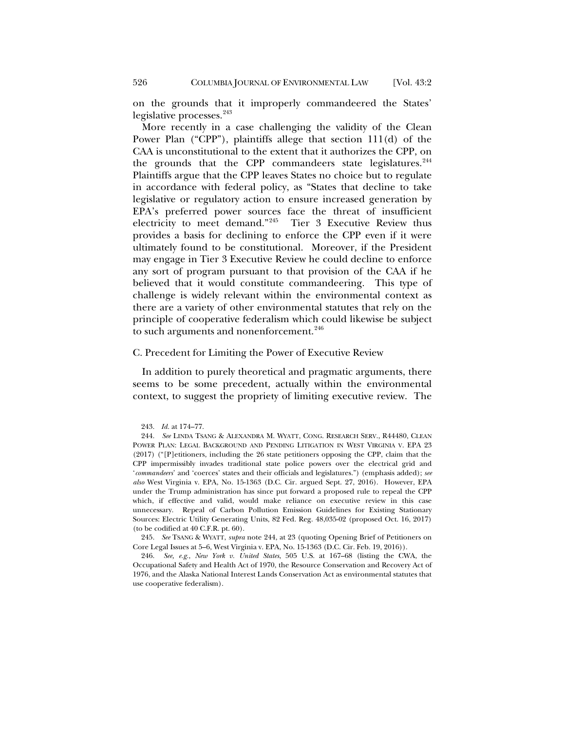on the grounds that it improperly commandeered the States' legislative processes.[243]

More recently in a case challenging the validity of the Clean Power Plan ("CPP"), plaintiffs allege that section 111(d) of the CAA is unconstitutional to the extent that it authorizes the CPP, on the grounds that the CPP commandeers state legislatures.[244] Plaintiffs argue that the CPP leaves States no choice but to regulate in accordance with federal policy, as "States that decline to take legislative or regulatory action to ensure increased generation by EPA's preferred power sources face the threat of insufficient electricity to meet demand."[245] Tier 3 Executive Review thus provides a basis for declining to enforce the CPP even if it were ultimately found to be constitutional. Moreover, if the President may engage in Tier 3 Executive Review he could decline to enforce any sort of program pursuant to that provision of the CAA if he believed that it would constitute commandeering. This type of challenge is widely relevant within the environmental context as there are a variety of other environmental statutes that rely on the principle of cooperative federalism which could likewise be subject to such arguments and nonenforcement.[246]

### C. Precedent for Limiting the Power of Executive Review

In addition to purely theoretical and pragmatic arguments, there seems to be some precedent, actually within the environmental context, to suggest the propriety of limiting executive review. The

---

243. *Id.* at 174–77.

244. *See* LINDA TSANG & ALEXANDRA M. WYATT, CONG. RESEARCH SERV., R44480, CLEAN POWER PLAN: LEGAL BACKGROUND AND PENDING LITIGATION IN WEST VIRGINIA V. EPA 23 (2017) ("[P]etitioners, including the 26 state petitioners opposing the CPP, claim that the CPP impermissibly invades traditional state police powers over the electrical grid and '*commandeers*' and 'coerces' states and their officials and legislatures.") (emphasis added); *see also* West Virginia v. EPA, No. 15-1363 (D.C. Cir. argued Sept. 27, 2016). However, EPA under the Trump administration has since put forward a proposed rule to repeal the CPP which, if effective and valid, would make reliance on executive review in this case unnecessary. Repeal of Carbon Pollution Emission Guidelines for Existing Stationary Sources: Electric Utility Generating Units, 82 Fed. Reg. 48,035-02 (proposed Oct. 16, 2017) (to be codified at 40 C.F.R. pt. 60).

245. *See* TSANG & WYATT, *supra* note 244, at 23 (quoting Opening Brief of Petitioners on Core Legal Issues at 5–6, West Virginia v. EPA, No. 15-1363 (D.C. Cir. Feb. 19, 2016)).

246. *See, e.g.*, *New York v. United States*, 505 U.S. at 167–68 (listing the CWA, the Occupational Safety and Health Act of 1970, the Resource Conservation and Recovery Act of 1976, and the Alaska National Interest Lands Conservation Act as environmental statutes that use cooperative federalism).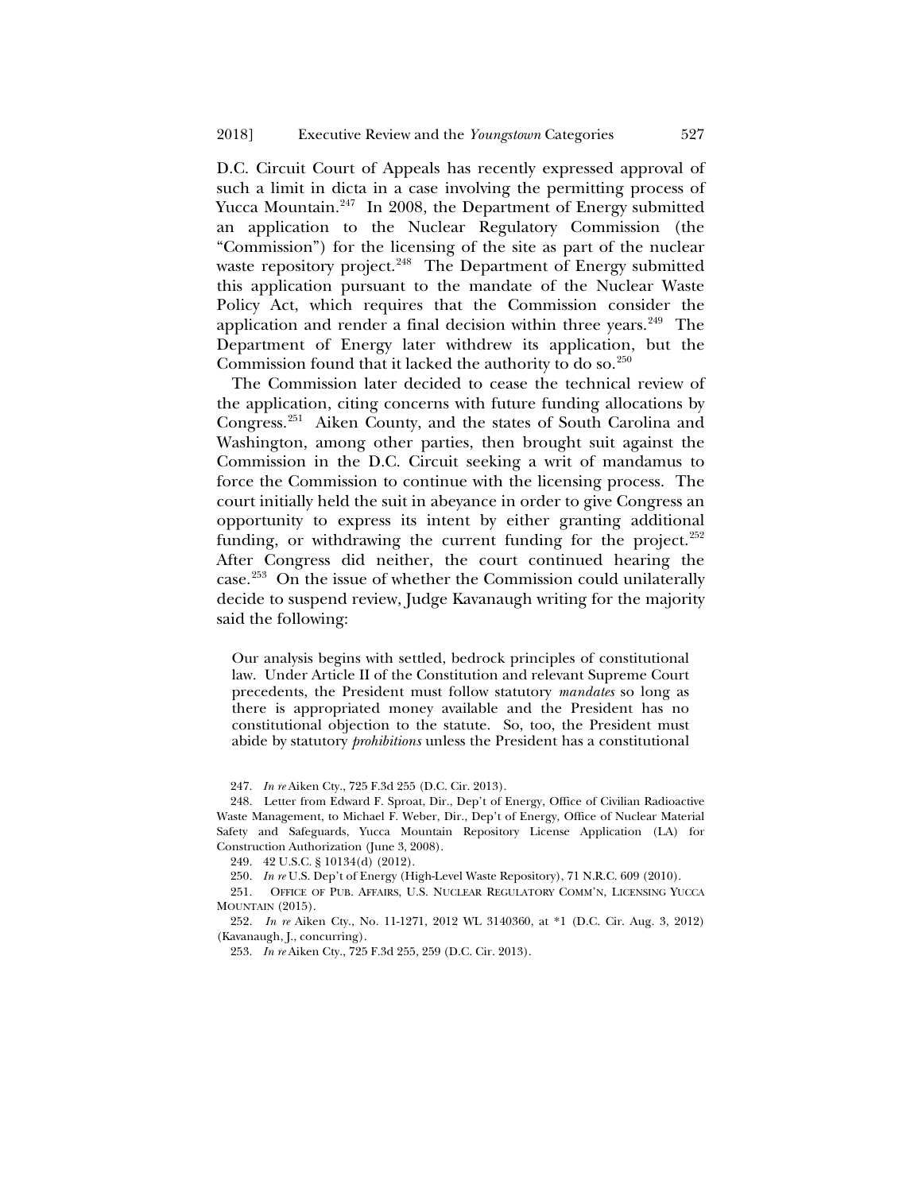D.C. Circuit Court of Appeals has recently expressed approval of such a limit in dicta in a case involving the permitting process of Yucca Mountain.[247] In 2008, the Department of Energy submitted an application to the Nuclear Regulatory Commission (the "Commission") for the licensing of the site as part of the nuclear waste repository project.[248] The Department of Energy submitted this application pursuant to the mandate of the Nuclear Waste Policy Act, which requires that the Commission consider the application and render a final decision within three years.[249] The Department of Energy later withdrew its application, but the Commission found that it lacked the authority to do so.[250]

The Commission later decided to cease the technical review of the application, citing concerns with future funding allocations by Congress.[251] Aiken County, and the states of South Carolina and Washington, among other parties, then brought suit against the Commission in the D.C. Circuit seeking a writ of mandamus to force the Commission to continue with the licensing process. The court initially held the suit in abeyance in order to give Congress an opportunity to express its intent by either granting additional funding, or withdrawing the current funding for the project.[252] After Congress did neither, the court continued hearing the case.[253] On the issue of whether the Commission could unilaterally decide to suspend review, Judge Kavanaugh writing for the majority said the following:

> Our analysis begins with settled, bedrock principles of constitutional law. Under Article II of the Constitution and relevant Supreme Court precedents, the President must follow statutory *mandates* so long as there is appropriated money available and the President has no constitutional objection to the statute. So, too, the President must abide by statutory *prohibitions* unless the President has a constitutional

247. *In re* Aiken Cty., 725 F.3d 255 (D.C. Cir. 2013).

248. Letter from Edward F. Sproat, Dir., Dep't of Energy, Office of Civilian Radioactive Waste Management, to Michael F. Weber, Dir., Dep't of Energy, Office of Nuclear Material Safety and Safeguards, Yucca Mountain Repository License Application (LA) for Construction Authorization (June 3, 2008).

249. 42 U.S.C. § 10134(d) (2012).

250. *In re* U.S. Dep't of Energy (High-Level Waste Repository), 71 N.R.C. 609 (2010).

251. OFFICE OF PUB. AFFAIRS, U.S. NUCLEAR REGULATORY COMM'N, LICENSING YUCCA MOUNTAIN (2015).

252. *In re* Aiken Cty., No. 11-1271, 2012 WL 3140360, at *1 (D.C. Cir. Aug. 3, 2012) (Kavanaugh, J., concurring).

253. *In re* Aiken Cty., 725 F.3d 255, 259 (D.C. Cir. 2013).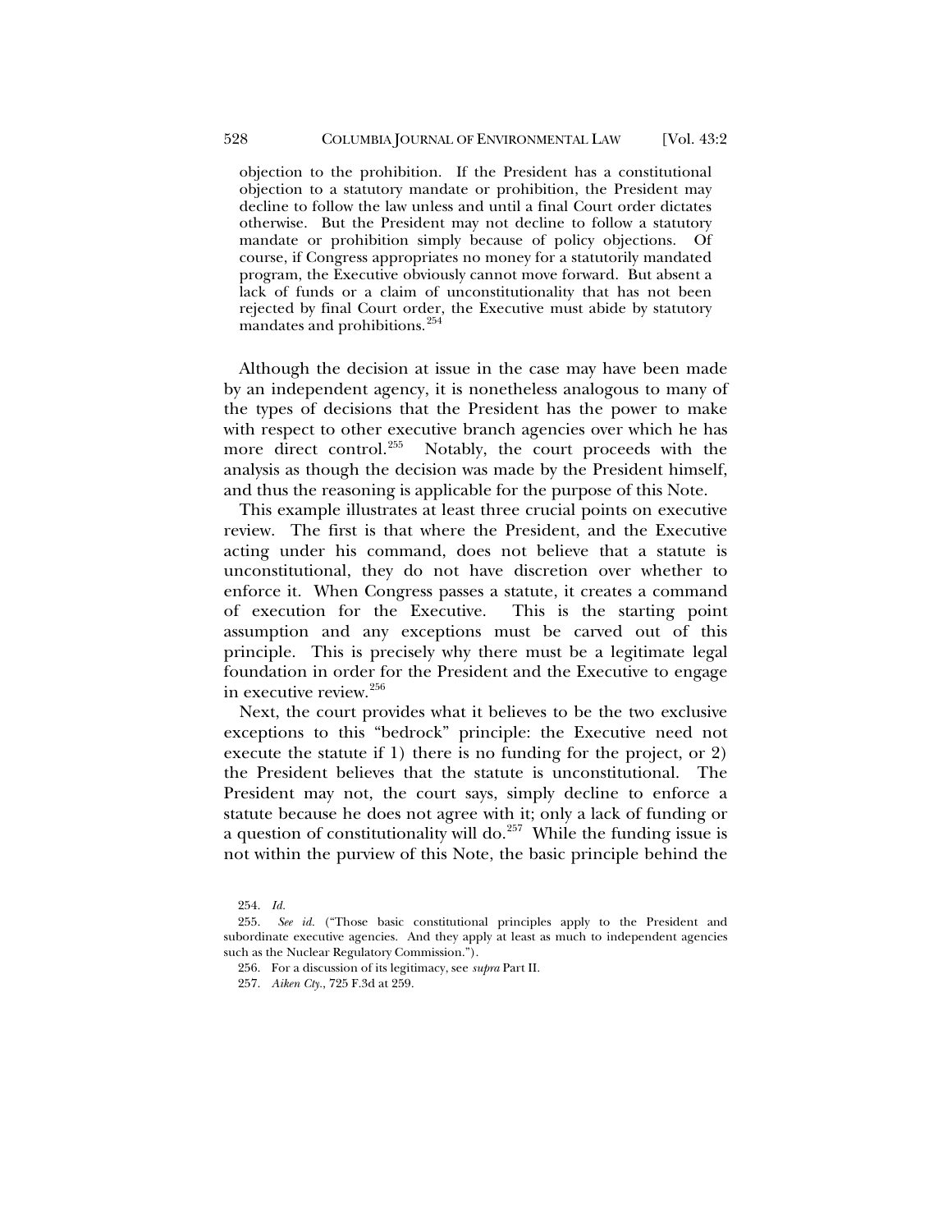> objection to the prohibition. If the President has a constitutional objection to a statutory mandate or prohibition, the President may decline to follow the law unless and until a final Court order dictates otherwise. But the President may not decline to follow a statutory mandate or prohibition simply because of policy objections. Of course, if Congress appropriates no money for a statutorily mandated program, the Executive obviously cannot move forward. But absent a lack of funds or a claim of unconstitutionality that has not been rejected by final Court order, the Executive must abide by statutory mandates and prohibitions.[254]

Although the decision at issue in the case may have been made by an independent agency, it is nonetheless analogous to many of the types of decisions that the President has the power to make with respect to other executive branch agencies over which he has more direct control.[255] Notably, the court proceeds with the analysis as though the decision was made by the President himself, and thus the reasoning is applicable for the purpose of this Note.

This example illustrates at least three crucial points on executive review. The first is that where the President, and the Executive acting under his command, does not believe that a statute is unconstitutional, they do not have discretion over whether to enforce it. When Congress passes a statute, it creates a command of execution for the Executive. This is the starting point assumption and any exceptions must be carved out of this principle. This is precisely why there must be a legitimate legal foundation in order for the President and the Executive to engage in executive review.[256]

Next, the court provides what it believes to be the two exclusive exceptions to this "bedrock" principle: the Executive need not execute the statute if 1) there is no funding for the project, or 2) the President believes that the statute is unconstitutional. The President may not, the court says, simply decline to enforce a statute because he does not agree with it; only a lack of funding or a question of constitutionality will do.[257] While the funding issue is not within the purview of this Note, the basic principle behind the

---

254. *Id.*

255. *See id.* ("Those basic constitutional principles apply to the President and subordinate executive agencies. And they apply at least as much to independent agencies such as the Nuclear Regulatory Commission.").

256. For a discussion of its legitimacy, see *supra* Part II.

257. *Aiken Cty.*, 725 F.3d at 259.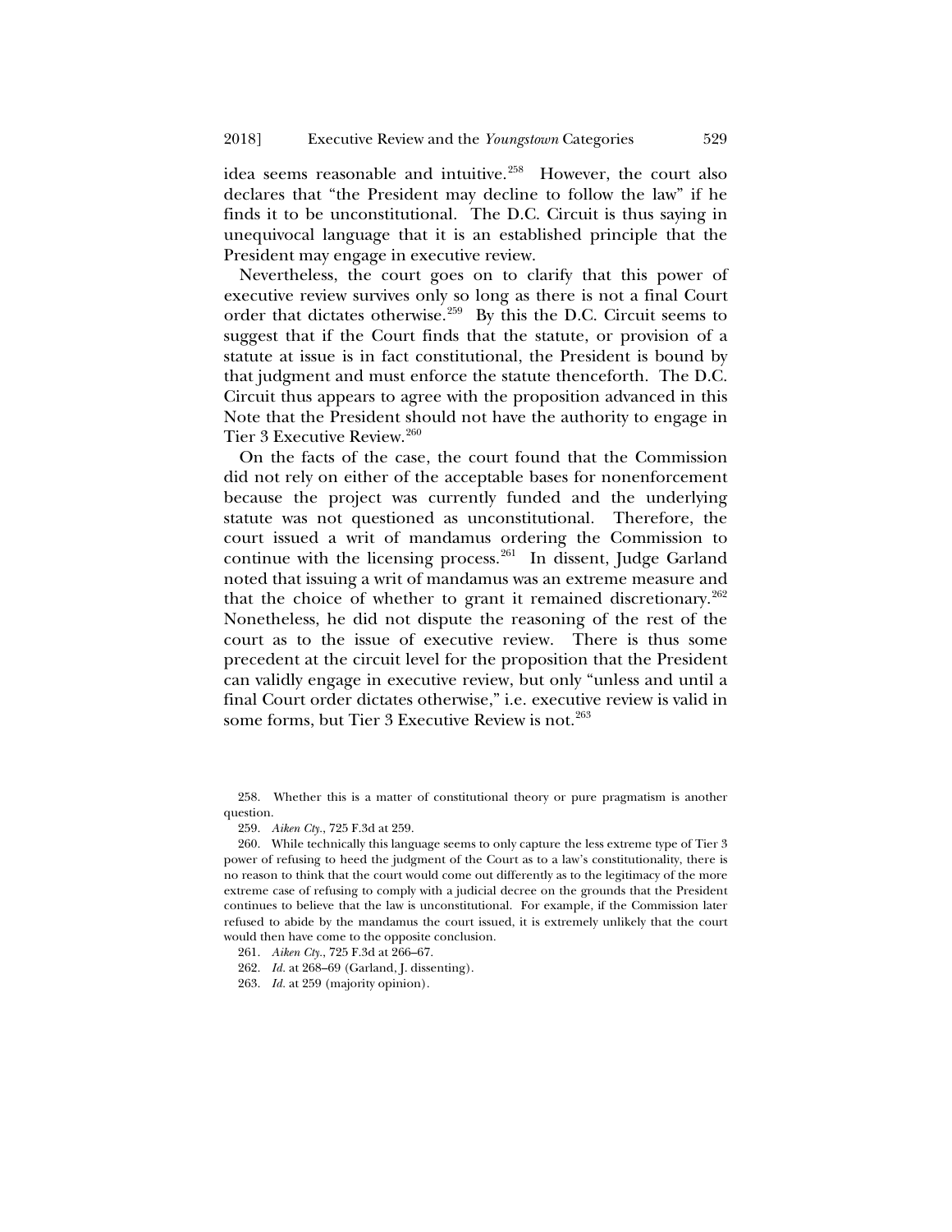idea seems reasonable and intuitive.[258] However, the court also declares that "the President may decline to follow the law" if he finds it to be unconstitutional. The D.C. Circuit is thus saying in unequivocal language that it is an established principle that the President may engage in executive review.

Nevertheless, the court goes on to clarify that this power of executive review survives only so long as there is not a final Court order that dictates otherwise.[259] By this the D.C. Circuit seems to suggest that if the Court finds that the statute, or provision of a statute at issue is in fact constitutional, the President is bound by that judgment and must enforce the statute thenceforth. The D.C. Circuit thus appears to agree with the proposition advanced in this Note that the President should not have the authority to engage in Tier 3 Executive Review.[260]

On the facts of the case, the court found that the Commission did not rely on either of the acceptable bases for nonenforcement because the project was currently funded and the underlying statute was not questioned as unconstitutional. Therefore, the court issued a writ of mandamus ordering the Commission to continue with the licensing process.[261] In dissent, Judge Garland noted that issuing a writ of mandamus was an extreme measure and that the choice of whether to grant it remained discretionary.[262] Nonetheless, he did not dispute the reasoning of the rest of the court as to the issue of executive review. There is thus some precedent at the circuit level for the proposition that the President can validly engage in executive review, but only "unless and until a final Court order dictates otherwise," i.e. executive review is valid in some forms, but Tier 3 Executive Review is not.[263]

---

258. Whether this is a matter of constitutional theory or pure pragmatism is another question.

259. *Aiken Cty.*, 725 F.3d at 259.

260. While technically this language seems to only capture the less extreme type of Tier 3 power of refusing to heed the judgment of the Court as to a law's constitutionality, there is no reason to think that the court would come out differently as to the legitimacy of the more extreme case of refusing to comply with a judicial decree on the grounds that the President continues to believe that the law is unconstitutional. For example, if the Commission later refused to abide by the mandamus the court issued, it is extremely unlikely that the court would then have come to the opposite conclusion.

261. *Aiken Cty.*, 725 F.3d at 266–67.

262. *Id.* at 268–69 (Garland, J. dissenting).

263. *Id.* at 259 (majority opinion).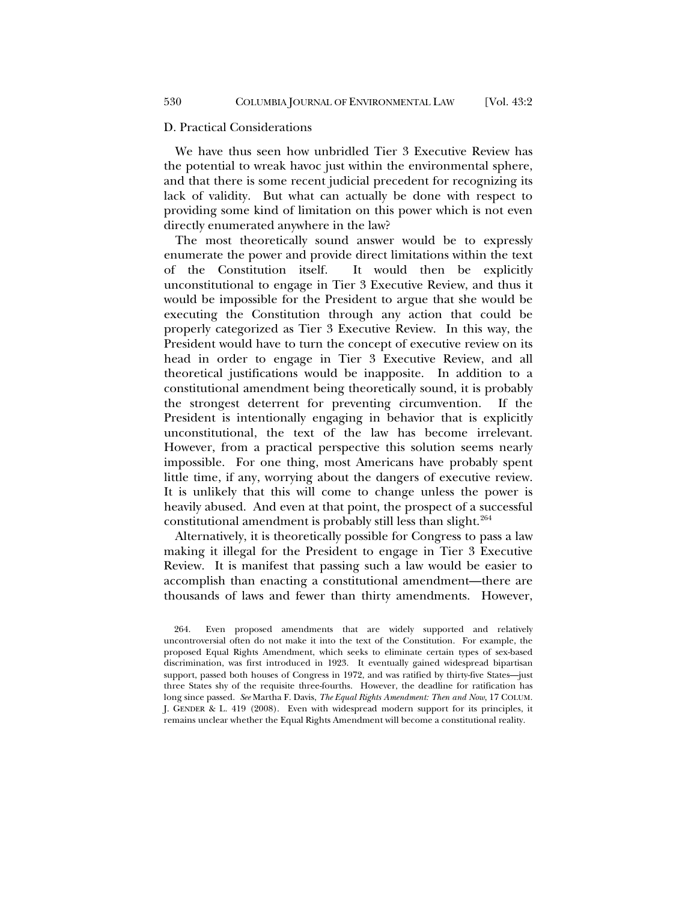### D. Practical Considerations

We have thus seen how unbridled Tier 3 Executive Review has the potential to wreak havoc just within the environmental sphere, and that there is some recent judicial precedent for recognizing its lack of validity. But what can actually be done with respect to providing some kind of limitation on this power which is not even directly enumerated anywhere in the law?

The most theoretically sound answer would be to expressly enumerate the power and provide direct limitations within the text of the Constitution itself. It would then be explicitly unconstitutional to engage in Tier 3 Executive Review, and thus it would be impossible for the President to argue that she would be executing the Constitution through any action that could be properly categorized as Tier 3 Executive Review. In this way, the President would have to turn the concept of executive review on its head in order to engage in Tier 3 Executive Review, and all theoretical justifications would be inapposite. In addition to a constitutional amendment being theoretically sound, it is probably the strongest deterrent for preventing circumvention. If the President is intentionally engaging in behavior that is explicitly unconstitutional, the text of the law has become irrelevant. However, from a practical perspective this solution seems nearly impossible. For one thing, most Americans have probably spent little time, if any, worrying about the dangers of executive review. It is unlikely that this will come to change unless the power is heavily abused. And even at that point, the prospect of a successful constitutional amendment is probably still less than slight.[264]

Alternatively, it is theoretically possible for Congress to pass a law making it illegal for the President to engage in Tier 3 Executive Review. It is manifest that passing such a law would be easier to accomplish than enacting a constitutional amendment—there are thousands of laws and fewer than thirty amendments. However,

264. Even proposed amendments that are widely supported and relatively uncontroversial often do not make it into the text of the Constitution. For example, the proposed Equal Rights Amendment, which seeks to eliminate certain types of sex-based discrimination, was first introduced in 1923. It eventually gained widespread bipartisan support, passed both houses of Congress in 1972, and was ratified by thirty-five States—just three States shy of the requisite three-fourths. However, the deadline for ratification has long since passed. *See* Martha F. Davis, *The Equal Rights Amendment: Then and Now*, 17 COLUM. J. GENDER & L. 419 (2008). Even with widespread modern support for its principles, it remains unclear whether the Equal Rights Amendment will become a constitutional reality.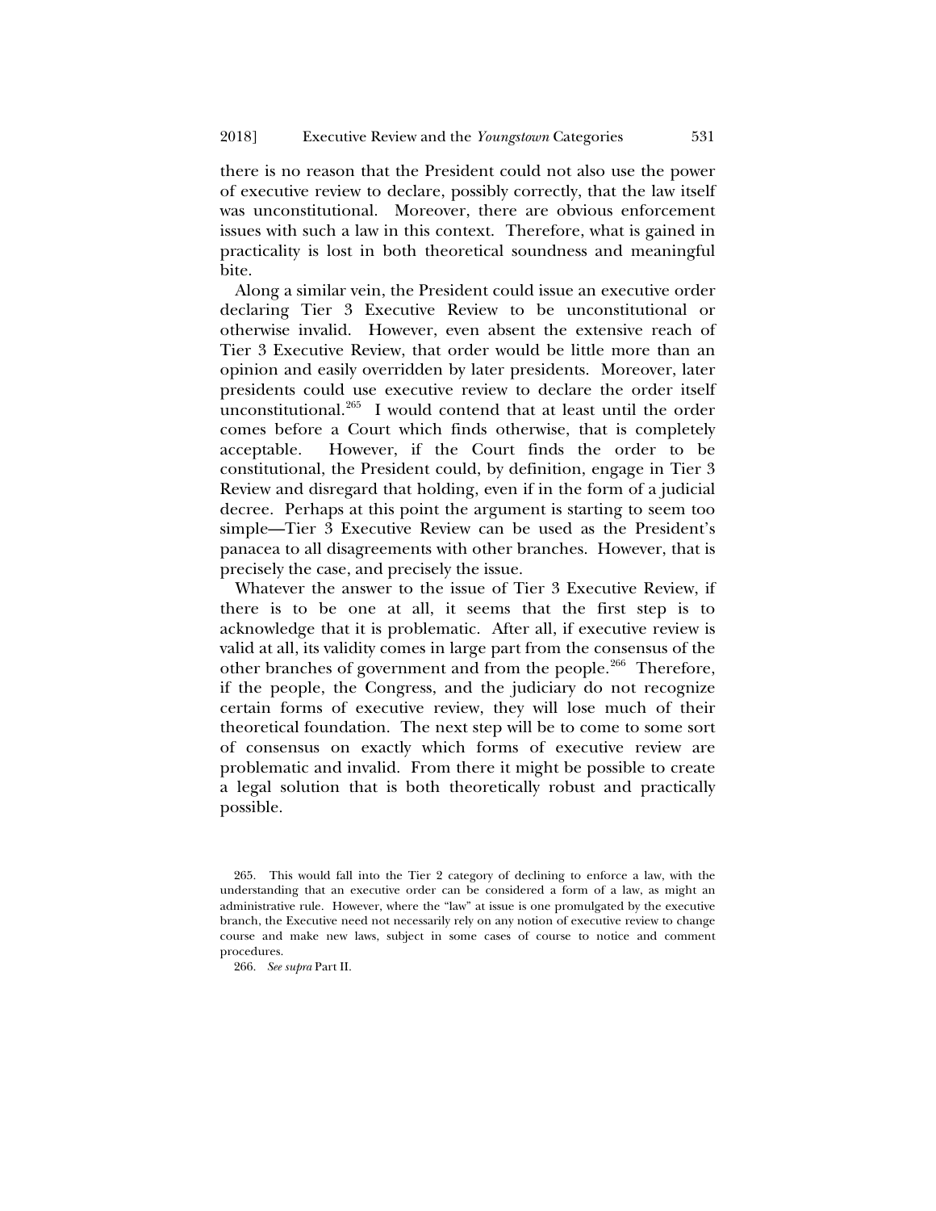there is no reason that the President could not also use the power of executive review to declare, possibly correctly, that the law itself was unconstitutional. Moreover, there are obvious enforcement issues with such a law in this context. Therefore, what is gained in practicality is lost in both theoretical soundness and meaningful bite.

Along a similar vein, the President could issue an executive order declaring Tier 3 Executive Review to be unconstitutional or otherwise invalid. However, even absent the extensive reach of Tier 3 Executive Review, that order would be little more than an opinion and easily overridden by later presidents. Moreover, later presidents could use executive review to declare the order itself unconstitutional.[265] I would contend that at least until the order comes before a Court which finds otherwise, that is completely acceptable. However, if the Court finds the order to be constitutional, the President could, by definition, engage in Tier 3 Review and disregard that holding, even if in the form of a judicial decree. Perhaps at this point the argument is starting to seem too simple—Tier 3 Executive Review can be used as the President's panacea to all disagreements with other branches. However, that is precisely the case, and precisely the issue.

Whatever the answer to the issue of Tier 3 Executive Review, if there is to be one at all, it seems that the first step is to acknowledge that it is problematic. After all, if executive review is valid at all, its validity comes in large part from the consensus of the other branches of government and from the people.[266] Therefore, if the people, the Congress, and the judiciary do not recognize certain forms of executive review, they will lose much of their theoretical foundation. The next step will be to come to some sort of consensus on exactly which forms of executive review are problematic and invalid. From there it might be possible to create a legal solution that is both theoretically robust and practically possible.

265. This would fall into the Tier 2 category of declining to enforce a law, with the understanding that an executive order can be considered a form of a law, as might an administrative rule. However, where the "law" at issue is one promulgated by the executive branch, the Executive need not necessarily rely on any notion of executive review to change course and make new laws, subject in some cases of course to notice and comment procedures.

266. *See supra* Part II.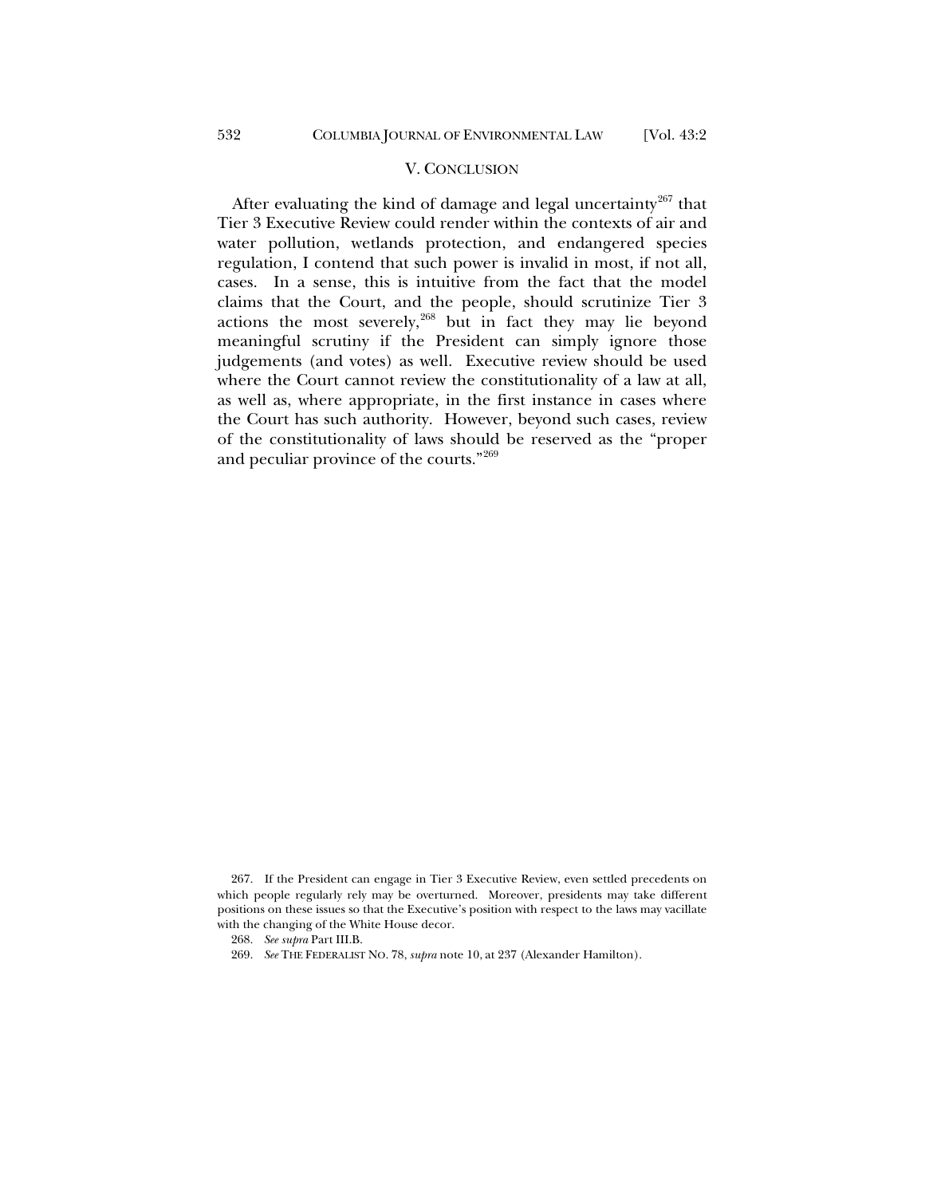## V. CONCLUSION

After evaluating the kind of damage and legal uncertainty[267] that Tier 3 Executive Review could render within the contexts of air and water pollution, wetlands protection, and endangered species regulation, I contend that such power is invalid in most, if not all, cases. In a sense, this is intuitive from the fact that the model claims that the Court, and the people, should scrutinize Tier 3 actions the most severely,[268] but in fact they may lie beyond meaningful scrutiny if the President can simply ignore those judgements (and votes) as well. Executive review should be used where the Court cannot review the constitutionality of a law at all, as well as, where appropriate, in the first instance in cases where the Court has such authority. However, beyond such cases, review of the constitutionality of laws should be reserved as the "proper and peculiar province of the courts."[269]

267. If the President can engage in Tier 3 Executive Review, even settled precedents on which people regularly rely may be overturned. Moreover, presidents may take different positions on these issues so that the Executive's position with respect to the laws may vacillate with the changing of the White House decor.

268. *See supra* Part III.B.

269. *See* THE FEDERALIST NO. 78, *supra* note 10, at 237 (Alexander Hamilton).